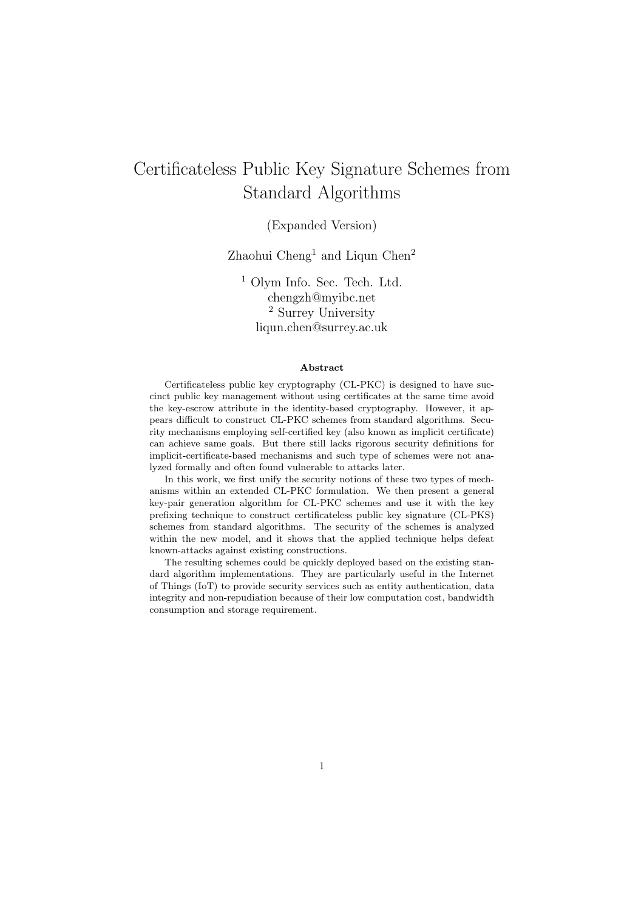# Certificateless Public Key Signature Schemes from Standard Algorithms

(Expanded Version)

Zhaohui Cheng[1] and Liqun Chen[2]

[1] Olym Info. Sec. Tech. Ltd.
chengzh@myibc.net
[2] Surrey University
liqun.chen@surrey.ac.uk

### Abstract

Certificateless public key cryptography (CL-PKC) is designed to have succinct public key management without using certificates at the same time avoid the key-escrow attribute in the identity-based cryptography. However, it appears difficult to construct CL-PKC schemes from standard algorithms. Security mechanisms employing self-certified key (also known as implicit certificate) can achieve same goals. But there still lacks rigorous security definitions for implicit-certificate-based mechanisms and such type of schemes were not analyzed formally and often found vulnerable to attacks later.

In this work, we first unify the security notions of these two types of mechanisms within an extended CL-PKC formulation. We then present a general key-pair generation algorithm for CL-PKC schemes and use it with the key prefixing technique to construct certificateless public key signature (CL-PKS) schemes from standard algorithms. The security of the schemes is analyzed within the new model, and it shows that the applied technique helps defeat known-attacks against existing constructions.

The resulting schemes could be quickly deployed based on the existing standard algorithm implementations. They are particularly useful in the Internet of Things (IoT) to provide security services such as entity authentication, data integrity and non-repudiation because of their low computation cost, bandwidth consumption and storage requirement.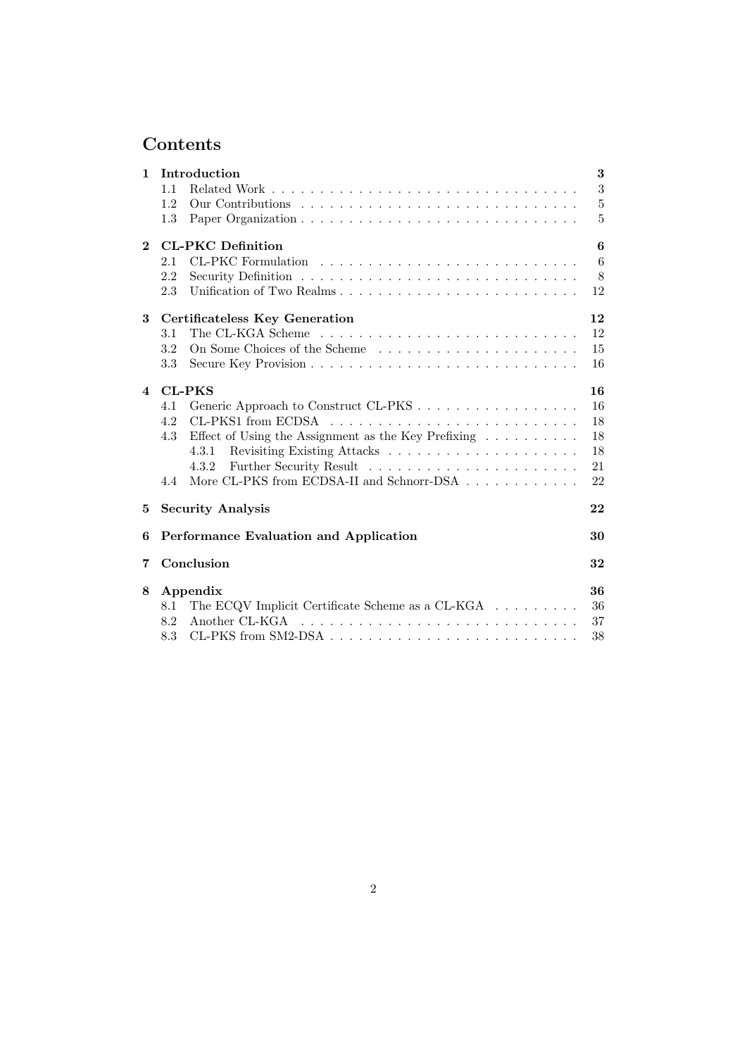# Contents

**1 Introduction** — 3
- 1.1 Related Work — 3
- 1.2 Our Contributions — 5
- 1.3 Paper Organization — 5

**2 CL-PKC Definition** — 6
- 2.1 CL-PKC Formulation — 6
- 2.2 Security Definition — 8
- 2.3 Unification of Two Realms — 12

**3 Certificateless Key Generation** — 12
- 3.1 The CL-KGA Scheme — 12
- 3.2 On Some Choices of the Scheme — 15
- 3.3 Secure Key Provision — 16

**4 CL-PKS** — 16
- 4.1 Generic Approach to Construct CL-PKS — 16
- 4.2 CL-PKS1 from ECDSA — 18
- 4.3 Effect of Using the Assignment as the Key Prefixing — 18
  - 4.3.1 Revisiting Existing Attacks — 18
  - 4.3.2 Further Security Result — 21
- 4.4 More CL-PKS from ECDSA-II and Schnorr-DSA — 22

**5 Security Analysis** — 22

**6 Performance Evaluation and Application** — 30

**7 Conclusion** — 32

**8 Appendix** — 36
- 8.1 The ECQV Implicit Certificate Scheme as a CL-KGA — 36
- 8.2 Another CL-KGA — 37
- 8.3 CL-PKS from SM2-DSA — 38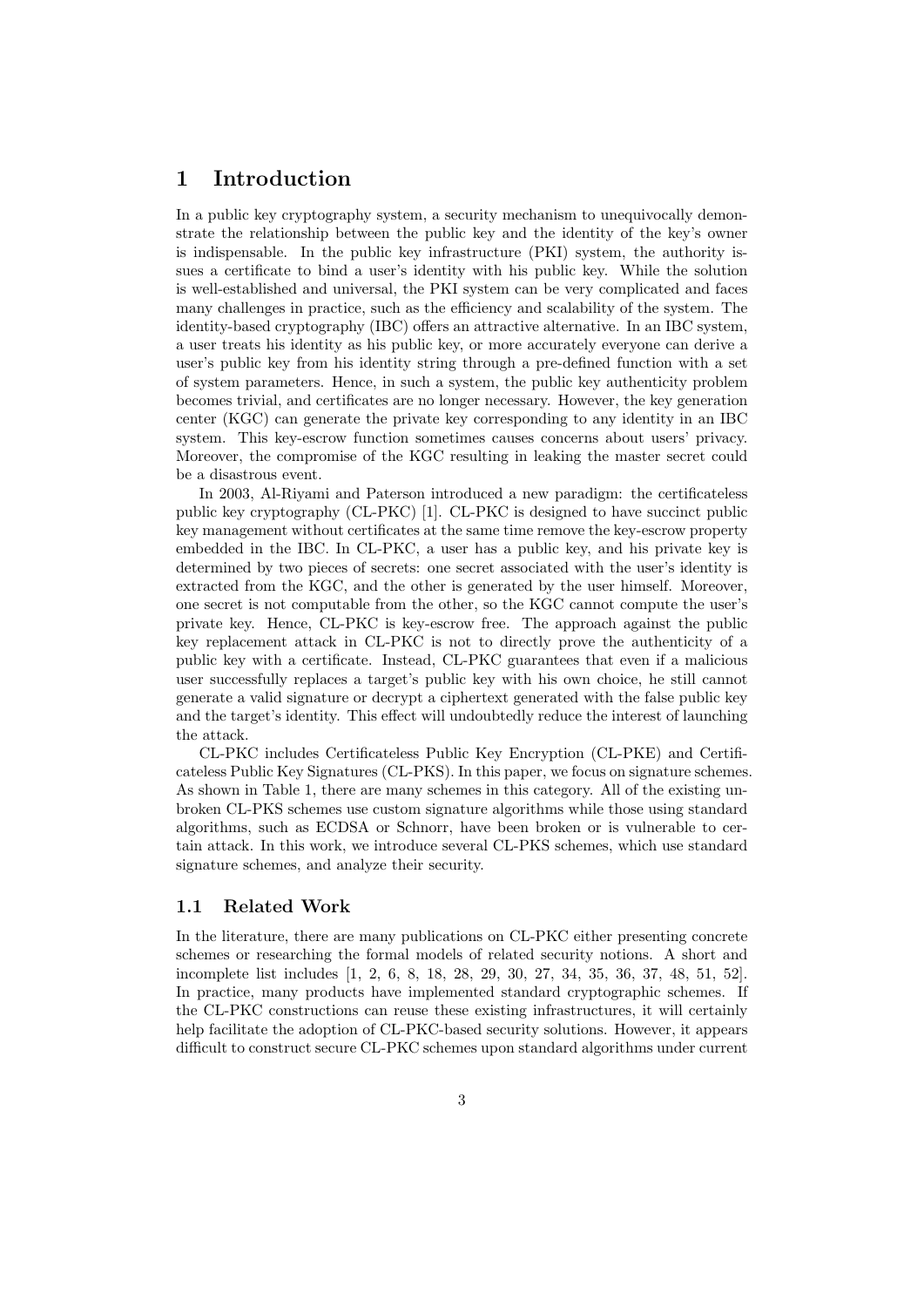# 1 Introduction

In a public key cryptography system, a security mechanism to unequivocally demonstrate the relationship between the public key and the identity of the key's owner is indispensable. In the public key infrastructure (PKI) system, the authority issues a certificate to bind a user's identity with his public key. While the solution is well-established and universal, the PKI system can be very complicated and faces many challenges in practice, such as the efficiency and scalability of the system. The identity-based cryptography (IBC) offers an attractive alternative. In an IBC system, a user treats his identity as his public key, or more accurately everyone can derive a user's public key from his identity string through a pre-defined function with a set of system parameters. Hence, in such a system, the public key authenticity problem becomes trivial, and certificates are no longer necessary. However, the key generation center (KGC) can generate the private key corresponding to any identity in an IBC system. This key-escrow function sometimes causes concerns about users' privacy. Moreover, the compromise of the KGC resulting in leaking the master secret could be a disastrous event.

In 2003, Al-Riyami and Paterson introduced a new paradigm: the certificateless public key cryptography (CL-PKC) [1]. CL-PKC is designed to have succinct public key management without certificates at the same time remove the key-escrow property embedded in the IBC. In CL-PKC, a user has a public key, and his private key is determined by two pieces of secrets: one secret associated with the user's identity is extracted from the KGC, and the other is generated by the user himself. Moreover, one secret is not computable from the other, so the KGC cannot compute the user's private key. Hence, CL-PKC is key-escrow free. The approach against the public key replacement attack in CL-PKC is not to directly prove the authenticity of a public key with a certificate. Instead, CL-PKC guarantees that even if a malicious user successfully replaces a target's public key with his own choice, he still cannot generate a valid signature or decrypt a ciphertext generated with the false public key and the target's identity. This effect will undoubtedly reduce the interest of launching the attack.

CL-PKC includes Certificateless Public Key Encryption (CL-PKE) and Certificateless Public Key Signatures (CL-PKS). In this paper, we focus on signature schemes. As shown in Table 1, there are many schemes in this category. All of the existing unbroken CL-PKS schemes use custom signature algorithms while those using standard algorithms, such as ECDSA or Schnorr, have been broken or is vulnerable to certain attack. In this work, we introduce several CL-PKS schemes, which use standard signature schemes, and analyze their security.

## 1.1 Related Work

In the literature, there are many publications on CL-PKC either presenting concrete schemes or researching the formal models of related security notions. A short and incomplete list includes [1, 2, 6, 8, 18, 28, 29, 30, 27, 34, 35, 36, 37, 48, 51, 52]. In practice, many products have implemented standard cryptographic schemes. If the CL-PKC constructions can reuse these existing infrastructures, it will certainly help facilitate the adoption of CL-PKC-based security solutions. However, it appears difficult to construct secure CL-PKC schemes upon standard algorithms under current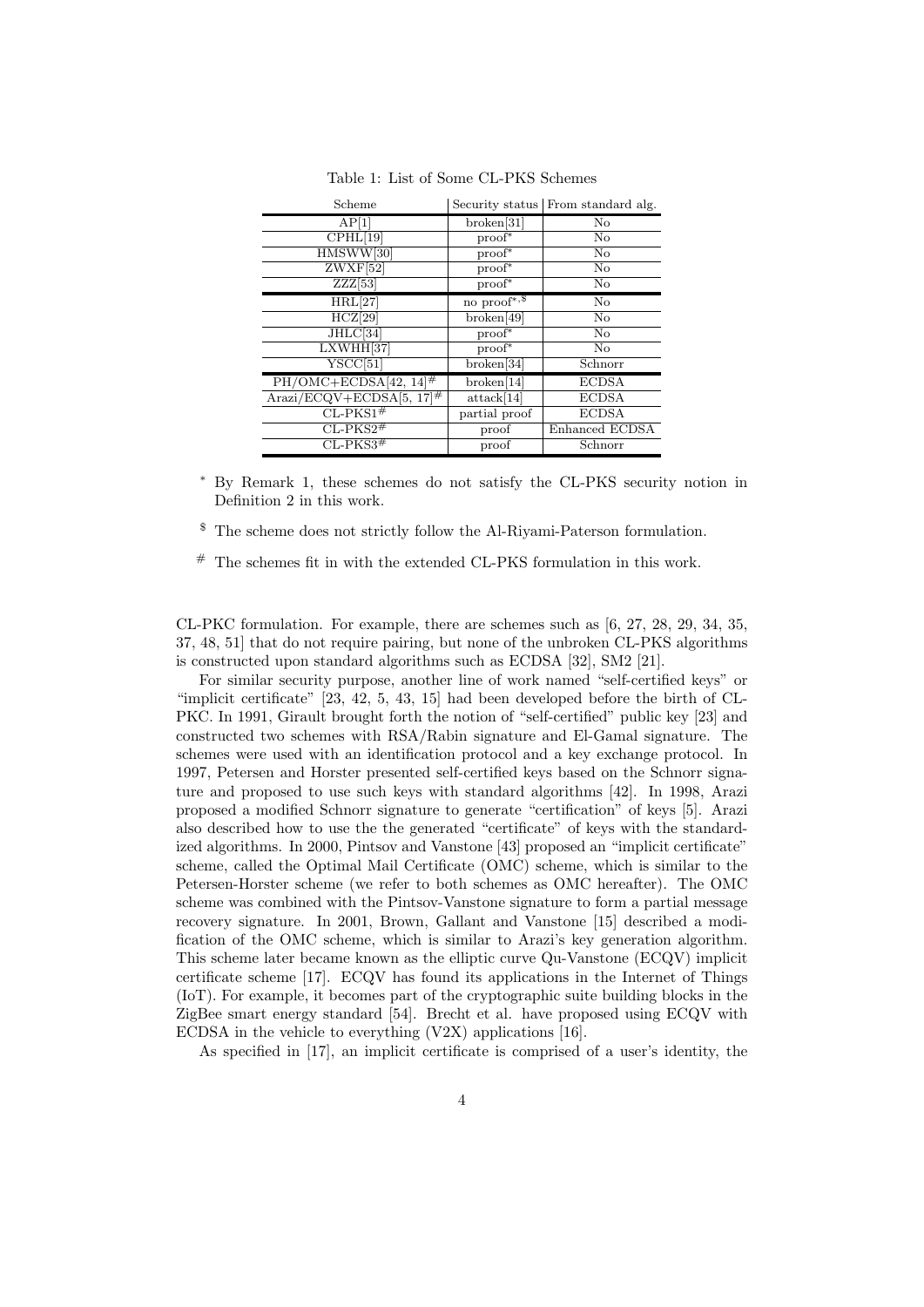Table 1: List of Some CL-PKS Schemes

| Scheme | Security status | From standard alg. |
|---|---|---|
| AP[1] | broken[31] | No |
| CPHL[19] | proof* | No |
| HMSWW[30] | proof* | No |
| ZWXF[52] | proof* | No |
| ZZZ[53] | proof* | No |
| HRL[27] | no proof*,$ | No |
| HCZ[29] | broken[49] | No |
| JHLC[34] | proof* | No |
| LXWHH[37] | proof* | No |
| YSCC[51] | broken[34] | Schnorr |
| PH/OMC+ECDSA[42, 14]# | broken[14] | ECDSA |
| Arazi/ECQV+ECDSA[5, 17]# | attack[14] | ECDSA |
| CL-PKS1# | partial proof | ECDSA |
| CL-PKS2# | proof | Enhanced ECDSA |
| CL-PKS3# | proof | Schnorr |

* By Remark 1, these schemes do not satisfy the CL-PKS security notion in Definition 2 in this work.

$ The scheme does not strictly follow the Al-Riyami-Paterson formulation.

# The schemes fit in with the extended CL-PKS formulation in this work.

CL-PKC formulation. For example, there are schemes such as [6, 27, 28, 29, 34, 35, 37, 48, 51] that do not require pairing, but none of the unbroken CL-PKS algorithms is constructed upon standard algorithms such as ECDSA [32], SM2 [21].

For similar security purpose, another line of work named "self-certified keys" or "implicit certificate" [23, 42, 5, 43, 15] had been developed before the birth of CL-PKC. In 1991, Girault brought forth the notion of "self-certified" public key [23] and constructed two schemes with RSA/Rabin signature and El-Gamal signature. The schemes were used with an identification protocol and a key exchange protocol. In 1997, Petersen and Horster presented self-certified keys based on the Schnorr signature and proposed to use such keys with standard algorithms [42]. In 1998, Arazi proposed a modified Schnorr signature to generate "certification" of keys [5]. Arazi also described how to use the the generated "certificate" of keys with the standardized algorithms. In 2000, Pintsov and Vanstone [43] proposed an "implicit certificate" scheme, called the Optimal Mail Certificate (OMC) scheme, which is similar to the Petersen-Horster scheme (we refer to both schemes as OMC hereafter). The OMC scheme was combined with the Pintsov-Vanstone signature to form a partial message recovery signature. In 2001, Brown, Gallant and Vanstone [15] described a modification of the OMC scheme, which is similar to Arazi's key generation algorithm. This scheme later became known as the elliptic curve Qu-Vanstone (ECQV) implicit certificate scheme [17]. ECQV has found its applications in the Internet of Things (IoT). For example, it becomes part of the cryptographic suite building blocks in the ZigBee smart energy standard [54]. Brecht et al. have proposed using ECQV with ECDSA in the vehicle to everything (V2X) applications [16].

As specified in [17], an implicit certificate is comprised of a user's identity, the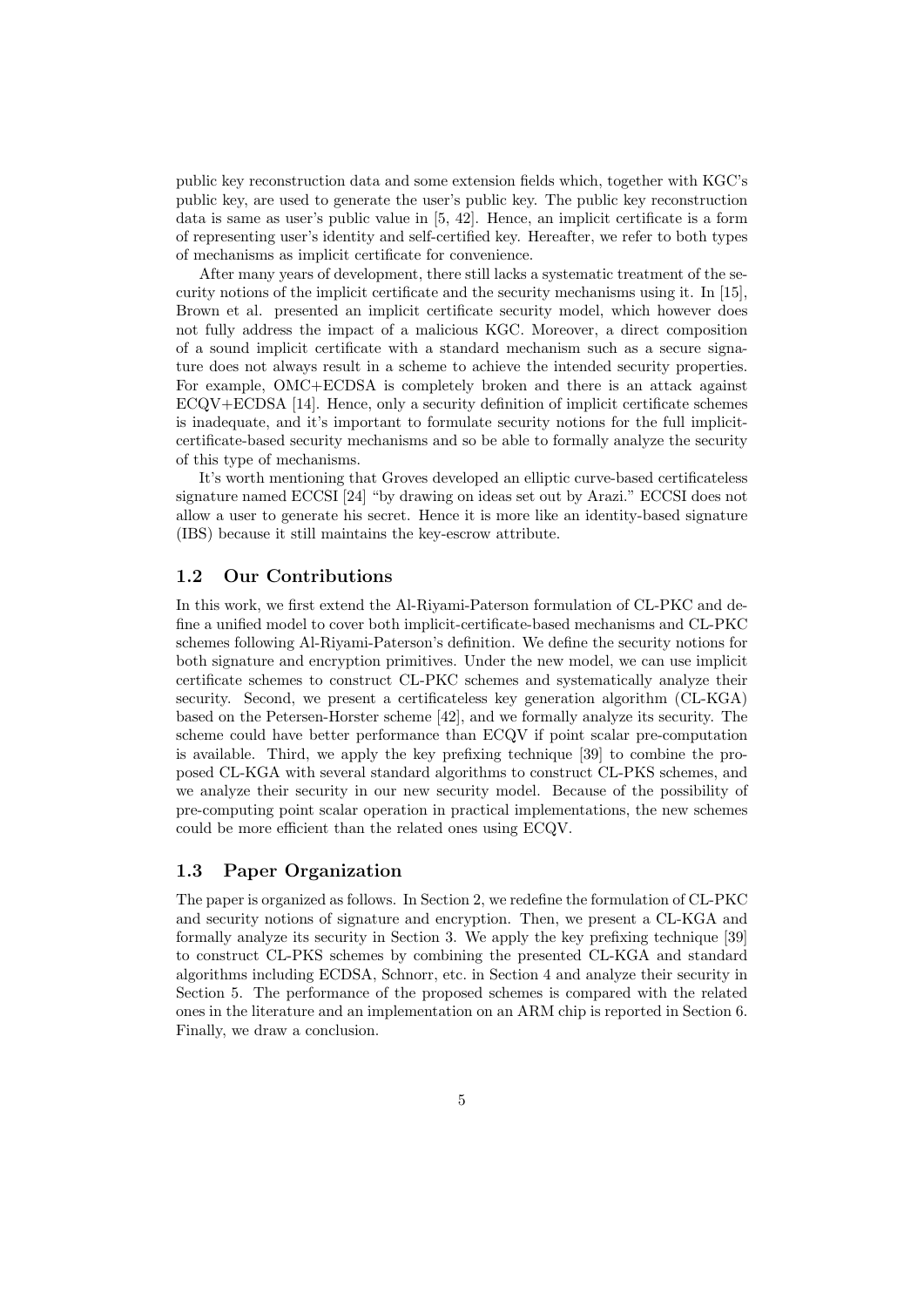public key reconstruction data and some extension fields which, together with KGC's public key, are used to generate the user's public key. The public key reconstruction data is same as user's public value in [5, 42]. Hence, an implicit certificate is a form of representing user's identity and self-certified key. Hereafter, we refer to both types of mechanisms as implicit certificate for convenience.

After many years of development, there still lacks a systematic treatment of the security notions of the implicit certificate and the security mechanisms using it. In [15], Brown et al. presented an implicit certificate security model, which however does not fully address the impact of a malicious KGC. Moreover, a direct composition of a sound implicit certificate with a standard mechanism such as a secure signature does not always result in a scheme to achieve the intended security properties. For example, OMC+ECDSA is completely broken and there is an attack against ECQV+ECDSA [14]. Hence, only a security definition of implicit certificate schemes is inadequate, and it's important to formulate security notions for the full implicit-certificate-based security mechanisms and so be able to formally analyze the security of this type of mechanisms.

It's worth mentioning that Groves developed an elliptic curve-based certificateless signature named ECCSI [24] "by drawing on ideas set out by Arazi." ECCSI does not allow a user to generate his secret. Hence it is more like an identity-based signature (IBS) because it still maintains the key-escrow attribute.

## 1.2 Our Contributions

In this work, we first extend the Al-Riyami-Paterson formulation of CL-PKC and define a unified model to cover both implicit-certificate-based mechanisms and CL-PKC schemes following Al-Riyami-Paterson's definition. We define the security notions for both signature and encryption primitives. Under the new model, we can use implicit certificate schemes to construct CL-PKC schemes and systematically analyze their security. Second, we present a certificateless key generation algorithm (CL-KGA) based on the Petersen-Horster scheme [42], and we formally analyze its security. The scheme could have better performance than ECQV if point scalar pre-computation is available. Third, we apply the key prefixing technique [39] to combine the proposed CL-KGA with several standard algorithms to construct CL-PKS schemes, and we analyze their security in our new security model. Because of the possibility of pre-computing point scalar operation in practical implementations, the new schemes could be more efficient than the related ones using ECQV.

## 1.3 Paper Organization

The paper is organized as follows. In Section 2, we redefine the formulation of CL-PKC and security notions of signature and encryption. Then, we present a CL-KGA and formally analyze its security in Section 3. We apply the key prefixing technique [39] to construct CL-PKS schemes by combining the presented CL-KGA and standard algorithms including ECDSA, Schnorr, etc. in Section 4 and analyze their security in Section 5. The performance of the proposed schemes is compared with the related ones in the literature and an implementation on an ARM chip is reported in Section 6. Finally, we draw a conclusion.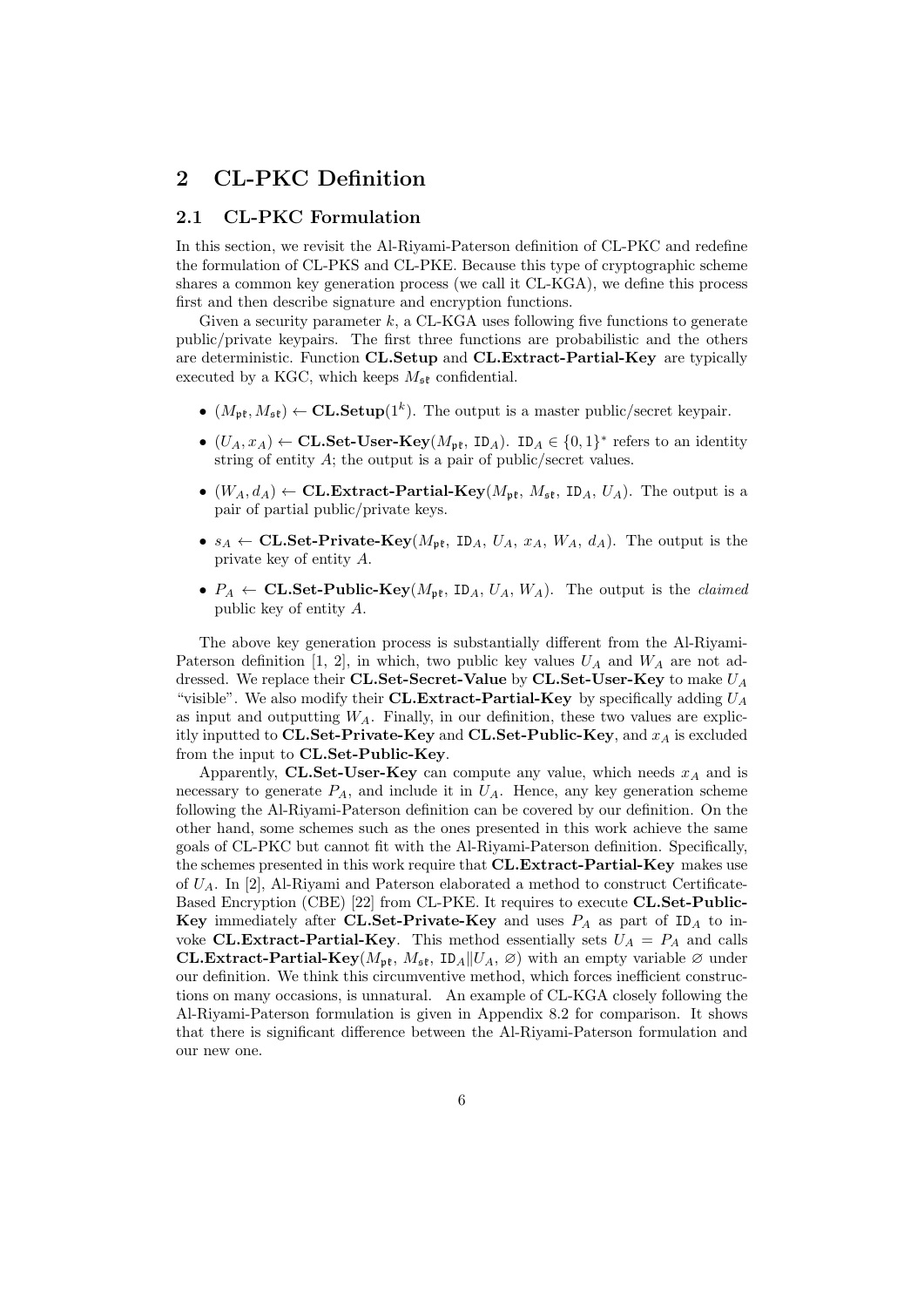# 2 CL-PKC Definition

## 2.1 CL-PKC Formulation

In this section, we revisit the Al-Riyami-Paterson definition of CL-PKC and redefine the formulation of CL-PKS and CL-PKE. Because this type of cryptographic scheme shares a common key generation process (we call it CL-KGA), we define this process first and then describe signature and encryption functions.

Given a security parameter $k$, a CL-KGA uses following five functions to generate public/private keypairs. The first three functions are probabilistic and the others are deterministic. Function **CL.Setup** and **CL.Extract-Partial-Key** are typically executed by a KGC, which keeps $M_{\mathfrak{sk}}$ confidential.

- $(M_{\mathfrak{pk}}, M_{\mathfrak{sk}}) \leftarrow$ **CL.Setup**$(1^k)$. The output is a master public/secret keypair.
- $(U_A, x_A) \leftarrow$ **CL.Set-User-Key**$(M_{\mathfrak{pk}}, \mathtt{ID}_A)$. $\mathtt{ID}_A \in \{0,1\}^*$ refers to an identity string of entity $A$; the output is a pair of public/secret values.
- $(W_A, d_A) \leftarrow$ **CL.Extract-Partial-Key**$(M_{\mathfrak{pk}}, M_{\mathfrak{sk}}, \mathtt{ID}_A, U_A)$. The output is a pair of partial public/private keys.
- $s_A \leftarrow$ **CL.Set-Private-Key**$(M_{\mathfrak{pk}}, \mathtt{ID}_A, U_A, x_A, W_A, d_A)$. The output is the private key of entity $A$.
- $P_A \leftarrow$ **CL.Set-Public-Key**$(M_{\mathfrak{pk}}, \mathtt{ID}_A, U_A, W_A)$. The output is the *claimed* public key of entity $A$.

The above key generation process is substantially different from the Al-Riyami-Paterson definition [1, 2], in which, two public key values $U_A$ and $W_A$ are not addressed. We replace their **CL.Set-Secret-Value** by **CL.Set-User-Key** to make $U_A$ "visible". We also modify their **CL.Extract-Partial-Key** by specifically adding $U_A$ as input and outputting $W_A$. Finally, in our definition, these two values are explicitly inputted to **CL.Set-Private-Key** and **CL.Set-Public-Key**, and $x_A$ is excluded from the input to **CL.Set-Public-Key**.

Apparently, **CL.Set-User-Key** can compute any value, which needs $x_A$ and is necessary to generate $P_A$, and include it in $U_A$. Hence, any key generation scheme following the Al-Riyami-Paterson definition can be covered by our definition. On the other hand, some schemes such as the ones presented in this work achieve the same goals of CL-PKC but cannot fit with the Al-Riyami-Paterson definition. Specifically, the schemes presented in this work require that **CL.Extract-Partial-Key** makes use of $U_A$. In [2], Al-Riyami and Paterson elaborated a method to construct Certificate-Based Encryption (CBE) [22] from CL-PKE. It requires to execute **CL.Set-Public-Key** immediately after **CL.Set-Private-Key** and uses $P_A$ as part of $\mathtt{ID}_A$ to invoke **CL.Extract-Partial-Key**. This method essentially sets $U_A = P_A$ and calls **CL.Extract-Partial-Key**$(M_{\mathfrak{pk}}, M_{\mathfrak{sk}}, \mathtt{ID}_A \| U_A, \varnothing)$ with an empty variable $\varnothing$ under our definition. We think this circumventive method, which forces inefficient constructions on many occasions, is unnatural. An example of CL-KGA closely following the Al-Riyami-Paterson formulation is given in Appendix 8.2 for comparison. It shows that there is significant difference between the Al-Riyami-Paterson formulation and our new one.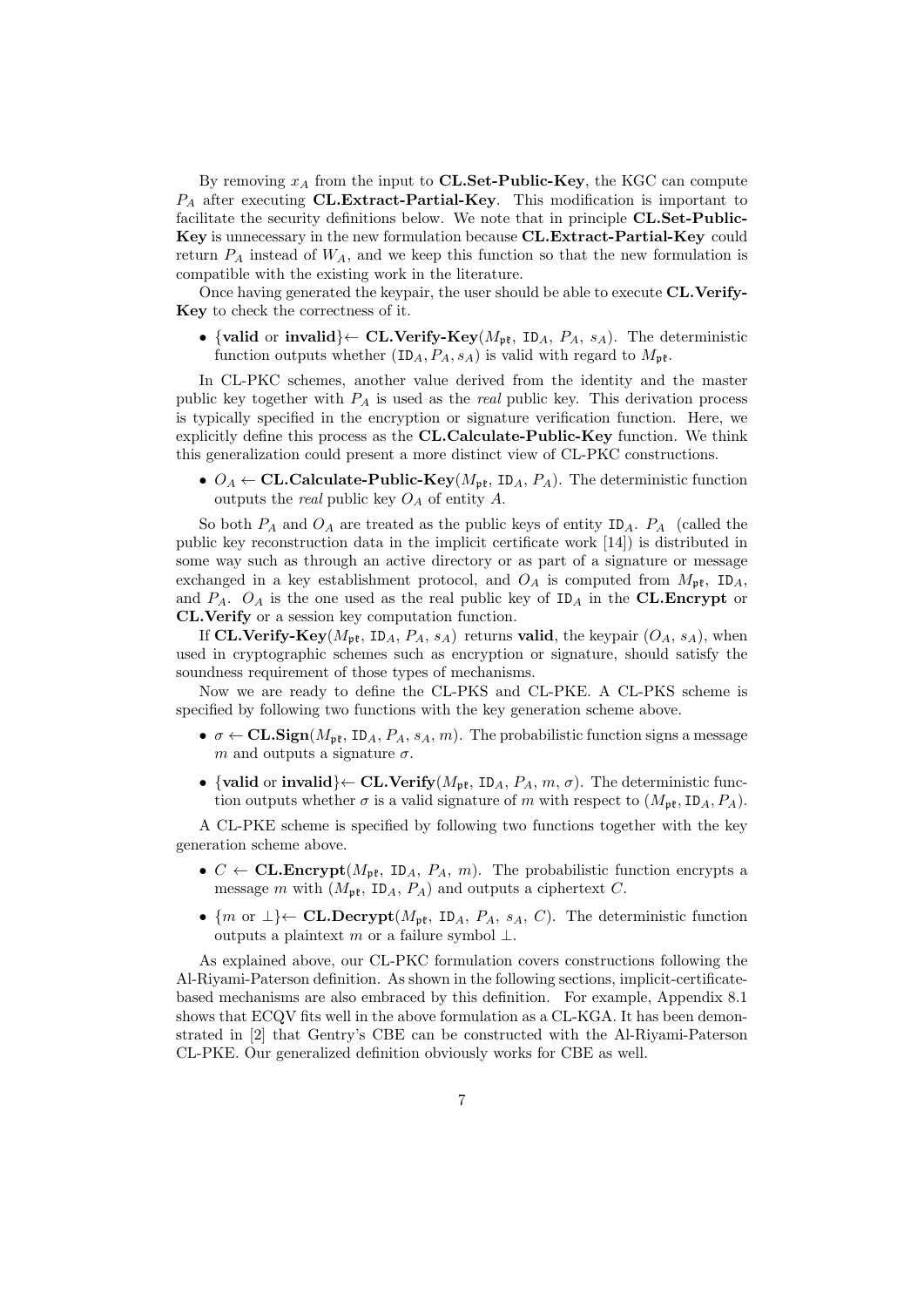By removing $x_A$ from the input to **CL.Set-Public-Key**, the KGC can compute $P_A$ after executing **CL.Extract-Partial-Key**. This modification is important to facilitate the security definitions below. We note that in principle **CL.Set-Public-Key** is unnecessary in the new formulation because **CL.Extract-Partial-Key** could return $P_A$ instead of $W_A$, and we keep this function so that the new formulation is compatible with the existing work in the literature.

Once having generated the keypair, the user should be able to execute **CL.Verify-Key** to check the correctness of it.

- {**valid** or **invalid**}← **CL.Verify-Key**($M_{\mathfrak{pk}}$, $\mathtt{ID}_A$, $P_A$, $s_A$). The deterministic function outputs whether $(\mathtt{ID}_A, P_A, s_A)$ is valid with regard to $M_{\mathfrak{pk}}$.

In CL-PKC schemes, another value derived from the identity and the master public key together with $P_A$ is used as the *real* public key. This derivation process is typically specified in the encryption or signature verification function. Here, we explicitly define this process as the **CL.Calculate-Public-Key** function. We think this generalization could present a more distinct view of CL-PKC constructions.

- $O_A$ ← **CL.Calculate-Public-Key**($M_{\mathfrak{pk}}$, $\mathtt{ID}_A$, $P_A$). The deterministic function outputs the *real* public key $O_A$ of entity $A$.

So both $P_A$ and $O_A$ are treated as the public keys of entity $\mathtt{ID}_A$. $P_A$ (called the public key reconstruction data in the implicit certificate work [14]) is distributed in some way such as through an active directory or as part of a signature or message exchanged in a key establishment protocol, and $O_A$ is computed from $M_{\mathfrak{pk}}$, $\mathtt{ID}_A$, and $P_A$. $O_A$ is the one used as the real public key of $\mathtt{ID}_A$ in the **CL.Encrypt** or **CL.Verify** or a session key computation function.

If **CL.Verify-Key**($M_{\mathfrak{pk}}$, $\mathtt{ID}_A$, $P_A$, $s_A$) returns **valid**, the keypair ($O_A$, $s_A$), when used in cryptographic schemes such as encryption or signature, should satisfy the soundness requirement of those types of mechanisms.

Now we are ready to define the CL-PKS and CL-PKE. A CL-PKS scheme is specified by following two functions with the key generation scheme above.

- $\sigma$ ← **CL.Sign**($M_{\mathfrak{pk}}$, $\mathtt{ID}_A$, $P_A$, $s_A$, $m$). The probabilistic function signs a message $m$ and outputs a signature $\sigma$.
- {**valid** or **invalid**}← **CL.Verify**($M_{\mathfrak{pk}}$, $\mathtt{ID}_A$, $P_A$, $m$, $\sigma$). The deterministic function outputs whether $\sigma$ is a valid signature of $m$ with respect to $(M_{\mathfrak{pk}}, \mathtt{ID}_A, P_A)$.

A CL-PKE scheme is specified by following two functions together with the key generation scheme above.

- $C$ ← **CL.Encrypt**($M_{\mathfrak{pk}}$, $\mathtt{ID}_A$, $P_A$, $m$). The probabilistic function encrypts a message $m$ with ($M_{\mathfrak{pk}}$, $\mathtt{ID}_A$, $P_A$) and outputs a ciphertext $C$.
- {$m$ or $\perp$}← **CL.Decrypt**($M_{\mathfrak{pk}}$, $\mathtt{ID}_A$, $P_A$, $s_A$, $C$). The deterministic function outputs a plaintext $m$ or a failure symbol $\perp$.

As explained above, our CL-PKC formulation covers constructions following the Al-Riyami-Paterson definition. As shown in the following sections, implicit-certificate-based mechanisms are also embraced by this definition. For example, Appendix 8.1 shows that ECQV fits well in the above formulation as a CL-KGA. It has been demonstrated in [2] that Gentry's CBE can be constructed with the Al-Riyami-Paterson CL-PKE. Our generalized definition obviously works for CBE as well.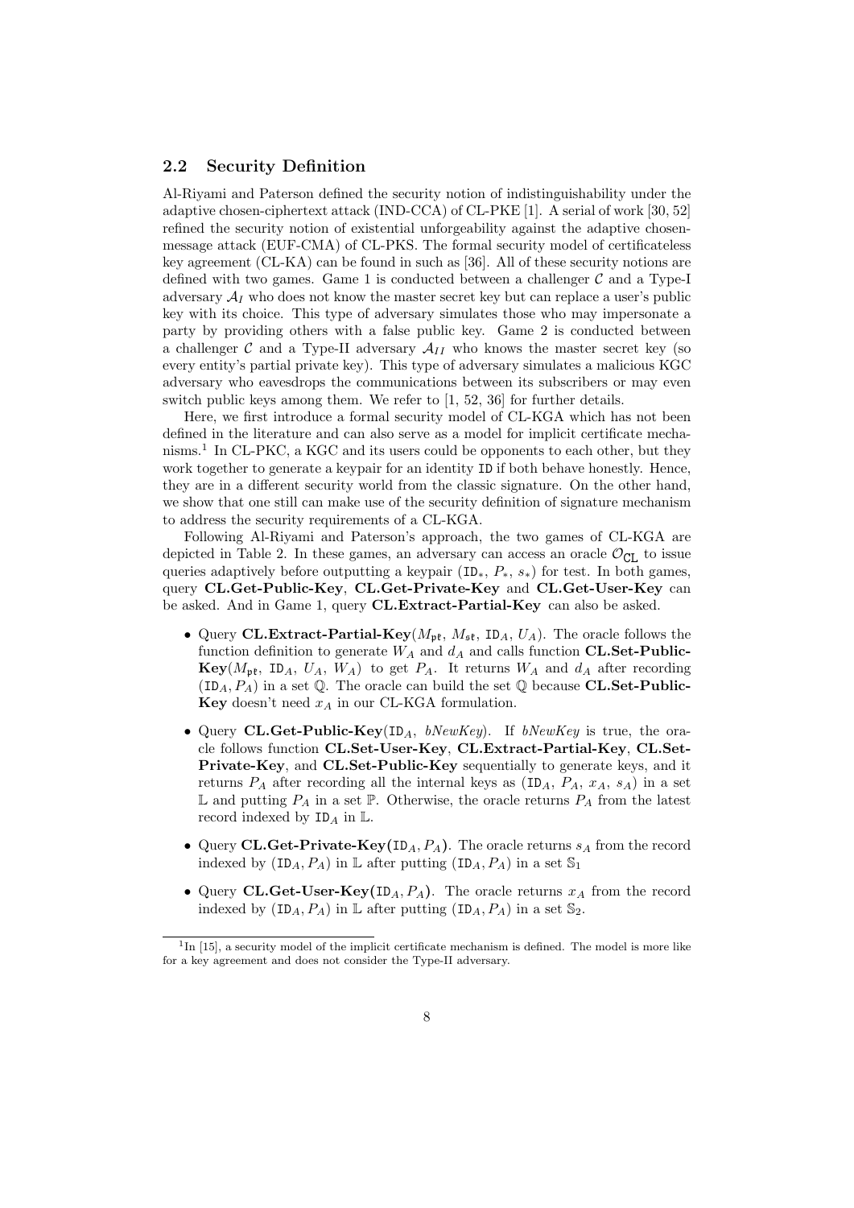### 2.2 Security Definition

Al-Riyami and Paterson defined the security notion of indistinguishability under the adaptive chosen-ciphertext attack (IND-CCA) of CL-PKE [1]. A serial of work [30, 52] refined the security notion of existential unforgeability against the adaptive chosen-message attack (EUF-CMA) of CL-PKS. The formal security model of certificateless key agreement (CL-KA) can be found in such as [36]. All of these security notions are defined with two games. Game 1 is conducted between a challenger $\mathcal{C}$ and a Type-I adversary $\mathcal{A}_I$ who does not know the master secret key but can replace a user's public key with its choice. This type of adversary simulates those who may impersonate a party by providing others with a false public key. Game 2 is conducted between a challenger $\mathcal{C}$ and a Type-II adversary $\mathcal{A}_{II}$ who knows the master secret key (so every entity's partial private key). This type of adversary simulates a malicious KGC adversary who eavesdrops the communications between its subscribers or may even switch public keys among them. We refer to [1, 52, 36] for further details.

Here, we first introduce a formal security model of CL-KGA which has not been defined in the literature and can also serve as a model for implicit certificate mechanisms.[1] In CL-PKC, a KGC and its users could be opponents to each other, but they work together to generate a keypair for an identity ID if both behave honestly. Hence, they are in a different security world from the classic signature. On the other hand, we show that one still can make use of the security definition of signature mechanism to address the security requirements of a CL-KGA.

Following Al-Riyami and Paterson's approach, the two games of CL-KGA are depicted in Table 2. In these games, an adversary can access an oracle $\mathcal{O}_{\text{CL}}$ to issue queries adaptively before outputting a keypair ($\text{ID}_*$, $P_*$, $s_*$) for test. In both games, query **CL.Get-Public-Key**, **CL.Get-Private-Key** and **CL.Get-User-Key** can be asked. And in Game 1, query **CL.Extract-Partial-Key** can also be asked.

- Query **CL.Extract-Partial-Key**($M_{\mathfrak{pk}}$, $M_{\mathfrak{sk}}$, $\text{ID}_A$, $U_A$). The oracle follows the function definition to generate $W_A$ and $d_A$ and calls function **CL.Set-Public-Key**($M_{\mathfrak{pk}}$, $\text{ID}_A$, $U_A$, $W_A$) to get $P_A$. It returns $W_A$ and $d_A$ after recording $(\text{ID}_A, P_A)$ in a set $\mathbb{Q}$. The oracle can build the set $\mathbb{Q}$ because **CL.Set-Public-Key** doesn't need $x_A$ in our CL-KGA formulation.
- Query **CL.Get-Public-Key**($\text{ID}_A$, *bNewKey*). If *bNewKey* is true, the oracle follows function **CL.Set-User-Key**, **CL.Extract-Partial-Key**, **CL.Set-Private-Key**, and **CL.Set-Public-Key** sequentially to generate keys, and it returns $P_A$ after recording all the internal keys as ($\text{ID}_A$, $P_A$, $x_A$, $s_A$) in a set $\mathbb{L}$ and putting $P_A$ in a set $\mathbb{P}$. Otherwise, the oracle returns $P_A$ from the latest record indexed by $\text{ID}_A$ in $\mathbb{L}$.
- Query **CL.Get-Private-Key**$(\text{ID}_A, P_A)$. The oracle returns $s_A$ from the record indexed by $(\text{ID}_A, P_A)$ in $\mathbb{L}$ after putting $(\text{ID}_A, P_A)$ in a set $\mathbb{S}_1$
- Query **CL.Get-User-Key**$(\text{ID}_A, P_A)$. The oracle returns $x_A$ from the record indexed by $(\text{ID}_A, P_A)$ in $\mathbb{L}$ after putting $(\text{ID}_A, P_A)$ in a set $\mathbb{S}_2$.

[1] In [15], a security model of the implicit certificate mechanism is defined. The model is more like for a key agreement and does not consider the Type-II adversary.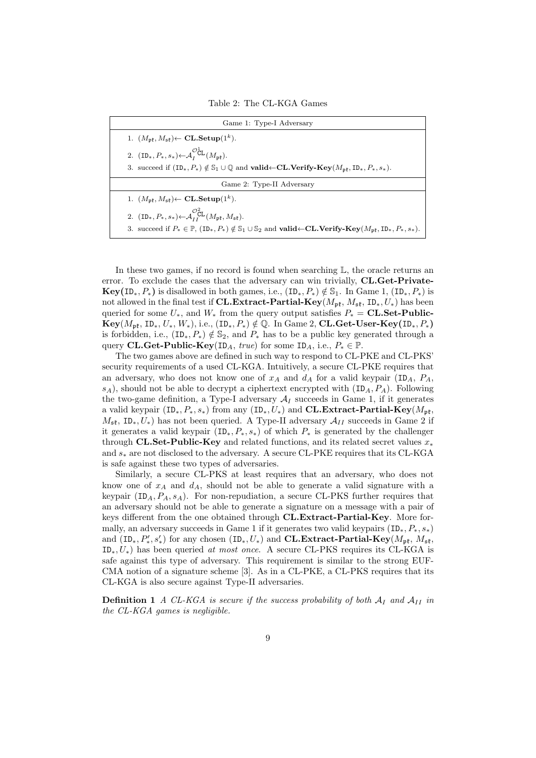Table 2: The CL-KGA Games

| Game 1: Type-I Adversary |
| --- |
| 1. $(M_{\mathfrak{pk}}, M_{\mathfrak{sk}}) \leftarrow$ **CL.Setup**$(1^k)$. |
| 2. $(\mathtt{ID}_*, P_*, s_*) \leftarrow \mathcal{A}_I^{\mathcal{O}^1_{\mathtt{CL}}}(M_{\mathfrak{pk}})$. |
| 3. succeed if $(\mathtt{ID}_*, P_*) \notin \mathbb{S}_1 \cup \mathbb{Q}$ and **valid**←**CL.Verify-Key**$(M_{\mathfrak{pk}}, \mathtt{ID}_*, P_*, s_*)$. |
| **Game 2: Type-II Adversary** |
| 1. $(M_{\mathfrak{pk}}, M_{\mathfrak{sk}}) \leftarrow$ **CL.Setup**$(1^k)$. |
| 2. $(\mathtt{ID}_*, P_*, s_*) \leftarrow \mathcal{A}_{II}^{\mathcal{O}^2_{\mathtt{CL}}}(M_{\mathfrak{pk}}, M_{\mathfrak{sk}})$. |
| 3. succeed if $P_* \in \mathbb{P}$, $(\mathtt{ID}_*, P_*) \notin \mathbb{S}_1 \cup \mathbb{S}_2$ and **valid**←**CL.Verify-Key**$(M_{\mathfrak{pk}}, \mathtt{ID}_*, P_*, s_*)$. |

In these two games, if no record is found when searching $\mathbb{L}$, the oracle returns an error. To exclude the cases that the adversary can win trivially, **CL.Get-Private-Key(**$\mathtt{ID}_*, P_*$**)** is disallowed in both games, i.e., $(\mathtt{ID}_*, P_*) \notin \mathbb{S}_1$. In Game 1, $(\mathtt{ID}_*, P_*)$ is not allowed in the final test if **CL.Extract-Partial-Key**$(M_{\mathfrak{pk}}, M_{\mathfrak{sk}}, \mathtt{ID}_*, U_*)$ has been queried for some $U_*$, and $W_*$ from the query output satisfies $P_* =$ **CL.Set-Public-Key**$(M_{\mathfrak{pk}}, \mathtt{ID}_*, U_*, W_*)$, i.e., $(\mathtt{ID}_*, P_*) \notin \mathbb{Q}$. In Game 2, **CL.Get-User-Key(**$\mathtt{ID}_*, P_*$**)** is forbidden, i.e., $(\mathtt{ID}_*, P_*) \notin \mathbb{S}_2$, and $P_*$ has to be a public key generated through a query **CL.Get-Public-Key**$(\mathtt{ID}_A, \mathit{true})$ for some $\mathtt{ID}_A$, i.e., $P_* \in \mathbb{P}$.

The two games above are defined in such way to respond to CL-PKE and CL-PKS' security requirements of a used CL-KGA. Intuitively, a secure CL-PKE requires that an adversary, who does not know one of $x_A$ and $d_A$ for a valid keypair $(\mathtt{ID}_A, P_A, s_A)$, should not be able to decrypt a ciphertext encrypted with $(\mathtt{ID}_A, P_A)$. Following the two-game definition, a Type-I adversary $\mathcal{A}_I$ succeeds in Game 1, if it generates a valid keypair $(\mathtt{ID}_*, P_*, s_*)$ from any $(\mathtt{ID}_*, U_*)$ and **CL.Extract-Partial-Key**$(M_{\mathfrak{pk}}, M_{\mathfrak{sk}}, \mathtt{ID}_*, U_*)$ has not been queried. A Type-II adversary $\mathcal{A}_{II}$ succeeds in Game 2 if it generates a valid keypair $(\mathtt{ID}_*, P_*, s_*)$ of which $P_*$ is generated by the challenger through **CL.Set-Public-Key** and related functions, and its related secret values $x_*$ and $s_*$ are not disclosed to the adversary. A secure CL-PKE requires that its CL-KGA is safe against these two types of adversaries.

Similarly, a secure CL-PKS at least requires that an adversary, who does not know one of $x_A$ and $d_A$, should not be able to generate a valid signature with a keypair $(\mathtt{ID}_A, P_A, s_A)$. For non-repudiation, a secure CL-PKS further requires that an adversary should not be able to generate a signature on a message with a pair of keys different from the one obtained through **CL.Extract-Partial-Key**. More formally, an adversary succeeds in Game 1 if it generates two valid keypairs $(\mathtt{ID}_*, P_*, s_*)$ and $(\mathtt{ID}_*, P'_*, s'_*)$ for any chosen $(\mathtt{ID}_*, U_*)$ and **CL.Extract-Partial-Key**$(M_{\mathfrak{pk}}, M_{\mathfrak{sk}}, \mathtt{ID}_*, U_*)$ has been queried *at most once.* A secure CL-PKS requires its CL-KGA is safe against this type of adversary. This requirement is similar to the strong EUF-CMA notion of a signature scheme [3]. As in a CL-PKE, a CL-PKS requires that its CL-KGA is also secure against Type-II adversaries.

**Definition 1** *A CL-KGA is secure if the success probability of both $\mathcal{A}_I$ and $\mathcal{A}_{II}$ in the CL-KGA games is negligible.*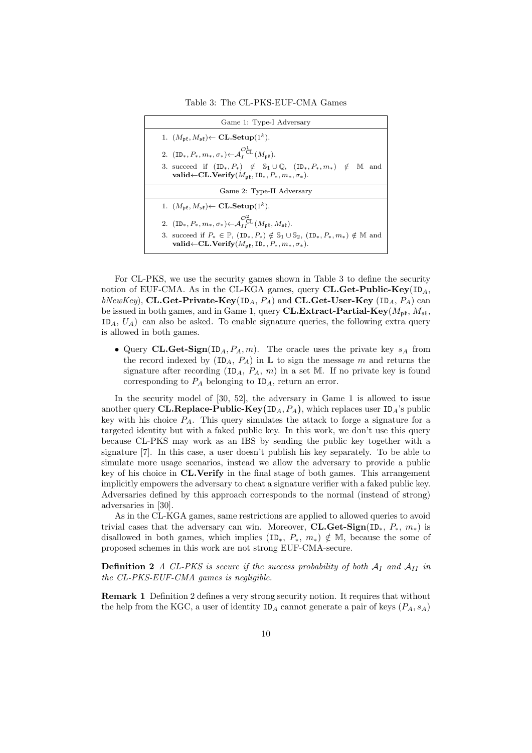Table 3: The CL-PKS-EUF-CMA Games

| Game 1: Type-I Adversary |
|---|
| 1. $(M_{\mathfrak{pk}}, M_{\mathfrak{sk}}) \leftarrow$ **CL.Setup**$(1^k)$. |
| 2. $(\mathtt{ID}_*, P_*, m_*, \sigma_*) \leftarrow \mathcal{A}_I^{\mathcal{O}^1_{\mathtt{CL}}}(M_{\mathfrak{pk}})$. |
| 3. succeed if $(\mathtt{ID}_*, P_*) \notin \mathbb{S}_1 \cup \mathbb{Q}$, $(\mathtt{ID}_*, P_*, m_*) \notin \mathbb{M}$ and **valid**$\leftarrow$**CL.Verify**$(M_{\mathfrak{pk}}, \mathtt{ID}_*, P_*, m_*, \sigma_*)$. |
| **Game 2: Type-II Adversary** |
| 1. $(M_{\mathfrak{pk}}, M_{\mathfrak{sk}}) \leftarrow$ **CL.Setup**$(1^k)$. |
| 2. $(\mathtt{ID}_*, P_*, m_*, \sigma_*) \leftarrow \mathcal{A}_{II}^{\mathcal{O}^2_{\mathtt{CL}}}(M_{\mathfrak{pk}}, M_{\mathfrak{sk}})$. |
| 3. succeed if $P_* \in \mathbb{P}$, $(\mathtt{ID}_*, P_*) \notin \mathbb{S}_1 \cup \mathbb{S}_2$, $(\mathtt{ID}_*, P_*, m_*) \notin \mathbb{M}$ and **valid**$\leftarrow$**CL.Verify**$(M_{\mathfrak{pk}}, \mathtt{ID}_*, P_*, m_*, \sigma_*)$. |

For CL-PKS, we use the security games shown in Table 3 to define the security notion of EUF-CMA. As in the CL-KGA games, query **CL.Get-Public-Key**($\mathtt{ID}_A$, *bNewKey*), **CL.Get-Private-Key**($\mathtt{ID}_A$, $P_A$) and **CL.Get-User-Key** ($\mathtt{ID}_A$, $P_A$) can be issued in both games, and in Game 1, query **CL.Extract-Partial-Key**($M_{\mathfrak{pk}}$, $M_{\mathfrak{sk}}$, $\mathtt{ID}_A$, $U_A$) can also be asked. To enable signature queries, the following extra query is allowed in both games.

- Query **CL.Get-Sign**($\mathtt{ID}_A, P_A, m$). The oracle uses the private key $s_A$ from the record indexed by ($\mathtt{ID}_A$, $P_A$) in $\mathbb{L}$ to sign the message $m$ and returns the signature after recording ($\mathtt{ID}_A$, $P_A$, $m$) in a set $\mathbb{M}$. If no private key is found corresponding to $P_A$ belonging to $\mathtt{ID}_A$, return an error.

In the security model of [30, 52], the adversary in Game 1 is allowed to issue another query **CL.Replace-Public-Key(**$\mathtt{ID}_A, P_A$**)**, which replaces user $\mathtt{ID}_A$'s public key with his choice $P_A$. This query simulates the attack to forge a signature for a targeted identity but with a faked public key. In this work, we don't use this query because CL-PKS may work as an IBS by sending the public key together with a signature [7]. In this case, a user doesn't publish his key separately. To be able to simulate more usage scenarios, instead we allow the adversary to provide a public key of his choice in **CL.Verify** in the final stage of both games. This arrangement implicitly empowers the adversary to cheat a signature verifier with a faked public key. Adversaries defined by this approach corresponds to the normal (instead of strong) adversaries in [30].

As in the CL-KGA games, same restrictions are applied to allowed queries to avoid trivial cases that the adversary can win. Moreover, **CL.Get-Sign**($\mathtt{ID}_*$, $P_*$, $m_*$) is disallowed in both games, which implies ($\mathtt{ID}_*$, $P_*$, $m_*$) $\notin \mathbb{M}$, because the some of proposed schemes in this work are not strong EUF-CMA-secure.

**Definition 2** *A CL-PKS is secure if the success probability of both $\mathcal{A}_I$ and $\mathcal{A}_{II}$ in the CL-PKS-EUF-CMA games is negligible.*

**Remark 1** Definition 2 defines a very strong security notion. It requires that without the help from the KGC, a user of identity $\mathtt{ID}_A$ cannot generate a pair of keys $(P_A, s_A)$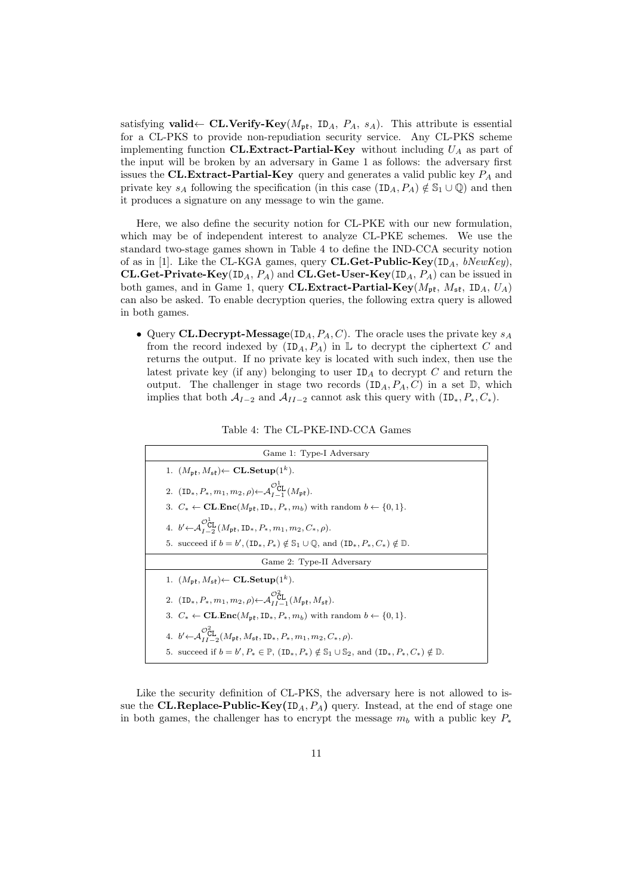satisfying **valid**$\leftarrow$ **CL.Verify-Key**($M_{\mathfrak{pk}}$, $\mathtt{ID}_A$, $P_A$, $s_A$). This attribute is essential for a CL-PKS to provide non-repudiation security service. Any CL-PKS scheme implementing function **CL.Extract-Partial-Key** without including $U_A$ as part of the input will be broken by an adversary in Game 1 as follows: the adversary first issues the **CL.Extract-Partial-Key** query and generates a valid public key $P_A$ and private key $s_A$ following the specification (in this case $(\mathtt{ID}_A, P_A) \notin \mathbb{S}_1 \cup \mathbb{Q}$) and then it produces a signature on any message to win the game.

Here, we also define the security notion for CL-PKE with our new formulation, which may be of independent interest to analyze CL-PKE schemes. We use the standard two-stage games shown in Table 4 to define the IND-CCA security notion of as in [1]. Like the CL-KGA games, query **CL.Get-Public-Key**($\mathtt{ID}_A$, *bNewKey*), **CL.Get-Private-Key**($\mathtt{ID}_A$, $P_A$) and **CL.Get-User-Key**($\mathtt{ID}_A$, $P_A$) can be issued in both games, and in Game 1, query **CL.Extract-Partial-Key**($M_{\mathfrak{pk}}$, $M_{\mathfrak{sk}}$, $\mathtt{ID}_A$, $U_A$) can also be asked. To enable decryption queries, the following extra query is allowed in both games.

- Query **CL.Decrypt-Message**($\mathtt{ID}_A, P_A, C$). The oracle uses the private key $s_A$ from the record indexed by $(\mathtt{ID}_A, P_A)$ in $\mathbb{L}$ to decrypt the ciphertext $C$ and returns the output. If no private key is located with such index, then use the latest private key (if any) belonging to user $\mathtt{ID}_A$ to decrypt $C$ and return the output. The challenger in stage two records $(\mathtt{ID}_A, P_A, C)$ in a set $\mathbb{D}$, which implies that both $\mathcal{A}_{I-2}$ and $\mathcal{A}_{II-2}$ cannot ask this query with $(\mathtt{ID}_*, P_*, C_*)$.

Table 4: The CL-PKE-IND-CCA Games

| Game 1: Type-I Adversary |
|---|
| 1. $(M_{\mathfrak{pk}}, M_{\mathfrak{sk}}) \leftarrow$ **CL.Setup**$(1^k)$. |
| 2. $(\mathtt{ID}_*, P_*, m_1, m_2, \rho) \leftarrow \mathcal{A}_{I-1}^{\mathcal{O}^1_{\mathtt{CL}}}(M_{\mathfrak{pk}})$. |
| 3. $C_* \leftarrow$ **CL.Enc**$(M_{\mathfrak{pk}}, \mathtt{ID}_*, P_*, m_b)$ with random $b \leftarrow \{0, 1\}$. |
| 4. $b' \leftarrow \mathcal{A}_{I-2}^{\mathcal{O}^1_{\mathtt{CL}}}(M_{\mathfrak{pk}}, \mathtt{ID}_*, P_*, m_1, m_2, C_*, \rho)$. |
| 5. succeed if $b = b'$, $(\mathtt{ID}_*, P_*) \notin \mathbb{S}_1 \cup \mathbb{Q}$, and $(\mathtt{ID}_*, P_*, C_*) \notin \mathbb{D}$. |
| **Game 2: Type-II Adversary** |
| 1. $(M_{\mathfrak{pk}}, M_{\mathfrak{sk}}) \leftarrow$ **CL.Setup**$(1^k)$. |
| 2. $(\mathtt{ID}_*, P_*, m_1, m_2, \rho) \leftarrow \mathcal{A}_{II-1}^{\mathcal{O}^2_{\mathtt{CL}}}(M_{\mathfrak{pk}}, M_{\mathfrak{sk}})$. |
| 3. $C_* \leftarrow$ **CL.Enc**$(M_{\mathfrak{pk}}, \mathtt{ID}_*, P_*, m_b)$ with random $b \leftarrow \{0, 1\}$. |
| 4. $b' \leftarrow \mathcal{A}_{II-2}^{\mathcal{O}^2_{\mathtt{CL}}}(M_{\mathfrak{pk}}, M_{\mathfrak{sk}}, \mathtt{ID}_*, P_*, m_1, m_2, C_*, \rho)$. |
| 5. succeed if $b = b'$, $P_* \in \mathbb{P}$, $(\mathtt{ID}_*, P_*) \notin \mathbb{S}_1 \cup \mathbb{S}_2$, and $(\mathtt{ID}_*, P_*, C_*) \notin \mathbb{D}$. |

Like the security definition of CL-PKS, the adversary here is not allowed to issue the **CL.Replace-Public-Key(**$\mathtt{ID}_A, P_A$**)** query. Instead, at the end of stage one in both games, the challenger has to encrypt the message $m_b$ with a public key $P_*$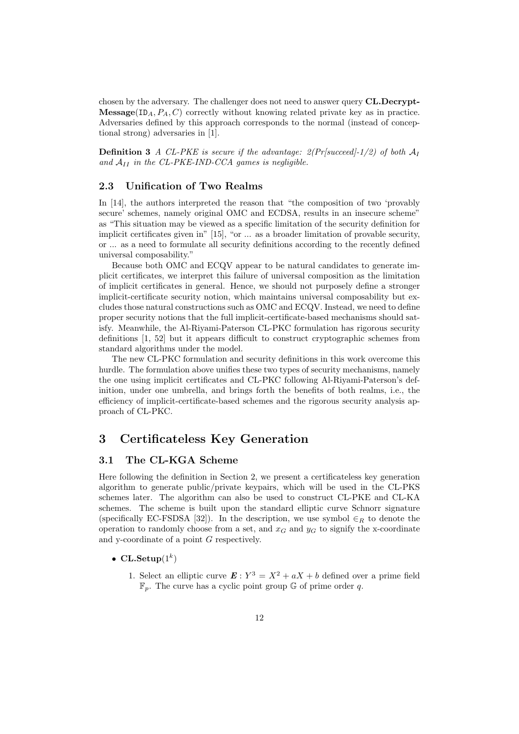chosen by the adversary. The challenger does not need to answer query **CL.Decrypt-Message**($\texttt{ID}_A, P_A, C$) correctly without knowing related private key as in practice. Adversaries defined by this approach corresponds to the normal (instead of conceptional strong) adversaries in [1].

**Definition 3** *A CL-PKE is secure if the advantage: 2(Pr[succeed]-1/2) of both $\mathcal{A}_I$ and $\mathcal{A}_{II}$ in the CL-PKE-IND-CCA games is negligible.*

### 2.3 Unification of Two Realms

In [14], the authors interpreted the reason that "the composition of two 'provably secure' schemes, namely original OMC and ECDSA, results in an insecure scheme" as "This situation may be viewed as a specific limitation of the security definition for implicit certificates given in" [15], "or ... as a broader limitation of provable security, or ... as a need to formulate all security definitions according to the recently defined universal composability."

Because both OMC and ECQV appear to be natural candidates to generate implicit certificates, we interpret this failure of universal composition as the limitation of implicit certificates in general. Hence, we should not purposely define a stronger implicit-certificate security notion, which maintains universal composability but excludes those natural constructions such as OMC and ECQV. Instead, we need to define proper security notions that the full implicit-certificate-based mechanisms should satisfy. Meanwhile, the Al-Riyami-Paterson CL-PKC formulation has rigorous security definitions [1, 52] but it appears difficult to construct cryptographic schemes from standard algorithms under the model.

The new CL-PKC formulation and security definitions in this work overcome this hurdle. The formulation above unifies these two types of security mechanisms, namely the one using implicit certificates and CL-PKC following Al-Riyami-Paterson's definition, under one umbrella, and brings forth the benefits of both realms, i.e., the efficiency of implicit-certificate-based schemes and the rigorous security analysis approach of CL-PKC.

## 3 Certificateless Key Generation

### 3.1 The CL-KGA Scheme

Here following the definition in Section 2, we present a certificateless key generation algorithm to generate public/private keypairs, which will be used in the CL-PKS schemes later. The algorithm can also be used to construct CL-PKE and CL-KA schemes. The scheme is built upon the standard elliptic curve Schnorr signature (specifically EC-FSDSA [32]). In the description, we use symbol $\in_R$ to denote the operation to randomly choose from a set, and $x_G$ and $y_G$ to signify the x-coordinate and y-coordinate of a point $G$ respectively.

- **CL.Setup**($1^k$)
  1. Select an elliptic curve $\boldsymbol{E}: Y^3 = X^2 + aX + b$ defined over a prime field $\mathbb{F}_p$. The curve has a cyclic point group $\mathbb{G}$ of prime order $q$.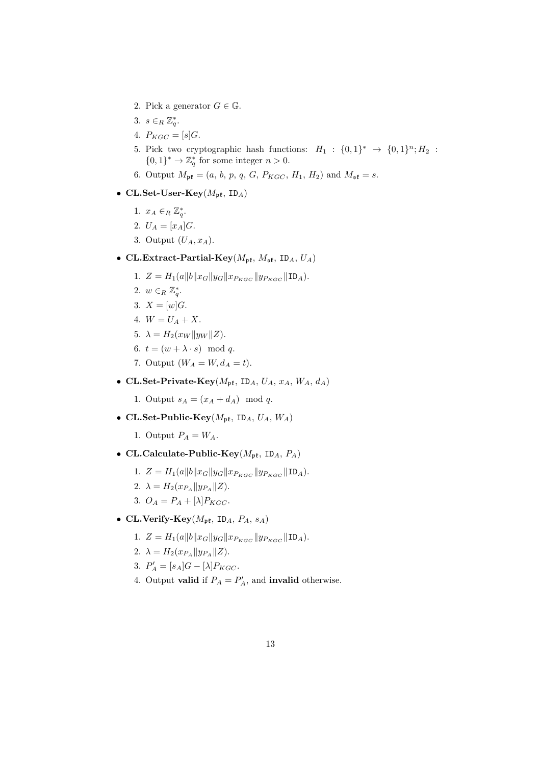2. Pick a generator $G \in \mathbb{G}$.
3. $s \in_R \mathbb{Z}_q^*$.
4. $P_{KGC} = [s]G$.
5. Pick two cryptographic hash functions: $H_1 : \{0,1\}^* \rightarrow \{0,1\}^n; H_2 : \{0,1\}^* \rightarrow \mathbb{Z}_q^*$ for some integer $n > 0$.
6. Output $M_{\mathfrak{pk}} = (a, b, p, q, G, P_{KGC}, H_1, H_2)$ and $M_{\mathfrak{sk}} = s$.

- **CL.Set-User-Key**($M_{\mathfrak{pk}}$, $\mathtt{ID}_A$)
  1. $x_A \in_R \mathbb{Z}_q^*$.
  2. $U_A = [x_A]G$.
  3. Output $(U_A, x_A)$.

- **CL.Extract-Partial-Key**($M_{\mathfrak{pk}}$, $M_{\mathfrak{sk}}$, $\mathtt{ID}_A$, $U_A$)
  1. $Z = H_1(a\|b\|x_G\|y_G\|x_{P_{KGC}}\|y_{P_{KGC}}\|\mathtt{ID}_A)$.
  2. $w \in_R \mathbb{Z}_q^*$.
  3. $X = [w]G$.
  4. $W = U_A + X$.
  5. $\lambda = H_2(x_W\|y_W\|Z)$.
  6. $t = (w + \lambda \cdot s) \mod q$.
  7. Output $(W_A = W, d_A = t)$.

- **CL.Set-Private-Key**($M_{\mathfrak{pk}}$, $\mathtt{ID}_A$, $U_A$, $x_A$, $W_A$, $d_A$)
  1. Output $s_A = (x_A + d_A) \mod q$.

- **CL.Set-Public-Key**($M_{\mathfrak{pk}}$, $\mathtt{ID}_A$, $U_A$, $W_A$)
  1. Output $P_A = W_A$.

- **CL.Calculate-Public-Key**($M_{\mathfrak{pk}}$, $\mathtt{ID}_A$, $P_A$)
  1. $Z = H_1(a\|b\|x_G\|y_G\|x_{P_{KGC}}\|y_{P_{KGC}}\|\mathtt{ID}_A)$.
  2. $\lambda = H_2(x_{P_A}\|y_{P_A}\|Z)$.
  3. $O_A = P_A + [\lambda]P_{KGC}$.

- **CL.Verify-Key**($M_{\mathfrak{pk}}$, $\mathtt{ID}_A$, $P_A$, $s_A$)
  1. $Z = H_1(a\|b\|x_G\|y_G\|x_{P_{KGC}}\|y_{P_{KGC}}\|\mathtt{ID}_A)$.
  2. $\lambda = H_2(x_{P_A}\|y_{P_A}\|Z)$.
  3. $P'_A = [s_A]G - [\lambda]P_{KGC}$.
  4. Output **valid** if $P_A = P'_A$, and **invalid** otherwise.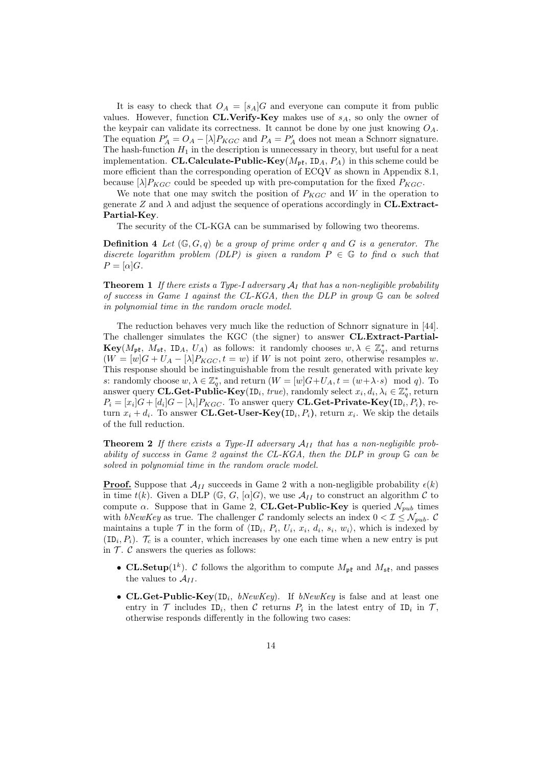It is easy to check that $O_A = [s_A]G$ and everyone can compute it from public values. However, function **CL.Verify-Key** makes use of $s_A$, so only the owner of the keypair can validate its correctness. It cannot be done by one just knowing $O_A$. The equation $P'_A = O_A - [\lambda]P_{KGC}$ and $P_A = P'_A$ does not mean a Schnorr signature. The hash-function $H_1$ in the description is unnecessary in theory, but useful for a neat implementation. **CL.Calculate-Public-Key**($M_{\mathfrak{pk}}$, $\texttt{ID}_A$, $P_A$) in this scheme could be more efficient than the corresponding operation of ECQV as shown in Appendix 8.1, because $[\lambda]P_{KGC}$ could be speeded up with pre-computation for the fixed $P_{KGC}$.

We note that one may switch the position of $P_{KGC}$ and $W$ in the operation to generate $Z$ and $\lambda$ and adjust the sequence of operations accordingly in **CL.Extract-Partial-Key**.

The security of the CL-KGA can be summarised by following two theorems.

**Definition 4** *Let $(\mathbb{G}, G, q)$ be a group of prime order $q$ and $G$ is a generator. The discrete logarithm problem (DLP) is given a random $P \in \mathbb{G}$ to find $\alpha$ such that $P = [\alpha]G$.*

**Theorem 1** *If there exists a Type-I adversary $\mathcal{A}_I$ that has a non-negligible probability of success in Game 1 against the CL-KGA, then the DLP in group $\mathbb{G}$ can be solved in polynomial time in the random oracle model.*

The reduction behaves very much like the reduction of Schnorr signature in [44]. The challenger simulates the KGC (the signer) to answer **CL.Extract-Partial-Key**($M_{\mathfrak{pk}}$, $M_{\mathfrak{sk}}$, $\texttt{ID}_A$, $U_A$) as follows: it randomly chooses $w, \lambda \in \mathbb{Z}_q^*$, and returns $(W = [w]G + U_A - [\lambda]P_{KGC}, t = w)$ if $W$ is not point zero, otherwise resamples $w$. This response should be indistinguishable from the result generated with private key $s$: randomly choose $w, \lambda \in \mathbb{Z}_q^*$, and return $(W = [w]G + U_A, t = (w + \lambda \cdot s) \mod q)$. To answer query **CL.Get-Public-Key**($\texttt{ID}_i$, *true*), randomly select $x_i, d_i, \lambda_i \in \mathbb{Z}_q^*$, return $P_i = [x_i]G + [d_i]G - [\lambda_i]P_{KGC}$. To answer query **CL.Get-Private-Key**($\texttt{ID}_i, P_i$), return $x_i + d_i$. To answer **CL.Get-User-Key**($\texttt{ID}_i, P_i$), return $x_i$. We skip the details of the full reduction.

**Theorem 2** *If there exists a Type-II adversary $\mathcal{A}_{II}$ that has a non-negligible probability of success in Game 2 against the CL-KGA, then the DLP in group $\mathbb{G}$ can be solved in polynomial time in the random oracle model.*

**Proof.** Suppose that $\mathcal{A}_{II}$ succeeds in Game 2 with a non-negligible probability $\epsilon(k)$ in time $t(k)$. Given a DLP ($\mathbb{G}$, $G$, $[\alpha]G$), we use $\mathcal{A}_{II}$ to construct an algorithm $\mathcal{C}$ to compute $\alpha$. Suppose that in Game 2, **CL.Get-Public-Key** is queried $\mathcal{N}_{pub}$ times with *bNewKey* as true. The challenger $\mathcal{C}$ randomly selects an index $0 < \mathcal{I} \leq \mathcal{N}_{pub}$. $\mathcal{C}$ maintains a tuple $\mathcal{T}$ in the form of $\langle \texttt{ID}_i, P_i, U_i, x_i, d_i, s_i, w_i \rangle$, which is indexed by $(\texttt{ID}_i, P_i)$. $\mathcal{T}_c$ is a counter, which increases by one each time when a new entry is put in $\mathcal{T}$. $\mathcal{C}$ answers the queries as follows:

- **CL.Setup**($1^k$). $\mathcal{C}$ follows the algorithm to compute $M_{\mathfrak{pk}}$ and $M_{\mathfrak{sk}}$, and passes the values to $\mathcal{A}_{II}$.
- **CL.Get-Public-Key**($\texttt{ID}_i$, *bNewKey*). If *bNewKey* is false and at least one entry in $\mathcal{T}$ includes $\texttt{ID}_i$, then $\mathcal{C}$ returns $P_i$ in the latest entry of $\texttt{ID}_i$ in $\mathcal{T}$, otherwise responds differently in the following two cases: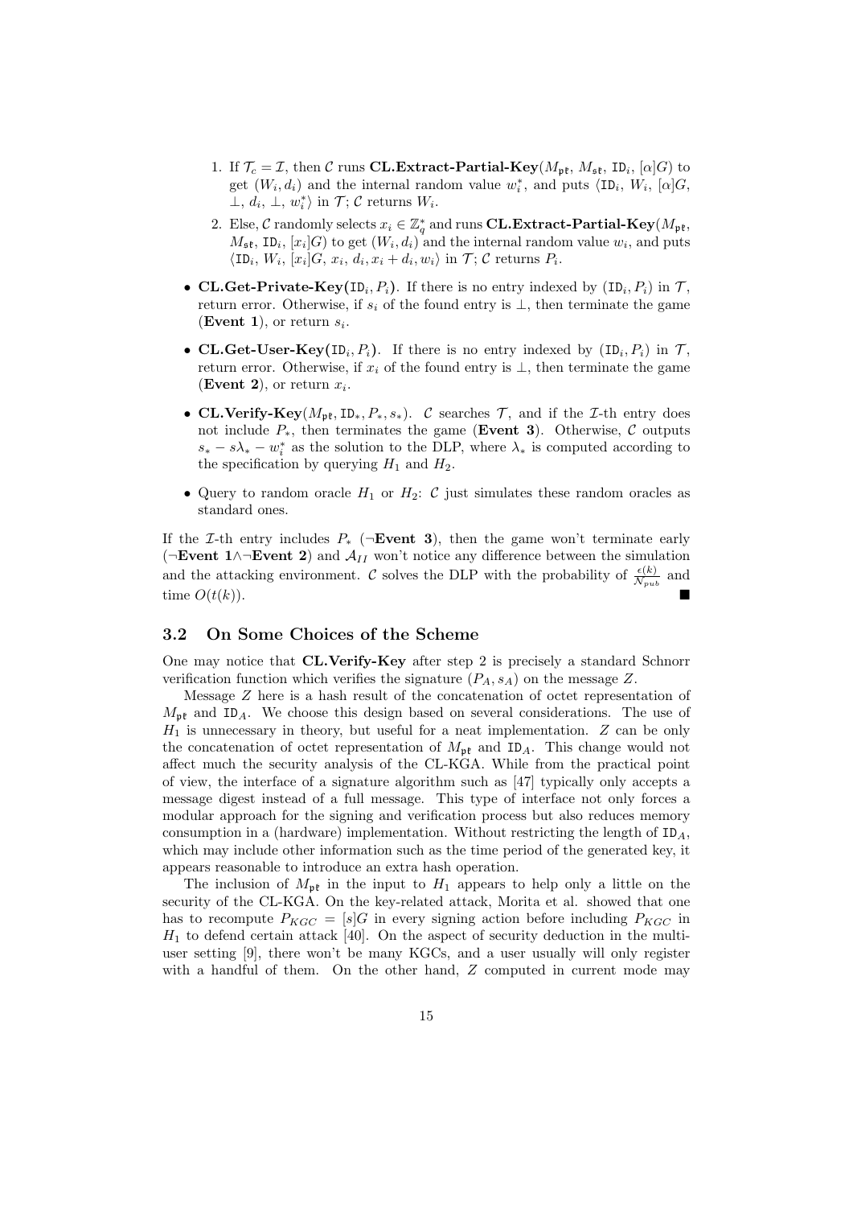1. If $\mathcal{T}_c = \mathcal{I}$, then $\mathcal{C}$ runs **CL.Extract-Partial-Key**($M_{\mathfrak{pk}}$, $M_{\mathfrak{sk}}$, $\mathtt{ID}_i$, $[\alpha]G$) to get $(W_i, d_i)$ and the internal random value $w_i^*$, and puts $\langle \mathtt{ID}_i, W_i, [\alpha]G, \perp, d_i, \perp, w_i^* \rangle$ in $\mathcal{T}$; $\mathcal{C}$ returns $W_i$.
2. Else, $\mathcal{C}$ randomly selects $x_i \in \mathbb{Z}_q^*$ and runs **CL.Extract-Partial-Key**($M_{\mathfrak{pk}}$, $M_{\mathfrak{sk}}$, $\mathtt{ID}_i$, $[x_i]G$) to get $(W_i, d_i)$ and the internal random value $w_i$, and puts $\langle \mathtt{ID}_i, W_i, [x_i]G, x_i, d_i, x_i + d_i, w_i \rangle$ in $\mathcal{T}$; $\mathcal{C}$ returns $P_i$.

- **CL.Get-Private-Key($\mathtt{ID}_i, P_i$).** If there is no entry indexed by $(\mathtt{ID}_i, P_i)$ in $\mathcal{T}$, return error. Otherwise, if $s_i$ of the found entry is $\perp$, then terminate the game (**Event 1**), or return $s_i$.
- **CL.Get-User-Key($\mathtt{ID}_i, P_i$).** If there is no entry indexed by $(\mathtt{ID}_i, P_i)$ in $\mathcal{T}$, return error. Otherwise, if $x_i$ of the found entry is $\perp$, then terminate the game (**Event 2**), or return $x_i$.
- **CL.Verify-Key**($M_{\mathfrak{pk}}, \mathtt{ID}_*, P_*, s_*$). $\mathcal{C}$ searches $\mathcal{T}$, and if the $\mathcal{I}$-th entry does not include $P_*$, then terminates the game (**Event 3**). Otherwise, $\mathcal{C}$ outputs $s_* - s\lambda_* - w_i^*$ as the solution to the DLP, where $\lambda_*$ is computed according to the specification by querying $H_1$ and $H_2$.
- Query to random oracle $H_1$ or $H_2$: $\mathcal{C}$ just simulates these random oracles as standard ones.

If the $\mathcal{I}$-th entry includes $P_*$ ($\neg$**Event 3**), then the game won't terminate early ($\neg$**Event 1**$\wedge\neg$**Event 2**) and $\mathcal{A}_{II}$ won't notice any difference between the simulation and the attacking environment. $\mathcal{C}$ solves the DLP with the probability of $\frac{\epsilon(k)}{N_{pub}}$ and time $O(t(k))$. ∎

### 3.2 On Some Choices of the Scheme

One may notice that **CL.Verify-Key** after step 2 is precisely a standard Schnorr verification function which verifies the signature $(P_A, s_A)$ on the message $Z$.

Message $Z$ here is a hash result of the concatenation of octet representation of $M_{\mathfrak{pk}}$ and $\mathtt{ID}_A$. We choose this design based on several considerations. The use of $H_1$ is unnecessary in theory, but useful for a neat implementation. $Z$ can be only the concatenation of octet representation of $M_{\mathfrak{pk}}$ and $\mathtt{ID}_A$. This change would not affect much the security analysis of the CL-KGA. While from the practical point of view, the interface of a signature algorithm such as [47] typically only accepts a message digest instead of a full message. This type of interface not only forces a modular approach for the signing and verification process but also reduces memory consumption in a (hardware) implementation. Without restricting the length of $\mathtt{ID}_A$, which may include other information such as the time period of the generated key, it appears reasonable to introduce an extra hash operation.

The inclusion of $M_{\mathfrak{pk}}$ in the input to $H_1$ appears to help only a little on the security of the CL-KGA. On the key-related attack, Morita et al. showed that one has to recompute $P_{KGC} = [s]G$ in every signing action before including $P_{KGC}$ in $H_1$ to defend certain attack [40]. On the aspect of security deduction in the multi-user setting [9], there won't be many KGCs, and a user usually will only register with a handful of them. On the other hand, $Z$ computed in current mode may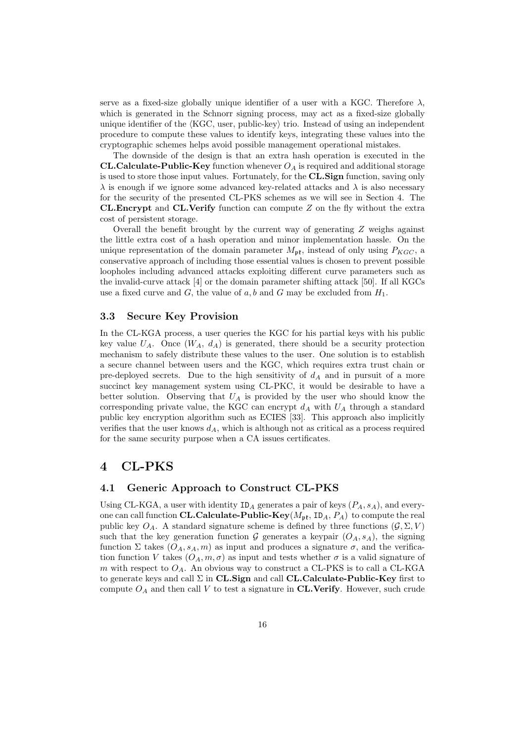serve as a fixed-size globally unique identifier of a user with a KGC. Therefore $\lambda$, which is generated in the Schnorr signing process, may act as a fixed-size globally unique identifier of the $\langle$KGC, user, public-key$\rangle$ trio. Instead of using an independent procedure to compute these values to identify keys, integrating these values into the cryptographic schemes helps avoid possible management operational mistakes.

The downside of the design is that an extra hash operation is executed in the **CL.Calculate-Public-Key** function whenever $O_A$ is required and additional storage is used to store those input values. Fortunately, for the **CL.Sign** function, saving only $\lambda$ is enough if we ignore some advanced key-related attacks and $\lambda$ is also necessary for the security of the presented CL-PKS schemes as we will see in Section 4. The **CL.Encrypt** and **CL.Verify** function can compute $Z$ on the fly without the extra cost of persistent storage.

Overall the benefit brought by the current way of generating $Z$ weighs against the little extra cost of a hash operation and minor implementation hassle. On the unique representation of the domain parameter $M_{\mathfrak{pk}}$, instead of only using $P_{KGC}$, a conservative approach of including those essential values is chosen to prevent possible loopholes including advanced attacks exploiting different curve parameters such as the invalid-curve attack [4] or the domain parameter shifting attack [50]. If all KGCs use a fixed curve and $G$, the value of $a, b$ and $G$ may be excluded from $H_1$.

### 3.3 Secure Key Provision

In the CL-KGA process, a user queries the KGC for his partial keys with his public key value $U_A$. Once ($W_A$, $d_A$) is generated, there should be a security protection mechanism to safely distribute these values to the user. One solution is to establish a secure channel between users and the KGC, which requires extra trust chain or pre-deployed secrets. Due to the high sensitivity of $d_A$ and in pursuit of a more succinct key management system using CL-PKC, it would be desirable to have a better solution. Observing that $U_A$ is provided by the user who should know the corresponding private value, the KGC can encrypt $d_A$ with $U_A$ through a standard public key encryption algorithm such as ECIES [33]. This approach also implicitly verifies that the user knows $d_A$, which is although not as critical as a process required for the same security purpose when a CA issues certificates.

## 4 CL-PKS

### 4.1 Generic Approach to Construct CL-PKS

Using CL-KGA, a user with identity $\mathtt{ID}_A$ generates a pair of keys $(P_A, s_A)$, and everyone can call function **CL.Calculate-Public-Key**($M_{\mathfrak{pk}}$, $\mathtt{ID}_A$, $P_A$) to compute the real public key $O_A$. A standard signature scheme is defined by three functions $(\mathcal{G}, \Sigma, V)$ such that the key generation function $\mathcal{G}$ generates a keypair $(O_A, s_A)$, the signing function $\Sigma$ takes $(O_A, s_A, m)$ as input and produces a signature $\sigma$, and the verification function $V$ takes $(O_A, m, \sigma)$ as input and tests whether $\sigma$ is a valid signature of $m$ with respect to $O_A$. An obvious way to construct a CL-PKS is to call a CL-KGA to generate keys and call $\Sigma$ in **CL.Sign** and call **CL.Calculate-Public-Key** first to compute $O_A$ and then call $V$ to test a signature in **CL.Verify**. However, such crude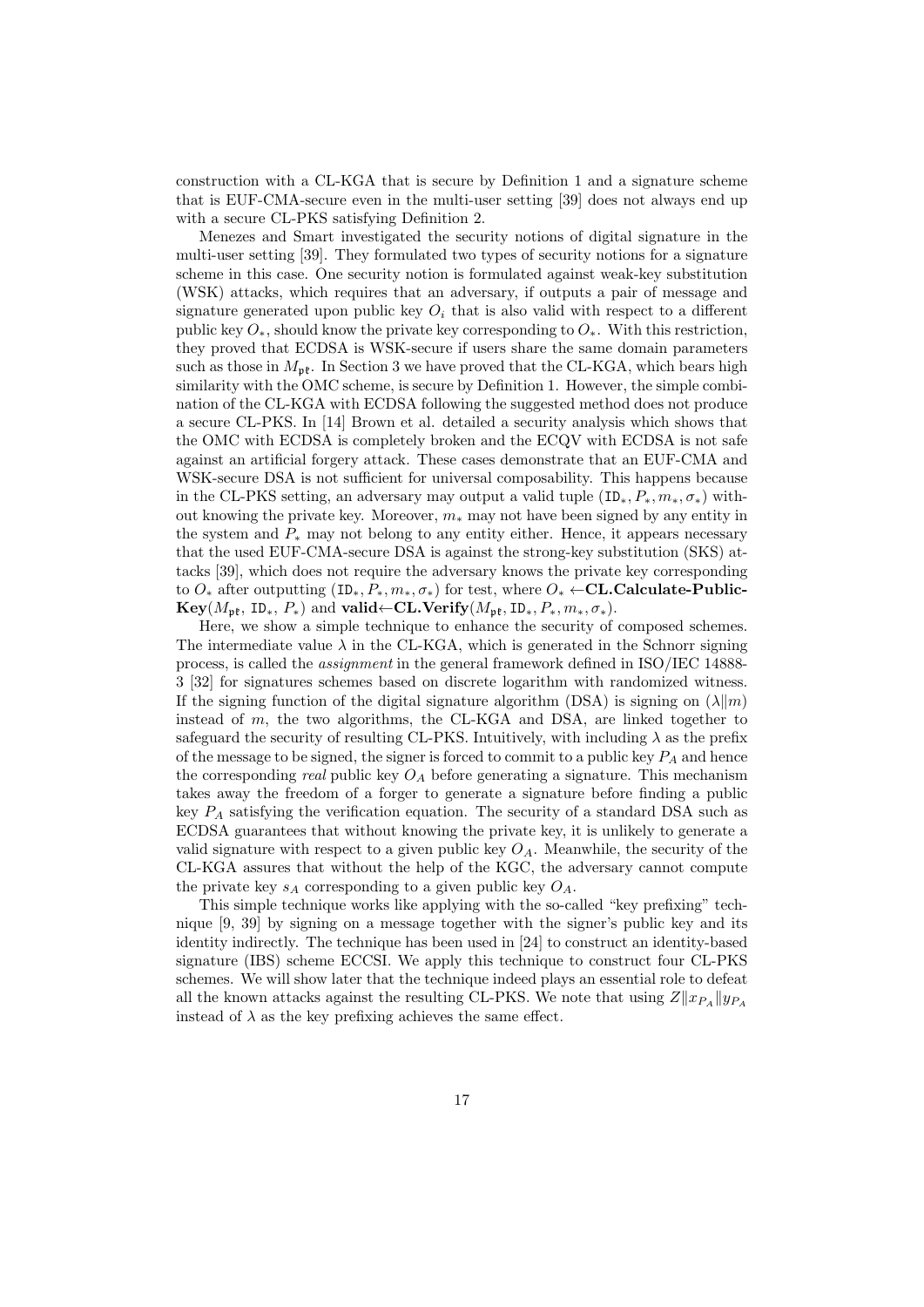construction with a CL-KGA that is secure by Definition 1 and a signature scheme that is EUF-CMA-secure even in the multi-user setting [39] does not always end up with a secure CL-PKS satisfying Definition 2.

Menezes and Smart investigated the security notions of digital signature in the multi-user setting [39]. They formulated two types of security notions for a signature scheme in this case. One security notion is formulated against weak-key substitution (WSK) attacks, which requires that an adversary, if outputs a pair of message and signature generated upon public key $O_i$ that is also valid with respect to a different public key $O_*$, should know the private key corresponding to $O_*$. With this restriction, they proved that ECDSA is WSK-secure if users share the same domain parameters such as those in $M_{\mathfrak{pk}}$. In Section 3 we have proved that the CL-KGA, which bears high similarity with the OMC scheme, is secure by Definition 1. However, the simple combination of the CL-KGA with ECDSA following the suggested method does not produce a secure CL-PKS. In [14] Brown et al. detailed a security analysis which shows that the OMC with ECDSA is completely broken and the ECQV with ECDSA is not safe against an artificial forgery attack. These cases demonstrate that an EUF-CMA and WSK-secure DSA is not sufficient for universal composability. This happens because in the CL-PKS setting, an adversary may output a valid tuple $(\mathtt{ID}_*, P_*, m_*, \sigma_*)$ without knowing the private key. Moreover, $m_*$ may not have been signed by any entity in the system and $P_*$ may not belong to any entity either. Hence, it appears necessary that the used EUF-CMA-secure DSA is against the strong-key substitution (SKS) attacks [39], which does not require the adversary knows the private key corresponding to $O_*$ after outputting $(\mathtt{ID}_*, P_*, m_*, \sigma_*)$ for test, where $O_* \leftarrow$**CL.Calculate-Public-Key**$(M_{\mathfrak{pk}}, \mathtt{ID}_*, P_*)$ and **valid**$\leftarrow$**CL.Verify**$(M_{\mathfrak{pk}}, \mathtt{ID}_*, P_*, m_*, \sigma_*)$.

Here, we show a simple technique to enhance the security of composed schemes. The intermediate value $\lambda$ in the CL-KGA, which is generated in the Schnorr signing process, is called the *assignment* in the general framework defined in ISO/IEC 14888-3 [32] for signatures schemes based on discrete logarithm with randomized witness. If the signing function of the digital signature algorithm (DSA) is signing on $(\lambda \| m)$ instead of $m$, the two algorithms, the CL-KGA and DSA, are linked together to safeguard the security of resulting CL-PKS. Intuitively, with including $\lambda$ as the prefix of the message to be signed, the signer is forced to commit to a public key $P_A$ and hence the corresponding *real* public key $O_A$ before generating a signature. This mechanism takes away the freedom of a forger to generate a signature before finding a public key $P_A$ satisfying the verification equation. The security of a standard DSA such as ECDSA guarantees that without knowing the private key, it is unlikely to generate a valid signature with respect to a given public key $O_A$. Meanwhile, the security of the CL-KGA assures that without the help of the KGC, the adversary cannot compute the private key $s_A$ corresponding to a given public key $O_A$.

This simple technique works like applying with the so-called "key prefixing" technique [9, 39] by signing on a message together with the signer's public key and its identity indirectly. The technique has been used in [24] to construct an identity-based signature (IBS) scheme ECCSI. We apply this technique to construct four CL-PKS schemes. We will show later that the technique indeed plays an essential role to defeat all the known attacks against the resulting CL-PKS. We note that using $Z \| x_{P_A} \| y_{P_A}$ instead of $\lambda$ as the key prefixing achieves the same effect.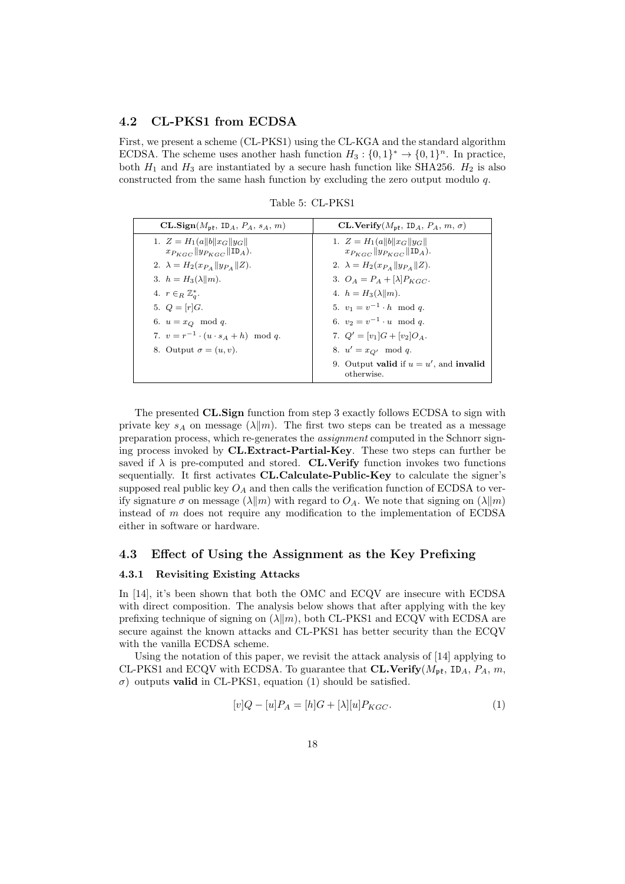### 4.2 CL-PKS1 from ECDSA

First, we present a scheme (CL-PKS1) using the CL-KGA and the standard algorithm ECDSA. The scheme uses another hash function $H_3 : \{0,1\}^* \rightarrow \{0,1\}^n$. In practice, both $H_1$ and $H_3$ are instantiated by a secure hash function like SHA256. $H_2$ is also constructed from the same hash function by excluding the zero output modulo $q$.

Table 5: CL-PKS1

| **CL.Sign**($M_{\mathfrak{pk}}$, $\mathtt{ID}_A$, $P_A$, $s_A$, $m$) | **CL.Verify**($M_{\mathfrak{pk}}$, $\mathtt{ID}_A$, $P_A$, $m$, $\sigma$) |
|---|---|
| 1. $Z = H_1(a\|b\|x_G\|y_G\|x_{P_{KGC}}\|y_{P_{KGC}}\|\mathtt{ID}_A)$. | 1. $Z = H_1(a\|b\|x_G\|y_G\|x_{P_{KGC}}\|y_{P_{KGC}}\|\mathtt{ID}_A)$. |
| 2. $\lambda = H_2(x_{P_A}\|y_{P_A}\|Z)$. | 2. $\lambda = H_2(x_{P_A}\|y_{P_A}\|Z)$. |
| 3. $h = H_3(\lambda\|m)$. | 3. $O_A = P_A + [\lambda]P_{KGC}$. |
| 4. $r \in_R \mathbb{Z}_q^*$. | 4. $h = H_3(\lambda\|m)$. |
| 5. $Q = [r]G$. | 5. $v_1 = v^{-1} \cdot h \mod q$. |
| 6. $u = x_Q \mod q$. | 6. $v_2 = v^{-1} \cdot u \mod q$. |
| 7. $v = r^{-1} \cdot (u \cdot s_A + h) \mod q$. | 7. $Q' = [v_1]G + [v_2]O_A$. |
| 8. Output $\sigma = (u, v)$. | 8. $u' = x_{Q'} \mod q$. |
| | 9. Output **valid** if $u = u'$, and **invalid** otherwise. |

The presented **CL.Sign** function from step 3 exactly follows ECDSA to sign with private key $s_A$ on message $(\lambda\|m)$. The first two steps can be treated as a message preparation process, which re-generates the *assignment* computed in the Schnorr signing process invoked by **CL.Extract-Partial-Key**. These two steps can further be saved if $\lambda$ is pre-computed and stored. **CL.Verify** function invokes two functions sequentially. It first activates **CL.Calculate-Public-Key** to calculate the signer's supposed real public key $O_A$ and then calls the verification function of ECDSA to verify signature $\sigma$ on message $(\lambda\|m)$ with regard to $O_A$. We note that signing on $(\lambda\|m)$ instead of $m$ does not require any modification to the implementation of ECDSA either in software or hardware.

### 4.3 Effect of Using the Assignment as the Key Prefixing

#### 4.3.1 Revisiting Existing Attacks

In [14], it's been shown that both the OMC and ECQV are insecure with ECDSA with direct composition. The analysis below shows that after applying with the key prefixing technique of signing on $(\lambda\|m)$, both CL-PKS1 and ECQV with ECDSA are secure against the known attacks and CL-PKS1 has better security than the ECQV with the vanilla ECDSA scheme.

Using the notation of this paper, we revisit the attack analysis of [14] applying to CL-PKS1 and ECQV with ECDSA. To guarantee that **CL.Verify**($M_{\mathfrak{pk}}$, $\mathtt{ID}_A$, $P_A$, $m$, $\sigma$) outputs **valid** in CL-PKS1, equation (1) should be satisfied.

$$[v]Q - [u]P_A = [h]G + [\lambda][u]P_{KGC}. \tag{1}$$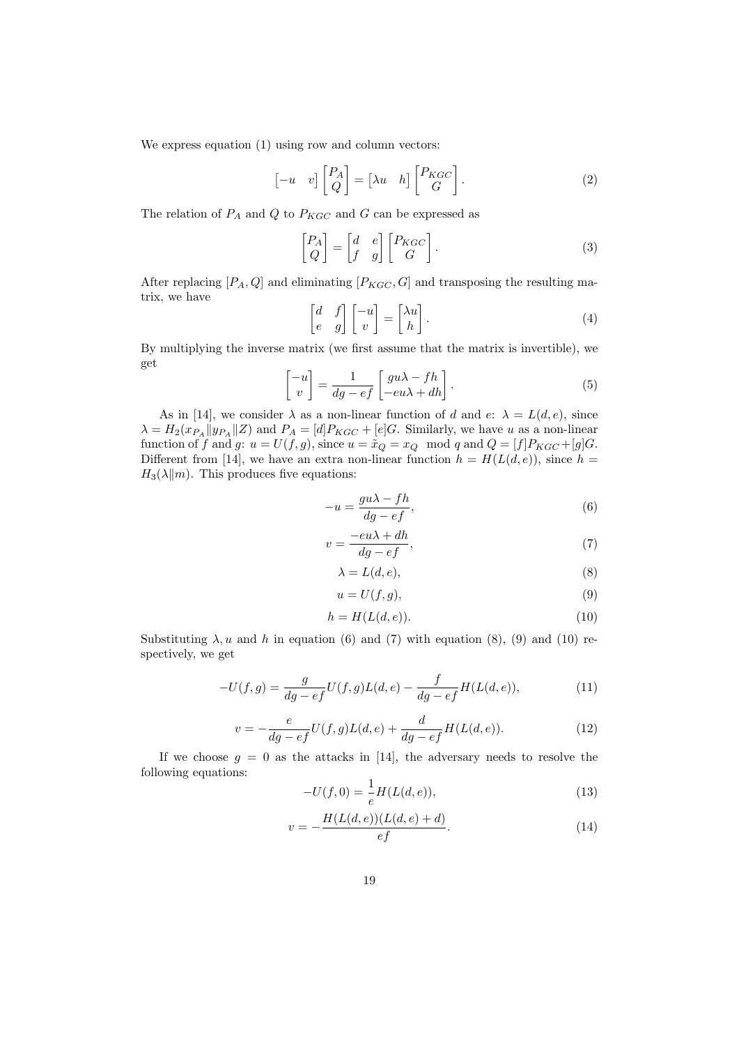We express equation (1) using row and column vectors:

$$\begin{bmatrix} -u & v \end{bmatrix} \begin{bmatrix} P_A \\ Q \end{bmatrix} = \begin{bmatrix} \lambda u & h \end{bmatrix} \begin{bmatrix} P_{KGC} \\ G \end{bmatrix}. \tag{2}$$

The relation of $P_A$ and $Q$ to $P_{KGC}$ and $G$ can be expressed as

$$\begin{bmatrix} P_A \\ Q \end{bmatrix} = \begin{bmatrix} d & e \\ f & g \end{bmatrix} \begin{bmatrix} P_{KGC} \\ G \end{bmatrix}. \tag{3}$$

After replacing $[P_A, Q]$ and eliminating $[P_{KGC}, G]$ and transposing the resulting matrix, we have

$$\begin{bmatrix} d & f \\ e & g \end{bmatrix} \begin{bmatrix} -u \\ v \end{bmatrix} = \begin{bmatrix} \lambda u \\ h \end{bmatrix}. \tag{4}$$

By multiplying the inverse matrix (we first assume that the matrix is invertible), we get

$$\begin{bmatrix} -u \\ v \end{bmatrix} = \frac{1}{dg - ef} \begin{bmatrix} gu\lambda - fh \\ -eu\lambda + dh \end{bmatrix}. \tag{5}$$

As in [14], we consider $\lambda$ as a non-linear function of $d$ and $e$: $\lambda = L(d, e)$, since $\lambda = H_2(x_{P_A} \| y_{P_A} \| Z)$ and $P_A = [d]P_{KGC} + [e]G$. Similarly, we have $u$ as a non-linear function of $f$ and $g$: $u = U(f, g)$, since $u = \tilde{x}_Q = x_Q \mod q$ and $Q = [f]P_{KGC} + [g]G$. Different from [14], we have an extra non-linear function $h = H(L(d, e))$, since $h = H_3(\lambda \| m)$. This produces five equations:

$$-u = \frac{gu\lambda - fh}{dg - ef}, \tag{6}$$

$$v = \frac{-eu\lambda + dh}{dg - ef}, \tag{7}$$

$$\lambda = L(d, e), \tag{8}$$

$$u = U(f, g), \tag{9}$$

$$h = H(L(d, e)). \tag{10}$$

Substituting $\lambda, u$ and $h$ in equation (6) and (7) with equation (8), (9) and (10) respectively, we get

$$-U(f, g) = \frac{g}{dg - ef} U(f, g) L(d, e) - \frac{f}{dg - ef} H(L(d, e)), \tag{11}$$

$$v = -\frac{e}{dg - ef} U(f, g) L(d, e) + \frac{d}{dg - ef} H(L(d, e)). \tag{12}$$

If we choose $g = 0$ as the attacks in [14], the adversary needs to resolve the following equations:

$$-U(f, 0) = \frac{1}{e} H(L(d, e)), \tag{13}$$

$$v = -\frac{H(L(d, e))(L(d, e) + d)}{ef}. \tag{14}$$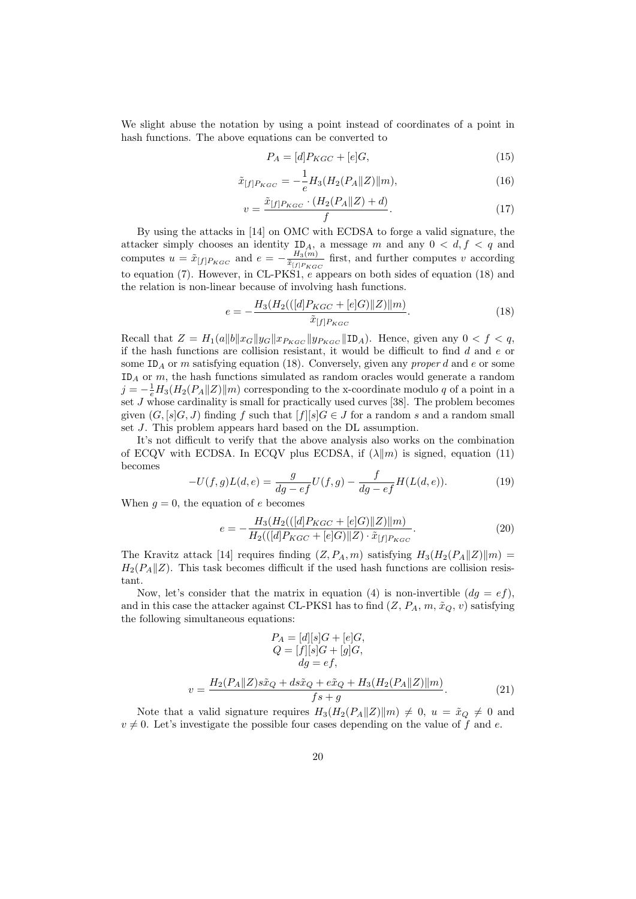We slight abuse the notation by using a point instead of coordinates of a point in hash functions. The above equations can be converted to

$$P_A = [d]P_{KGC} + [e]G, \tag{15}$$

$$\tilde{x}_{[f]P_{KGC}} = -\frac{1}{e} H_3(H_2(P_A \| Z) \| m), \tag{16}$$

$$v = \frac{\tilde{x}_{[f]P_{KGC}} \cdot (H_2(P_A \| Z) + d)}{f}. \tag{17}$$

By using the attacks in [14] on OMC with ECDSA to forge a valid signature, the attacker simply chooses an identity $\mathtt{ID}_A$, a message $m$ and any $0 < d, f < q$ and computes $u = \tilde{x}_{[f]P_{KGC}}$ and $e = -\frac{H_3(m)}{\tilde{x}_{[f]P_{KGC}}}$ first, and further computes $v$ according to equation (7). However, in CL-PKS1, $e$ appears on both sides of equation (18) and the relation is non-linear because of involving hash functions.

$$e = -\frac{H_3(H_2(([d]P_{KGC} + [e]G) \| Z) \| m)}{\tilde{x}_{[f]P_{KGC}}}. \tag{18}$$

Recall that $Z = H_1(a \| b \| x_G \| y_G \| x_{P_{KGC}} \| y_{P_{KGC}} \| \mathtt{ID}_A)$. Hence, given any $0 < f < q$, if the hash functions are collision resistant, it would be difficult to find $d$ and $e$ or some $\mathtt{ID}_A$ or $m$ satisfying equation (18). Conversely, given any *proper* $d$ and $e$ or some $\mathtt{ID}_A$ or $m$, the hash functions simulated as random oracles would generate a random $j = -\frac{1}{e} H_3(H_2(P_A \| Z) \| m)$ corresponding to the x-coordinate modulo $q$ of a point in a set $J$ whose cardinality is small for practically used curves [38]. The problem becomes given $(G, [s]G, J)$ finding $f$ such that $[f][s]G \in J$ for a random $s$ and a random small set $J$. This problem appears hard based on the DL assumption.

It's not difficult to verify that the above analysis also works on the combination of ECQV with ECDSA. In ECQV plus ECDSA, if $(\lambda \| m)$ is signed, equation (11) becomes

$$-U(f,g)L(d,e) = \frac{g}{dg - ef} U(f,g) - \frac{f}{dg - ef} H(L(d,e)). \tag{19}$$

When $g = 0$, the equation of $e$ becomes

$$e = -\frac{H_3(H_2(([d]P_{KGC} + [e]G) \| Z) \| m)}{H_2(([d]P_{KGC} + [e]G) \| Z) \cdot \tilde{x}_{[f]P_{KGC}}}. \tag{20}$$

The Kravitz attack [14] requires finding $(Z, P_A, m)$ satisfying $H_3(H_2(P_A \| Z) \| m) = H_2(P_A \| Z)$. This task becomes difficult if the used hash functions are collision resistant.

Now, let's consider that the matrix in equation (4) is non-invertible ($dg = ef$), and in this case the attacker against CL-PKS1 has to find ($Z$, $P_A$, $m$, $\tilde{x}_Q$, $v$) satisfying the following simultaneous equations:

$$\begin{gathered} P_A = [d][s]G + [e]G, \\ Q = [f][s]G + [g]G, \\ dg = ef, \end{gathered}$$

$$v = \frac{H_2(P_A \| Z) s \tilde{x}_Q + ds\tilde{x}_Q + e\tilde{x}_Q + H_3(H_2(P_A \| Z) \| m)}{fs + g}. \tag{21}$$

Note that a valid signature requires $H_3(H_2(P_A \| Z) \| m) \neq 0$, $u = \tilde{x}_Q \neq 0$ and $v \neq 0$. Let's investigate the possible four cases depending on the value of $f$ and $e$.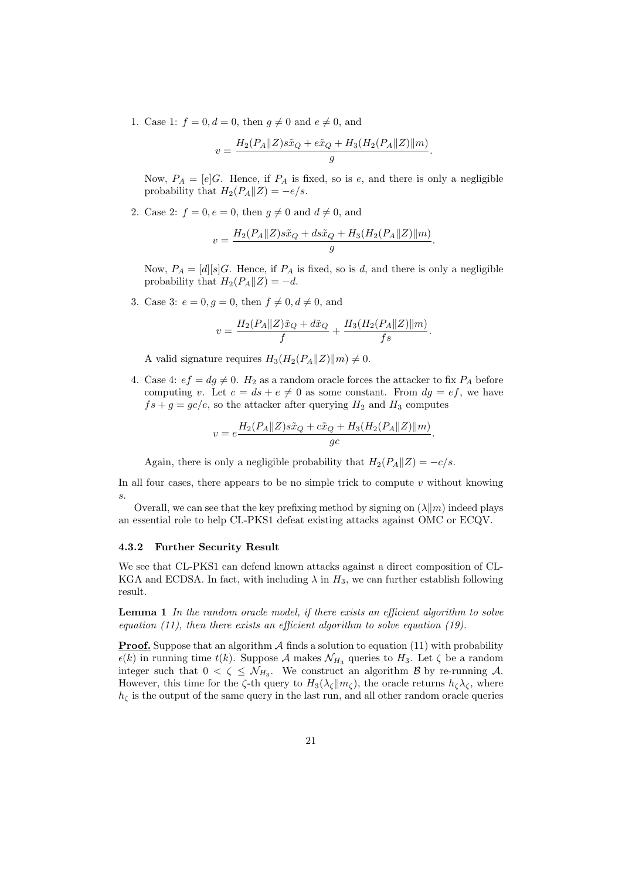1. Case 1: $f = 0, d = 0$, then $g \neq 0$ and $e \neq 0$, and

$$v = \frac{H_2(P_A \| Z) s\tilde{x}_Q + e\tilde{x}_Q + H_3(H_2(P_A \| Z) \| m)}{g}.$$

   Now, $P_A = [e]G$. Hence, if $P_A$ is fixed, so is $e$, and there is only a negligible probability that $H_2(P_A \| Z) = -e/s$.

2. Case 2: $f = 0, e = 0$, then $g \neq 0$ and $d \neq 0$, and

$$v = \frac{H_2(P_A \| Z) s\tilde{x}_Q + ds\tilde{x}_Q + H_3(H_2(P_A \| Z) \| m)}{g}.$$

   Now, $P_A = [d][s]G$. Hence, if $P_A$ is fixed, so is $d$, and there is only a negligible probability that $H_2(P_A \| Z) = -d$.

3. Case 3: $e = 0, g = 0$, then $f \neq 0, d \neq 0$, and

$$v = \frac{H_2(P_A \| Z)\tilde{x}_Q + d\tilde{x}_Q}{f} + \frac{H_3(H_2(P_A \| Z) \| m)}{fs}.$$

   A valid signature requires $H_3(H_2(P_A \| Z) \| m) \neq 0$.

4. Case 4: $ef = dg \neq 0$. $H_2$ as a random oracle forces the attacker to fix $P_A$ before computing $v$. Let $c = ds + e \neq 0$ as some constant. From $dg = ef$, we have $fs + g = gc/e$, so the attacker after querying $H_2$ and $H_3$ computes

$$v = e\frac{H_2(P_A \| Z) s\tilde{x}_Q + c\tilde{x}_Q + H_3(H_2(P_A \| Z) \| m)}{gc}.$$

   Again, there is only a negligible probability that $H_2(P_A \| Z) = -c/s$.

In all four cases, there appears to be no simple trick to compute $v$ without knowing $s$.

Overall, we can see that the key prefixing method by signing on $(\lambda \| m)$ indeed plays an essential role to help CL-PKS1 defeat existing attacks against OMC or ECQV.

### 4.3.2 Further Security Result

We see that CL-PKS1 can defend known attacks against a direct composition of CL-KGA and ECDSA. In fact, with including $\lambda$ in $H_3$, we can further establish following result.

**Lemma 1** *In the random oracle model, if there exists an efficient algorithm to solve equation (11), then there exists an efficient algorithm to solve equation (19).*

**Proof.** Suppose that an algorithm $\mathcal{A}$ finds a solution to equation (11) with probability $\epsilon(k)$ in running time $t(k)$. Suppose $\mathcal{A}$ makes $\mathcal{N}_{H_3}$ queries to $H_3$. Let $\zeta$ be a random integer such that $0 < \zeta \leq \mathcal{N}_{H_3}$. We construct an algorithm $\mathcal{B}$ by re-running $\mathcal{A}$. However, this time for the $\zeta$-th query to $H_3(\lambda_\zeta \| m_\zeta)$, the oracle returns $h_\zeta \lambda_\zeta$, where $h_\zeta$ is the output of the same query in the last run, and all other random oracle queries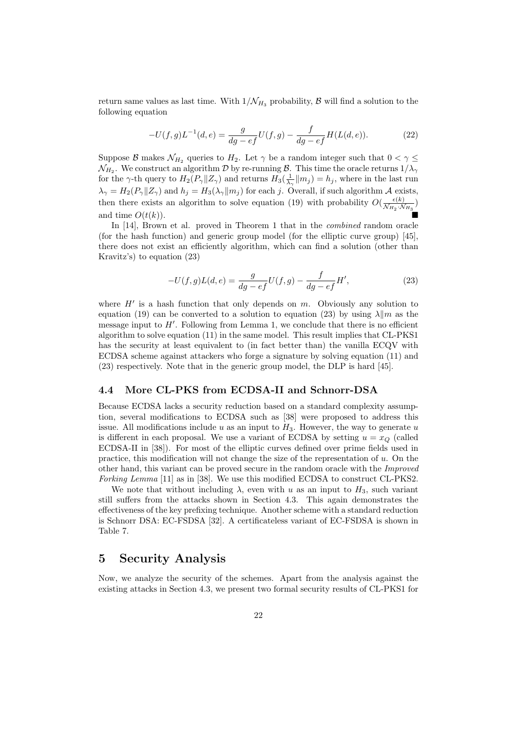return same values as last time. With $1/\mathcal{N}_{H_3}$ probability, $\mathcal{B}$ will find a solution to the following equation

$$-U(f,g)L^{-1}(d,e) = \frac{g}{dg-ef}U(f,g) - \frac{f}{dg-ef}H(L(d,e)). \tag{22}$$

Suppose $\mathcal{B}$ makes $\mathcal{N}_{H_2}$ queries to $H_2$. Let $\gamma$ be a random integer such that $0 < \gamma \leq \mathcal{N}_{H_2}$. We construct an algorithm $\mathcal{D}$ by re-running $\mathcal{B}$. This time the oracle returns $1/\lambda_\gamma$ for the $\gamma$-th query to $H_2(P_\gamma \| Z_\gamma)$ and returns $H_3(\frac{1}{\lambda_\gamma} \| m_j) = h_j$, where in the last run $\lambda_\gamma = H_2(P_\gamma \| Z_\gamma)$ and $h_j = H_3(\lambda_\gamma \| m_j)$ for each $j$. Overall, if such algorithm $\mathcal{A}$ exists, then there exists an algorithm to solve equation (19) with probability $O(\frac{\epsilon(k)}{\mathcal{N}_{H_2} \cdot \mathcal{N}_{H_3}})$ and time $O(t(k))$. ■

In [14], Brown et al. proved in Theorem 1 that in the *combined* random oracle (for the hash function) and generic group model (for the elliptic curve group) [45], there does not exist an efficiently algorithm, which can find a solution (other than Kravitz's) to equation (23)

$$-U(f,g)L(d,e) = \frac{g}{dg-ef}U(f,g) - \frac{f}{dg-ef}H', \tag{23}$$

where $H'$ is a hash function that only depends on $m$. Obviously any solution to equation (19) can be converted to a solution to equation (23) by using $\lambda \| m$ as the message input to $H'$. Following from Lemma 1, we conclude that there is no efficient algorithm to solve equation (11) in the same model. This result implies that CL-PKS1 has the security at least equivalent to (in fact better than) the vanilla ECQV with ECDSA scheme against attackers who forge a signature by solving equation (11) and (23) respectively. Note that in the generic group model, the DLP is hard [45].

### 4.4 More CL-PKS from ECDSA-II and Schnorr-DSA

Because ECDSA lacks a security reduction based on a standard complexity assumption, several modifications to ECDSA such as [38] were proposed to address this issue. All modifications include $u$ as an input to $H_3$. However, the way to generate $u$ is different in each proposal. We use a variant of ECDSA by setting $u = x_Q$ (called ECDSA-II in [38]). For most of the elliptic curves defined over prime fields used in practice, this modification will not change the size of the representation of $u$. On the other hand, this variant can be proved secure in the random oracle with the *Improved Forking Lemma* [11] as in [38]. We use this modified ECDSA to construct CL-PKS2.

We note that without including $\lambda$, even with $u$ as an input to $H_3$, such variant still suffers from the attacks shown in Section 4.3. This again demonstrates the effectiveness of the key prefixing technique. Another scheme with a standard reduction is Schnorr DSA: EC-FSDSA [32]. A certificateless variant of EC-FSDSA is shown in Table 7.

## 5 Security Analysis

Now, we analyze the security of the schemes. Apart from the analysis against the existing attacks in Section 4.3, we present two formal security results of CL-PKS1 for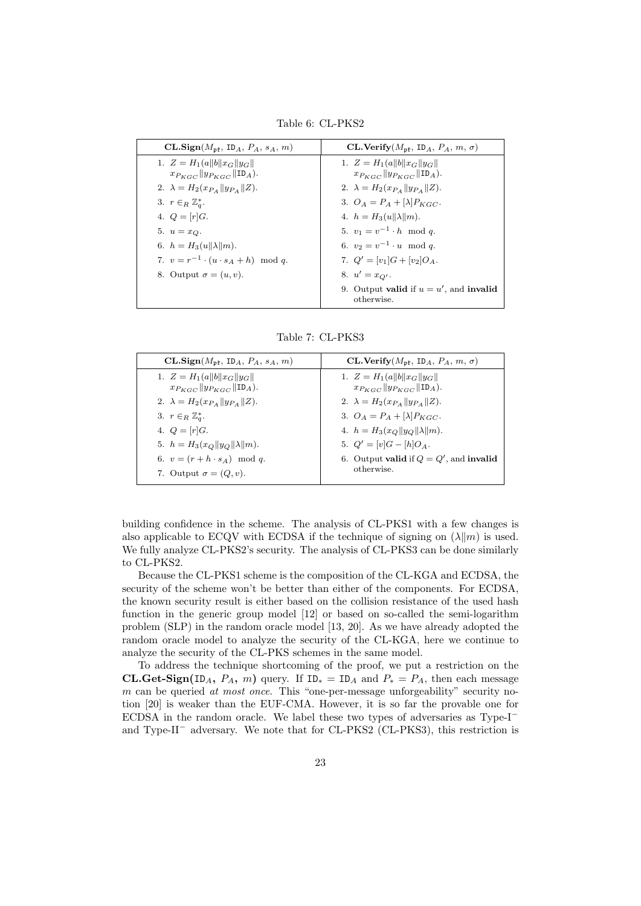Table 6: CL-PKS2

| $\mathbf{CL.Sign}(M_{\mathfrak{pk}},\ \mathtt{ID}_A,\ P_A,\ s_A,\ m)$ | $\mathbf{CL.Verify}(M_{\mathfrak{pk}},\ \mathtt{ID}_A,\ P_A,\ m,\ \sigma)$ |
|---|---|
| 1. $Z = H_1(a\|b\|x_G\|y_G\| x_{P_{KGC}}\|y_{P_{KGC}}\|\mathtt{ID}_A)$. | 1. $Z = H_1(a\|b\|x_G\|y_G\| x_{P_{KGC}}\|y_{P_{KGC}}\|\mathtt{ID}_A)$. |
| 2. $\lambda = H_2(x_{P_A}\|y_{P_A}\|Z)$. | 2. $\lambda = H_2(x_{P_A}\|y_{P_A}\|Z)$. |
| 3. $r \in_R \mathbb{Z}_q^*$. | 3. $O_A = P_A + [\lambda]P_{KGC}$. |
| 4. $Q = [r]G$. | 4. $h = H_3(u\|\lambda\|m)$. |
| 5. $u = x_Q$. | 5. $v_1 = v^{-1} \cdot h \mod q$. |
| 6. $h = H_3(u\|\lambda\|m)$. | 6. $v_2 = v^{-1} \cdot u \mod q$. |
| 7. $v = r^{-1} \cdot (u \cdot s_A + h) \mod q$. | 7. $Q' = [v_1]G + [v_2]O_A$. |
| 8. Output $\sigma = (u, v)$. | 8. $u' = x_{Q'}$. |
| | 9. Output **valid** if $u = u'$, and **invalid** otherwise. |

Table 7: CL-PKS3

| $\mathbf{CL.Sign}(M_{\mathfrak{pk}},\ \mathtt{ID}_A,\ P_A,\ s_A,\ m)$ | $\mathbf{CL.Verify}(M_{\mathfrak{pk}},\ \mathtt{ID}_A,\ P_A,\ m,\ \sigma)$ |
|---|---|
| 1. $Z = H_1(a\|b\|x_G\|y_G\| x_{P_{KGC}}\|y_{P_{KGC}}\|\mathtt{ID}_A)$. | 1. $Z = H_1(a\|b\|x_G\|y_G\| x_{P_{KGC}}\|y_{P_{KGC}}\|\mathtt{ID}_A)$. |
| 2. $\lambda = H_2(x_{P_A}\|y_{P_A}\|Z)$. | 2. $\lambda = H_2(x_{P_A}\|y_{P_A}\|Z)$. |
| 3. $r \in_R \mathbb{Z}_q^*$. | 3. $O_A = P_A + [\lambda]P_{KGC}$. |
| 4. $Q = [r]G$. | 4. $h = H_3(x_Q\|y_Q\|\lambda\|m)$. |
| 5. $h = H_3(x_Q\|y_Q\|\lambda\|m)$. | 5. $Q' = [v]G - [h]O_A$. |
| 6. $v = (r + h \cdot s_A) \mod q$. | 6. Output **valid** if $Q = Q'$, and **invalid** otherwise. |
| 7. Output $\sigma = (Q, v)$. | |

building confidence in the scheme. The analysis of CL-PKS1 with a few changes is also applicable to ECQV with ECDSA if the technique of signing on $(\lambda\|m)$ is used. We fully analyze CL-PKS2's security. The analysis of CL-PKS3 can be done similarly to CL-PKS2.

Because the CL-PKS1 scheme is the composition of the CL-KGA and ECDSA, the security of the scheme won't be better than either of the components. For ECDSA, the known security result is either based on the collision resistance of the used hash function in the generic group model [12] or based on so-called the semi-logarithm problem (SLP) in the random oracle model [13, 20]. As we have already adopted the random oracle model to analyze the security of the CL-KGA, here we continue to analyze the security of the CL-PKS schemes in the same model.

To address the technique shortcoming of the proof, we put a restriction on the **CL.Get-Sign(**$\mathtt{ID}_A$**,** $P_A$**,** $m$**)** query. If $\mathtt{ID}_* = \mathtt{ID}_A$ and $P_* = P_A$, then each message $m$ can be queried *at most once*. This "one-per-message unforgeability" security notion [20] is weaker than the EUF-CMA. However, it is so far the provable one for ECDSA in the random oracle. We label these two types of adversaries as Type-I$^-$ and Type-II$^-$ adversary. We note that for CL-PKS2 (CL-PKS3), this restriction is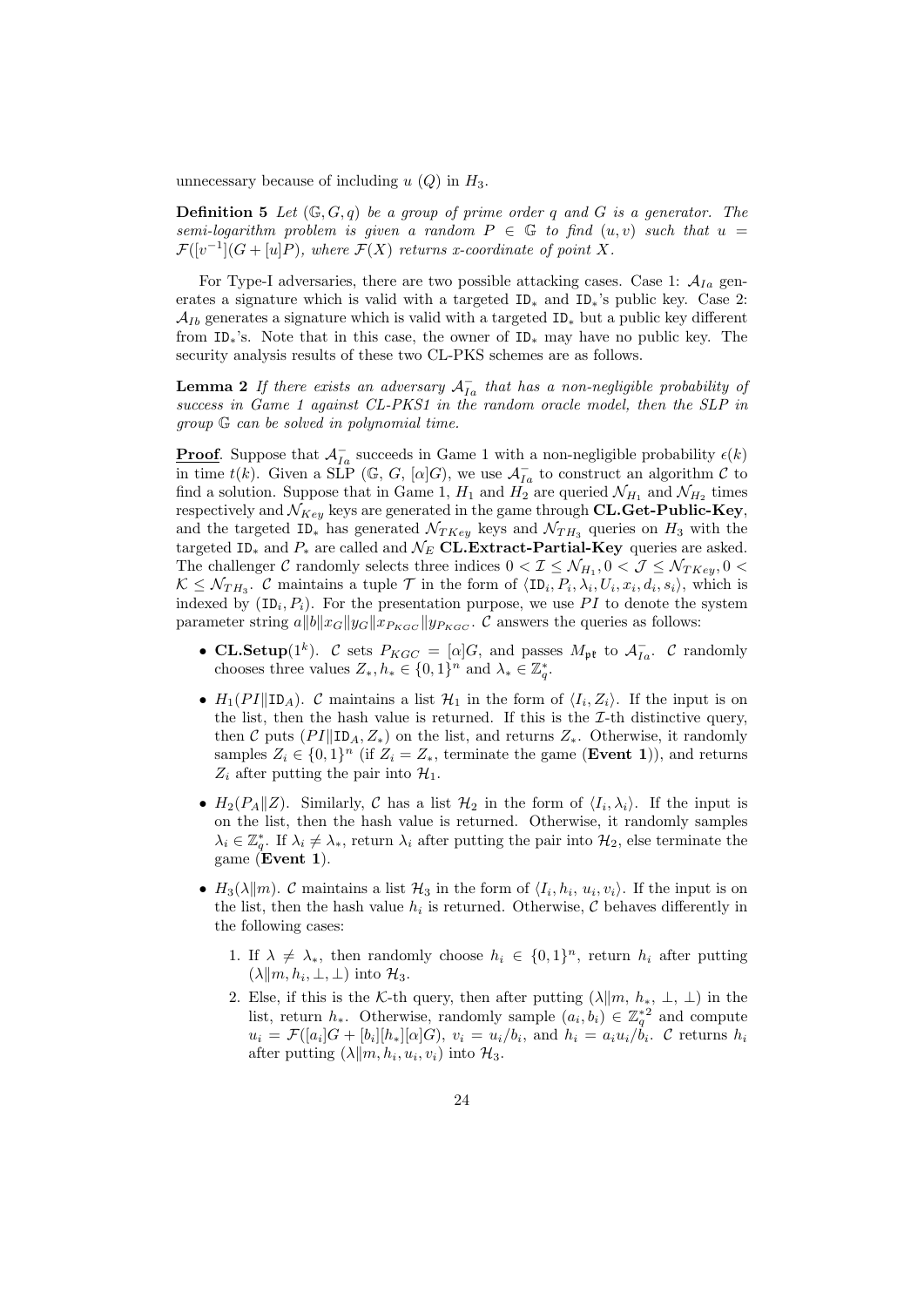unnecessary because of including $u$ ($Q$) in $H_3$.

**Definition 5** *Let $(\mathbb{G}, G, q)$ be a group of prime order $q$ and $G$ is a generator. The semi-logarithm problem is given a random $P \in \mathbb{G}$ to find $(u, v)$ such that $u = \mathcal{F}([v^{-1}](G + [u]P)$, where $\mathcal{F}(X)$ returns x-coordinate of point $X$.*

For Type-I adversaries, there are two possible attacking cases. Case 1: $\mathcal{A}_{Ia}$ generates a signature which is valid with a targeted $\texttt{ID}_*$ and $\texttt{ID}_*$'s public key. Case 2: $\mathcal{A}_{Ib}$ generates a signature which is valid with a targeted $\texttt{ID}_*$ but a public key different from $\texttt{ID}_*$'s. Note that in this case, the owner of $\texttt{ID}_*$ may have no public key. The security analysis results of these two CL-PKS schemes are as follows.

**Lemma 2** *If there exists an adversary $\mathcal{A}_{Ia}^-$ that has a non-negligible probability of success in Game 1 against CL-PKS1 in the random oracle model, then the SLP in group $\mathbb{G}$ can be solved in polynomial time.*

**Proof**. Suppose that $\mathcal{A}_{Ia}^-$ succeeds in Game 1 with a non-negligible probability $\epsilon(k)$ in time $t(k)$. Given a SLP $(\mathbb{G}, G, [\alpha]G)$, we use $\mathcal{A}_{Ia}^-$ to construct an algorithm $\mathcal{C}$ to find a solution. Suppose that in Game 1, $H_1$ and $H_2$ are queried $\mathcal{N}_{H_1}$ and $\mathcal{N}_{H_2}$ times respectively and $\mathcal{N}_{Key}$ keys are generated in the game through **CL.Get-Public-Key**, and the targeted $\texttt{ID}_*$ has generated $\mathcal{N}_{TKey}$ keys and $\mathcal{N}_{TH_3}$ queries on $H_3$ with the targeted $\texttt{ID}_*$ and $P_*$ are called and $\mathcal{N}_E$ **CL.Extract-Partial-Key** queries are asked. The challenger $\mathcal{C}$ randomly selects three indices $0 < \mathcal{I} \leq \mathcal{N}_{H_1}, 0 < \mathcal{J} \leq \mathcal{N}_{TKey}, 0 < \mathcal{K} \leq \mathcal{N}_{TH_3}$. $\mathcal{C}$ maintains a tuple $\mathcal{T}$ in the form of $\langle \texttt{ID}_i, P_i, \lambda_i, U_i, x_i, d_i, s_i \rangle$, which is indexed by $(\texttt{ID}_i, P_i)$. For the presentation purpose, we use $PI$ to denote the system parameter string $a\|b\|x_G\|y_G\|x_{P_{KGC}}\|y_{P_{KGC}}$. $\mathcal{C}$ answers the queries as follows:

- **CL.Setup**$(1^k)$. $\mathcal{C}$ sets $P_{KGC} = [\alpha]G$, and passes $M_{\mathfrak{pk}}$ to $\mathcal{A}_{Ia}^-$. $\mathcal{C}$ randomly chooses three values $Z_*, h_* \in \{0,1\}^n$ and $\lambda_* \in \mathbb{Z}_q^*$.
- $H_1(PI\|\texttt{ID}_A)$. $\mathcal{C}$ maintains a list $\mathcal{H}_1$ in the form of $\langle I_i, Z_i \rangle$. If the input is on the list, then the hash value is returned. If this is the $\mathcal{I}$-th distinctive query, then $\mathcal{C}$ puts $(PI\|\texttt{ID}_A, Z_*)$ on the list, and returns $Z_*$. Otherwise, it randomly samples $Z_i \in \{0,1\}^n$ (if $Z_i = Z_*$, terminate the game (**Event 1**)), and returns $Z_i$ after putting the pair into $\mathcal{H}_1$.
- $H_2(P_A\|Z)$. Similarly, $\mathcal{C}$ has a list $\mathcal{H}_2$ in the form of $\langle I_i, \lambda_i \rangle$. If the input is on the list, then the hash value is returned. Otherwise, it randomly samples $\lambda_i \in \mathbb{Z}_q^*$. If $\lambda_i \neq \lambda_*$, return $\lambda_i$ after putting the pair into $\mathcal{H}_2$, else terminate the game (**Event 1**).
- $H_3(\lambda\|m)$. $\mathcal{C}$ maintains a list $\mathcal{H}_3$ in the form of $\langle I_i, h_i, u_i, v_i \rangle$. If the input is on the list, then the hash value $h_i$ is returned. Otherwise, $\mathcal{C}$ behaves differently in the following cases:
  1. If $\lambda \neq \lambda_*$, then randomly choose $h_i \in \{0,1\}^n$, return $h_i$ after putting $(\lambda\|m, h_i, \perp, \perp)$ into $\mathcal{H}_3$.
  2. Else, if this is the $\mathcal{K}$-th query, then after putting $(\lambda\|m, h_*, \perp, \perp)$ in the list, return $h_*$. Otherwise, randomly sample $(a_i, b_i) \in \mathbb{Z}_q^{*2}$ and compute $u_i = \mathcal{F}([a_i]G + [b_i][h_*][\alpha]G)$, $v_i = u_i/b_i$, and $h_i = a_i u_i/b_i$. $\mathcal{C}$ returns $h_i$ after putting $(\lambda\|m, h_i, u_i, v_i)$ into $\mathcal{H}_3$.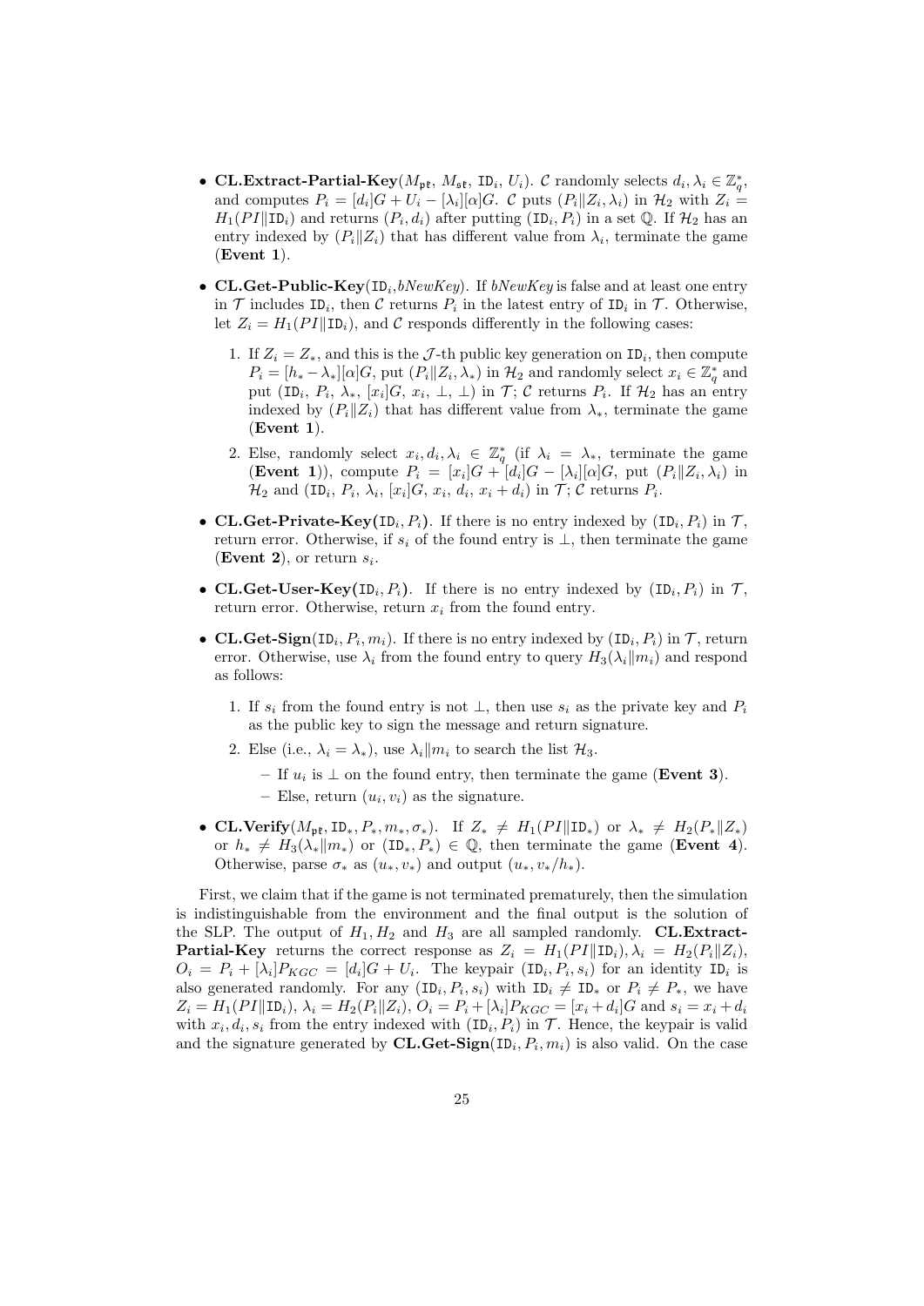- **CL.Extract-Partial-Key**($M_{\mathfrak{pk}}$, $M_{\mathfrak{sk}}$, $\mathtt{ID}_i$, $U_i$). $\mathcal{C}$ randomly selects $d_i, \lambda_i \in \mathbb{Z}_q^*$, and computes $P_i = [d_i]G + U_i - [\lambda_i][\alpha]G$. $\mathcal{C}$ puts $(P_i \| Z_i, \lambda_i)$ in $\mathcal{H}_2$ with $Z_i = H_1(PI \| \mathtt{ID}_i)$ and returns $(P_i, d_i)$ after putting $(\mathtt{ID}_i, P_i)$ in a set $\mathbb{Q}$. If $\mathcal{H}_2$ has an entry indexed by $(P_i \| Z_i)$ that has different value from $\lambda_i$, terminate the game (**Event 1**).

- **CL.Get-Public-Key**($\mathtt{ID}_i$,*bNewKey*). If *bNewKey* is false and at least one entry in $\mathcal{T}$ includes $\mathtt{ID}_i$, then $\mathcal{C}$ returns $P_i$ in the latest entry of $\mathtt{ID}_i$ in $\mathcal{T}$. Otherwise, let $Z_i = H_1(PI \| \mathtt{ID}_i)$, and $\mathcal{C}$ responds differently in the following cases:

  1. If $Z_i = Z_*$, and this is the $\mathcal{J}$-th public key generation on $\mathtt{ID}_i$, then compute $P_i = [h_* - \lambda_*][\alpha]G$, put $(P_i \| Z_i, \lambda_*)$ in $\mathcal{H}_2$ and randomly select $x_i \in \mathbb{Z}_q^*$ and put $(\mathtt{ID}_i,\ P_i,\ \lambda_*,\ [x_i]G,\ x_i,\ \perp,\ \perp)$ in $\mathcal{T}$; $\mathcal{C}$ returns $P_i$. If $\mathcal{H}_2$ has an entry indexed by $(P_i \| Z_i)$ that has different value from $\lambda_*$, terminate the game (**Event 1**).

  2. Else, randomly select $x_i, d_i, \lambda_i \in \mathbb{Z}_q^*$ (if $\lambda_i = \lambda_*$, terminate the game (**Event 1**)), compute $P_i = [x_i]G + [d_i]G - [\lambda_i][\alpha]G$, put $(P_i \| Z_i, \lambda_i)$ in $\mathcal{H}_2$ and $(\mathtt{ID}_i,\ P_i,\ \lambda_i,\ [x_i]G,\ x_i,\ d_i,\ x_i + d_i)$ in $\mathcal{T}$; $\mathcal{C}$ returns $P_i$.

- **CL.Get-Private-Key(**$\mathtt{ID}_i, P_i$**)**. If there is no entry indexed by $(\mathtt{ID}_i, P_i)$ in $\mathcal{T}$, return error. Otherwise, if $s_i$ of the found entry is $\perp$, then terminate the game (**Event 2**), or return $s_i$.

- **CL.Get-User-Key(**$\mathtt{ID}_i, P_i$**)**. If there is no entry indexed by $(\mathtt{ID}_i, P_i)$ in $\mathcal{T}$, return error. Otherwise, return $x_i$ from the found entry.

- **CL.Get-Sign**($\mathtt{ID}_i, P_i, m_i$). If there is no entry indexed by $(\mathtt{ID}_i, P_i)$ in $\mathcal{T}$, return error. Otherwise, use $\lambda_i$ from the found entry to query $H_3(\lambda_i \| m_i)$ and respond as follows:

  1. If $s_i$ from the found entry is not $\perp$, then use $s_i$ as the private key and $P_i$ as the public key to sign the message and return signature.
  2. Else (i.e., $\lambda_i = \lambda_*$), use $\lambda_i \| m_i$ to search the list $\mathcal{H}_3$.
     - If $u_i$ is $\perp$ on the found entry, then terminate the game (**Event 3**).
     - Else, return $(u_i, v_i)$ as the signature.

- **CL.Verify**($M_{\mathfrak{pk}}, \mathtt{ID}_*, P_*, m_*, \sigma_*$). If $Z_* \neq H_1(PI \| \mathtt{ID}_*)$ or $\lambda_* \neq H_2(P_* \| Z_*)$ or $h_* \neq H_3(\lambda_* \| m_*)$ or $(\mathtt{ID}_*, P_*) \in \mathbb{Q}$, then terminate the game (**Event 4**). Otherwise, parse $\sigma_*$ as $(u_*, v_*)$ and output $(u_*, v_*/h_*)$.

First, we claim that if the game is not terminated prematurely, then the simulation is indistinguishable from the environment and the final output is the solution of the SLP. The output of $H_1, H_2$ and $H_3$ are all sampled randomly. **CL.Extract-Partial-Key** returns the correct response as $Z_i = H_1(PI \| \mathtt{ID}_i), \lambda_i = H_2(P_i \| Z_i)$, $O_i = P_i + [\lambda_i]P_{KGC} = [d_i]G + U_i$. The keypair $(\mathtt{ID}_i, P_i, s_i)$ for an identity $\mathtt{ID}_i$ is also generated randomly. For any $(\mathtt{ID}_i, P_i, s_i)$ with $\mathtt{ID}_i \neq \mathtt{ID}_*$ or $P_i \neq P_*$, we have $Z_i = H_1(PI \| \mathtt{ID}_i)$, $\lambda_i = H_2(P_i \| Z_i)$, $O_i = P_i + [\lambda_i]P_{KGC} = [x_i + d_i]G$ and $s_i = x_i + d_i$ with $x_i, d_i, s_i$ from the entry indexed with $(\mathtt{ID}_i, P_i)$ in $\mathcal{T}$. Hence, the keypair is valid and the signature generated by **CL.Get-Sign**($\mathtt{ID}_i, P_i, m_i$) is also valid. On the case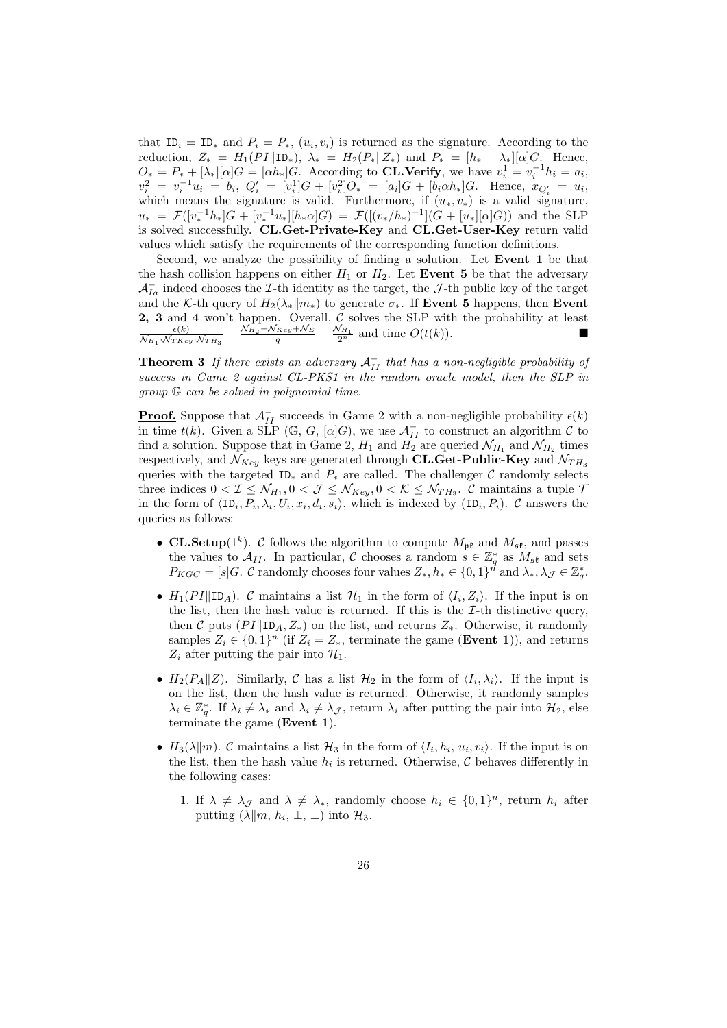that $\texttt{ID}_i = \texttt{ID}_*$ and $P_i = P_*$, $(u_i, v_i)$ is returned as the signature. According to the reduction, $Z_* = H_1(PI\|\texttt{ID}_*)$, $\lambda_* = H_2(P_*\|Z_*)$ and $P_* = [h_* - \lambda_*][\alpha]G$. Hence, $O_* = P_* + [\lambda_*][\alpha]G = [\alpha h_*]G$. According to **CL.Verify**, we have $v_i^1 = v_i^{-1}h_i = a_i$, $v_i^2 = v_i^{-1}u_i = b_i$, $Q_i' = [v_i^1]G + [v_i^2]O_* = [a_i]G + [b_i\alpha h_*]G$. Hence, $x_{Q_i'} = u_i$, which means the signature is valid. Furthermore, if $(u_*, v_*)$ is a valid signature, $u_* = \mathcal{F}([v_*^{-1}h_*]G + [v_*^{-1}u_*][h_*\alpha]G) = \mathcal{F}([(v_*/h_*)^{-1}](G + [u_*][\alpha]G))$ and the SLP is solved successfully. **CL.Get-Private-Key** and **CL.Get-User-Key** return valid values which satisfy the requirements of the corresponding function definitions.

Second, we analyze the possibility of finding a solution. Let **Event 1** be that the hash collision happens on either $H_1$ or $H_2$. Let **Event 5** be that the adversary $\mathcal{A}_{I_a}^-$ indeed chooses the $\mathcal{I}$-th identity as the target, the $\mathcal{J}$-th public key of the target and the $\mathcal{K}$-th query of $H_2(\lambda_*\|m_*)$ to generate $\sigma_*$. If **Event 5** happens, then **Event 2, 3** and **4** won't happen. Overall, $\mathcal{C}$ solves the SLP with the probability at least $\frac{\epsilon(k)}{\mathcal{N}_{H_1}\cdot\mathcal{N}_{TKey}\cdot\mathcal{N}_{TH_3}} - \frac{\mathcal{N}_{H_2}+\mathcal{N}_{Key}+\mathcal{N}_E}{q} - \frac{\mathcal{N}_{H_1}}{2^n}$ and time $O(t(k))$. ∎

**Theorem 3** *If there exists an adversary $\mathcal{A}_{II}^-$ that has a non-negligible probability of success in Game 2 against CL-PKS1 in the random oracle model, then the SLP in group $\mathbb{G}$ can be solved in polynomial time.*

**Proof.** Suppose that $\mathcal{A}_{II}^-$ succeeds in Game 2 with a non-negligible probability $\epsilon(k)$ in time $t(k)$. Given a SLP $(\mathbb{G}, G, [\alpha]G)$, we use $\mathcal{A}_{II}^-$ to construct an algorithm $\mathcal{C}$ to find a solution. Suppose that in Game 2, $H_1$ and $H_2$ are queried $\mathcal{N}_{H_1}$ and $\mathcal{N}_{H_2}$ times respectively, and $\mathcal{N}_{Key}$ keys are generated through **CL.Get-Public-Key** and $\mathcal{N}_{TH_3}$ queries with the targeted $\texttt{ID}_*$ and $P_*$ are called. The challenger $\mathcal{C}$ randomly selects three indices $0 < \mathcal{I} \leq \mathcal{N}_{H_1}, 0 < \mathcal{J} \leq \mathcal{N}_{Key}, 0 < \mathcal{K} \leq \mathcal{N}_{TH_3}$. $\mathcal{C}$ maintains a tuple $\mathcal{T}$ in the form of $\langle \texttt{ID}_i, P_i, \lambda_i, U_i, x_i, d_i, s_i\rangle$, which is indexed by $(\texttt{ID}_i, P_i)$. $\mathcal{C}$ answers the queries as follows:

- **CL.Setup**$(1^k)$. $\mathcal{C}$ follows the algorithm to compute $M_{\mathfrak{pk}}$ and $M_{\mathfrak{sk}}$, and passes the values to $\mathcal{A}_{II}$. In particular, $\mathcal{C}$ chooses a random $s \in \mathbb{Z}_q^*$ as $M_{\mathfrak{sk}}$ and sets $P_{KGC} = [s]G$. $\mathcal{C}$ randomly chooses four values $Z_*, h_* \in \{0,1\}^n$ and $\lambda_*, \lambda_{\mathcal{J}} \in \mathbb{Z}_q^*$.
- $H_1(PI\|\texttt{ID}_A)$. $\mathcal{C}$ maintains a list $\mathcal{H}_1$ in the form of $\langle I_i, Z_i\rangle$. If the input is on the list, then the hash value is returned. If this is the $\mathcal{I}$-th distinctive query, then $\mathcal{C}$ puts $(PI\|\texttt{ID}_A, Z_*)$ on the list, and returns $Z_*$. Otherwise, it randomly samples $Z_i \in \{0,1\}^n$ (if $Z_i = Z_*$, terminate the game (**Event 1**)), and returns $Z_i$ after putting the pair into $\mathcal{H}_1$.
- $H_2(P_A\|Z)$. Similarly, $\mathcal{C}$ has a list $\mathcal{H}_2$ in the form of $\langle I_i, \lambda_i\rangle$. If the input is on the list, then the hash value is returned. Otherwise, it randomly samples $\lambda_i \in \mathbb{Z}_q^*$. If $\lambda_i \neq \lambda_*$ and $\lambda_i \neq \lambda_{\mathcal{J}}$, return $\lambda_i$ after putting the pair into $\mathcal{H}_2$, else terminate the game (**Event 1**).
- $H_3(\lambda\|m)$. $\mathcal{C}$ maintains a list $\mathcal{H}_3$ in the form of $\langle I_i, h_i, u_i, v_i\rangle$. If the input is on the list, then the hash value $h_i$ is returned. Otherwise, $\mathcal{C}$ behaves differently in the following cases:
  1. If $\lambda \neq \lambda_{\mathcal{J}}$ and $\lambda \neq \lambda_*$, randomly choose $h_i \in \{0,1\}^n$, return $h_i$ after putting $(\lambda\|m, h_i, \perp, \perp)$ into $\mathcal{H}_3$.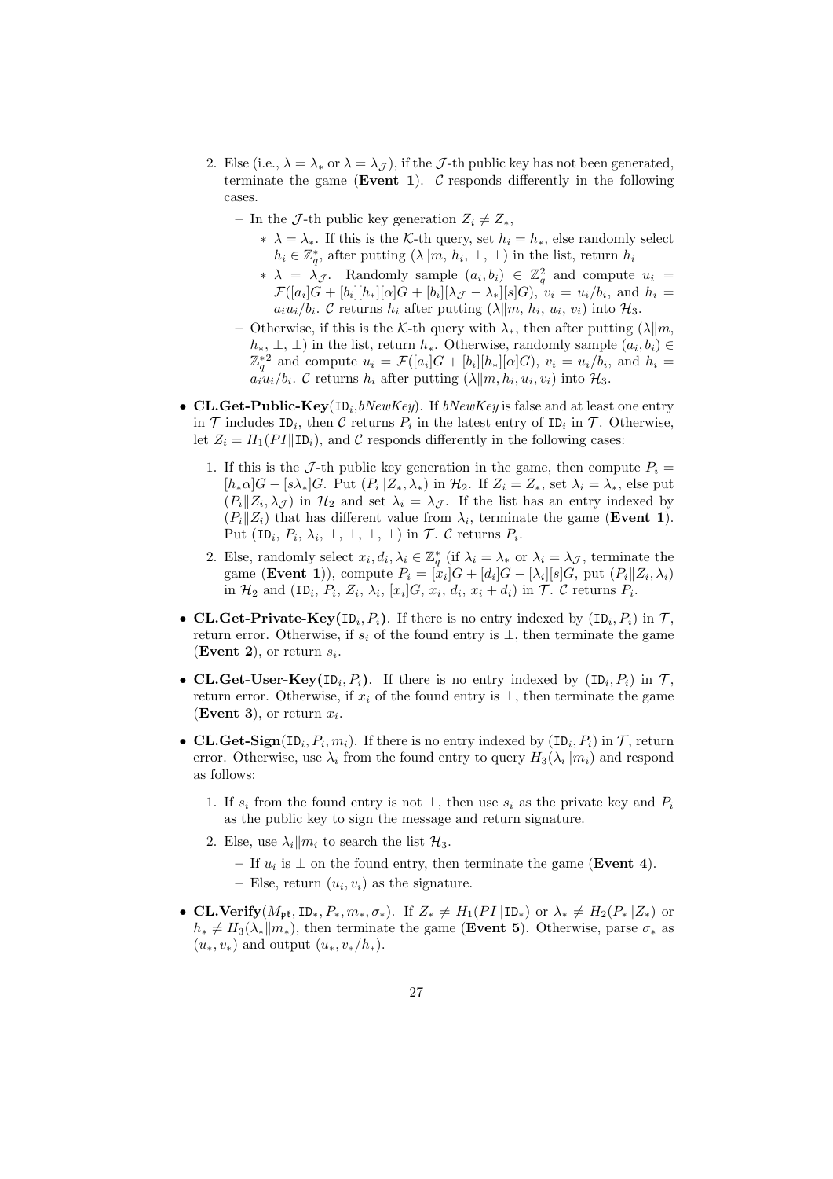2. Else (i.e., $\lambda = \lambda_*$ or $\lambda = \lambda_{\mathcal{J}}$), if the $\mathcal{J}$-th public key has not been generated, terminate the game (**Event 1**). $\mathcal{C}$ responds differently in the following cases.
   - In the $\mathcal{J}$-th public key generation $Z_i \neq Z_*$,
     - $\lambda = \lambda_*$. If this is the $\mathcal{K}$-th query, set $h_i = h_*$, else randomly select $h_i \in \mathbb{Z}_q^*$, after putting $(\lambda \| m,\ h_i,\ \bot,\ \bot)$ in the list, return $h_i$
     - $\lambda = \lambda_{\mathcal{J}}$. Randomly sample $(a_i, b_i) \in \mathbb{Z}_q^2$ and compute $u_i = \mathcal{F}([a_i]G + [b_i][h_*][\alpha]G + [b_i][\lambda_{\mathcal{J}} - \lambda_*][s]G)$, $v_i = u_i/b_i$, and $h_i = a_i u_i/b_i$. $\mathcal{C}$ returns $h_i$ after putting $(\lambda \| m,\ h_i,\ u_i,\ v_i)$ into $\mathcal{H}_3$.
   - Otherwise, if this is the $\mathcal{K}$-th query with $\lambda_*$, then after putting $(\lambda \| m,\ h_*, \bot, \bot)$ in the list, return $h_*$. Otherwise, randomly sample $(a_i, b_i) \in \mathbb{Z}_q^{*2}$ and compute $u_i = \mathcal{F}([a_i]G + [b_i][h_*][\alpha]G)$, $v_i = u_i/b_i$, and $h_i = a_i u_i/b_i$. $\mathcal{C}$ returns $h_i$ after putting $(\lambda \| m, h_i, u_i, v_i)$ into $\mathcal{H}_3$.

- **CL.Get-Public-Key**($\mathtt{ID}_i$,*bNewKey*). If *bNewKey* is false and at least one entry in $\mathcal{T}$ includes $\mathtt{ID}_i$, then $\mathcal{C}$ returns $P_i$ in the latest entry of $\mathtt{ID}_i$ in $\mathcal{T}$. Otherwise, let $Z_i = H_1(PI \| \mathtt{ID}_i)$, and $\mathcal{C}$ responds differently in the following cases:
  1. If this is the $\mathcal{J}$-th public key generation in the game, then compute $P_i = [h_*\alpha]G - [s\lambda_*]G$. Put $(P_i \| Z_*, \lambda_*)$ in $\mathcal{H}_2$. If $Z_i = Z_*$, set $\lambda_i = \lambda_*$, else put $(P_i \| Z_i, \lambda_{\mathcal{J}})$ in $\mathcal{H}_2$ and set $\lambda_i = \lambda_{\mathcal{J}}$. If the list has an entry indexed by $(P_i \| Z_i)$ that has different value from $\lambda_i$, terminate the game (**Event 1**). Put $(\mathtt{ID}_i,\ P_i,\ \lambda_i,\ \bot,\ \bot,\ \bot,\ \bot)$ in $\mathcal{T}$. $\mathcal{C}$ returns $P_i$.
  2. Else, randomly select $x_i, d_i, \lambda_i \in \mathbb{Z}_q^*$ (if $\lambda_i = \lambda_*$ or $\lambda_i = \lambda_{\mathcal{J}}$, terminate the game (**Event 1**)), compute $P_i = [x_i]G + [d_i]G - [\lambda_i][s]G$, put $(P_i \| Z_i, \lambda_i)$ in $\mathcal{H}_2$ and $(\mathtt{ID}_i,\ P_i,\ Z_i,\ \lambda_i,\ [x_i]G,\ x_i,\ d_i,\ x_i + d_i)$ in $\mathcal{T}$. $\mathcal{C}$ returns $P_i$.

- **CL.Get-Private-Key($\mathtt{ID}_i, P_i$)**. If there is no entry indexed by $(\mathtt{ID}_i, P_i)$ in $\mathcal{T}$, return error. Otherwise, if $s_i$ of the found entry is $\bot$, then terminate the game (**Event 2**), or return $s_i$.

- **CL.Get-User-Key($\mathtt{ID}_i, P_i$)**. If there is no entry indexed by $(\mathtt{ID}_i, P_i)$ in $\mathcal{T}$, return error. Otherwise, if $x_i$ of the found entry is $\bot$, then terminate the game (**Event 3**), or return $x_i$.

- **CL.Get-Sign**($\mathtt{ID}_i, P_i, m_i$). If there is no entry indexed by $(\mathtt{ID}_i, P_i)$ in $\mathcal{T}$, return error. Otherwise, use $\lambda_i$ from the found entry to query $H_3(\lambda_i \| m_i)$ and respond as follows:
  1. If $s_i$ from the found entry is not $\bot$, then use $s_i$ as the private key and $P_i$ as the public key to sign the message and return signature.
  2. Else, use $\lambda_i \| m_i$ to search the list $\mathcal{H}_3$.
     - If $u_i$ is $\bot$ on the found entry, then terminate the game (**Event 4**).
     - Else, return $(u_i, v_i)$ as the signature.

- **CL.Verify**($M_{\mathtt{pk}}, \mathtt{ID}_*, P_*, m_*, \sigma_*$). If $Z_* \neq H_1(PI \| \mathtt{ID}_*)$ or $\lambda_* \neq H_2(P_* \| Z_*)$ or $h_* \neq H_3(\lambda_* \| m_*)$, then terminate the game (**Event 5**). Otherwise, parse $\sigma_*$ as $(u_*, v_*)$ and output $(u_*, v_*/h_*)$.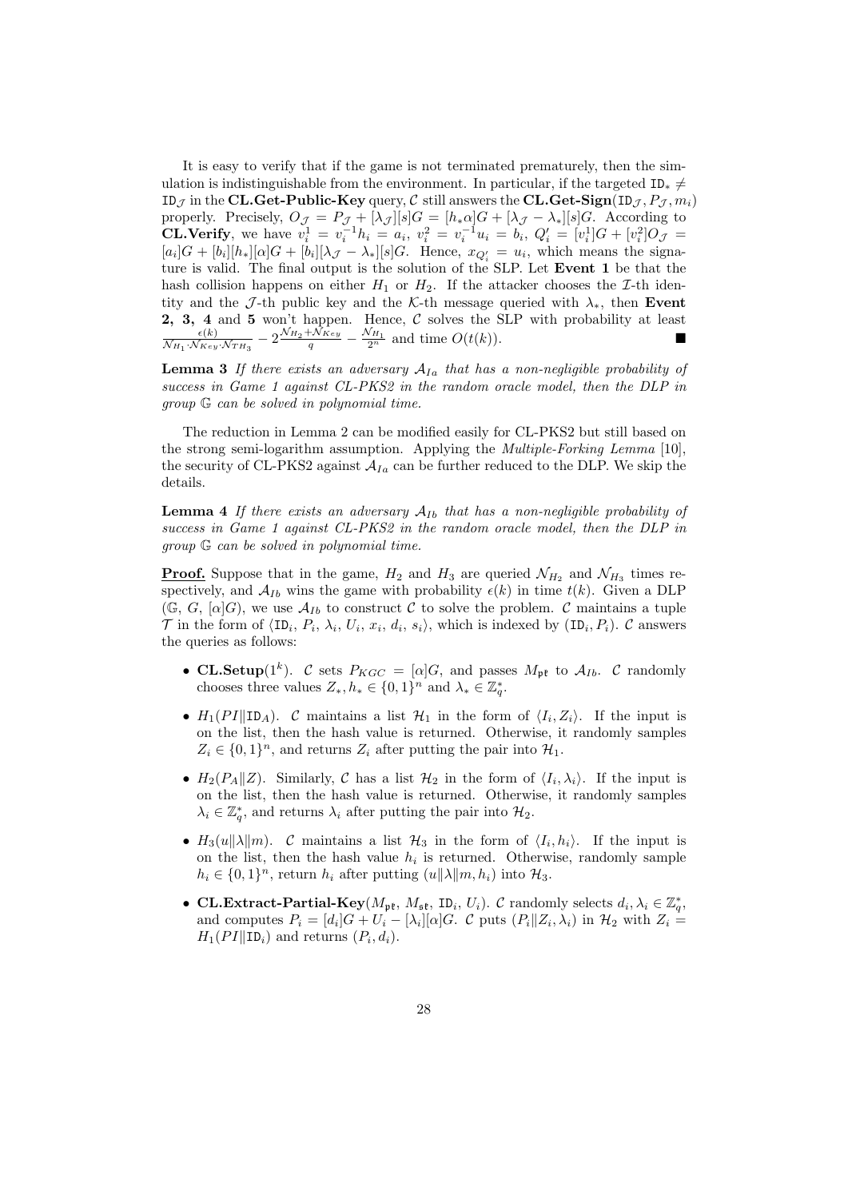It is easy to verify that if the game is not terminated prematurely, then the simulation is indistinguishable from the environment. In particular, if the targeted $\texttt{ID}_* \neq \texttt{ID}_{\mathcal{J}}$ in the **CL.Get-Public-Key** query, $\mathcal{C}$ still answers the **CL.Get-Sign**$(\texttt{ID}_{\mathcal{J}}, P_{\mathcal{J}}, m_i)$ properly. Precisely, $O_{\mathcal{J}} = P_{\mathcal{J}} + [\lambda_{\mathcal{J}}][s]G = [h_*\alpha]G + [\lambda_{\mathcal{J}} - \lambda_*][s]G$. According to **CL.Verify**, we have $v_i^1 = v_i^{-1}h_i = a_i$, $v_i^2 = v_i^{-1}u_i = b_i$, $Q_i' = [v_i^1]G + [v_i^2]O_{\mathcal{J}} = [a_i]G + [b_i][h_*][\alpha]G + [b_i][\lambda_{\mathcal{J}} - \lambda_*][s]G$. Hence, $x_{Q_i'} = u_i$, which means the signature is valid. The final output is the solution of the SLP. Let **Event 1** be that the hash collision happens on either $H_1$ or $H_2$. If the attacker chooses the $\mathcal{I}$-th identity and the $\mathcal{J}$-th public key and the $\mathcal{K}$-th message queried with $\lambda_*$, then **Event 2, 3, 4** and **5** won't happen. Hence, $\mathcal{C}$ solves the SLP with probability at least $\frac{\epsilon(k)}{\mathcal{N}_{H_1} \cdot \mathcal{N}_{Key} \cdot \mathcal{N}_{TH_3}} - 2\frac{\mathcal{N}_{H_2} + \mathcal{N}_{Key}}{q} - \frac{\mathcal{N}_{H_1}}{2^n}$ and time $O(t(k))$. ∎

**Lemma 3** *If there exists an adversary $\mathcal{A}_{Ia}$ that has a non-negligible probability of success in Game 1 against CL-PKS2 in the random oracle model, then the DLP in group $\mathbb{G}$ can be solved in polynomial time.*

The reduction in Lemma 2 can be modified easily for CL-PKS2 but still based on the strong semi-logarithm assumption. Applying the *Multiple-Forking Lemma* [10], the security of CL-PKS2 against $\mathcal{A}_{Ia}$ can be further reduced to the DLP. We skip the details.

**Lemma 4** *If there exists an adversary $\mathcal{A}_{Ib}$ that has a non-negligible probability of success in Game 1 against CL-PKS2 in the random oracle model, then the DLP in group $\mathbb{G}$ can be solved in polynomial time.*

**<u>Proof.</u>** Suppose that in the game, $H_2$ and $H_3$ are queried $\mathcal{N}_{H_2}$ and $\mathcal{N}_{H_3}$ times respectively, and $\mathcal{A}_{Ib}$ wins the game with probability $\epsilon(k)$ in time $t(k)$. Given a DLP $(\mathbb{G}, G, [\alpha]G)$, we use $\mathcal{A}_{Ib}$ to construct $\mathcal{C}$ to solve the problem. $\mathcal{C}$ maintains a tuple $\mathcal{T}$ in the form of $\langle \texttt{ID}_i, P_i, \lambda_i, U_i, x_i, d_i, s_i \rangle$, which is indexed by $(\texttt{ID}_i, P_i)$. $\mathcal{C}$ answers the queries as follows:

- **CL.Setup**$(1^k)$. $\mathcal{C}$ sets $P_{KGC} = [\alpha]G$, and passes $M_{\mathfrak{pk}}$ to $\mathcal{A}_{Ib}$. $\mathcal{C}$ randomly chooses three values $Z_*, h_* \in \{0,1\}^n$ and $\lambda_* \in \mathbb{Z}_q^*$.
- $H_1(PI \| \texttt{ID}_A)$. $\mathcal{C}$ maintains a list $\mathcal{H}_1$ in the form of $\langle I_i, Z_i \rangle$. If the input is on the list, then the hash value is returned. Otherwise, it randomly samples $Z_i \in \{0,1\}^n$, and returns $Z_i$ after putting the pair into $\mathcal{H}_1$.
- $H_2(P_A \| Z)$. Similarly, $\mathcal{C}$ has a list $\mathcal{H}_2$ in the form of $\langle I_i, \lambda_i \rangle$. If the input is on the list, then the hash value is returned. Otherwise, it randomly samples $\lambda_i \in \mathbb{Z}_q^*$, and returns $\lambda_i$ after putting the pair into $\mathcal{H}_2$.
- $H_3(u \| \lambda \| m)$. $\mathcal{C}$ maintains a list $\mathcal{H}_3$ in the form of $\langle I_i, h_i \rangle$. If the input is on the list, then the hash value $h_i$ is returned. Otherwise, randomly sample $h_i \in \{0,1\}^n$, return $h_i$ after putting $(u \| \lambda \| m, h_i)$ into $\mathcal{H}_3$.
- **CL.Extract-Partial-Key**$(M_{\mathfrak{pk}}, M_{\mathfrak{sk}}, \texttt{ID}_i, U_i)$. $\mathcal{C}$ randomly selects $d_i, \lambda_i \in \mathbb{Z}_q^*$, and computes $P_i = [d_i]G + U_i - [\lambda_i][\alpha]G$. $\mathcal{C}$ puts $(P_i \| Z_i, \lambda_i)$ in $\mathcal{H}_2$ with $Z_i = H_1(PI \| \texttt{ID}_i)$ and returns $(P_i, d_i)$.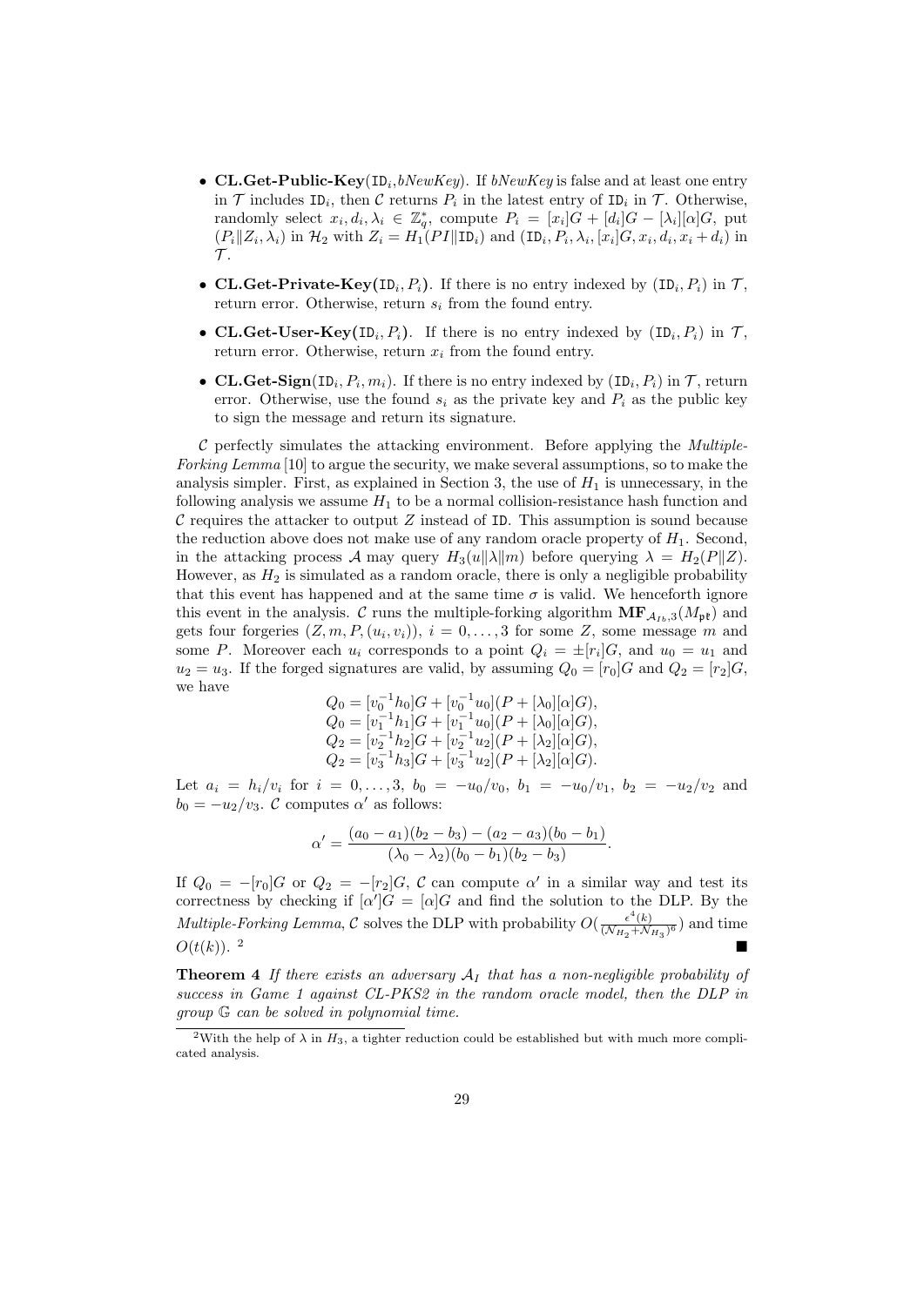- **CL.Get-Public-Key**($\mathtt{ID}_i$,*bNewKey*). If *bNewKey* is false and at least one entry in $\mathcal{T}$ includes $\mathtt{ID}_i$, then $\mathcal{C}$ returns $P_i$ in the latest entry of $\mathtt{ID}_i$ in $\mathcal{T}$. Otherwise, randomly select $x_i, d_i, \lambda_i \in \mathbb{Z}_q^*$, compute $P_i = [x_i]G + [d_i]G - [\lambda_i][\alpha]G$, put $(P_i \| Z_i, \lambda_i)$ in $\mathcal{H}_2$ with $Z_i = H_1(PI\|\mathtt{ID}_i)$ and $(\mathtt{ID}_i, P_i, \lambda_i, [x_i]G, x_i, d_i, x_i + d_i)$ in $\mathcal{T}$.
- **CL.Get-Private-Key(**$\mathtt{ID}_i, P_i$**)**. If there is no entry indexed by $(\mathtt{ID}_i, P_i)$ in $\mathcal{T}$, return error. Otherwise, return $s_i$ from the found entry.
- **CL.Get-User-Key(**$\mathtt{ID}_i, P_i$**)**. If there is no entry indexed by $(\mathtt{ID}_i, P_i)$ in $\mathcal{T}$, return error. Otherwise, return $x_i$ from the found entry.
- **CL.Get-Sign**$(\mathtt{ID}_i, P_i, m_i)$. If there is no entry indexed by $(\mathtt{ID}_i, P_i)$ in $\mathcal{T}$, return error. Otherwise, use the found $s_i$ as the private key and $P_i$ as the public key to sign the message and return its signature.

$\mathcal{C}$ perfectly simulates the attacking environment. Before applying the *Multiple-Forking Lemma* [10] to argue the security, we make several assumptions, so to make the analysis simpler. First, as explained in Section 3, the use of $H_1$ is unnecessary, in the following analysis we assume $H_1$ to be a normal collision-resistance hash function and $\mathcal{C}$ requires the attacker to output $Z$ instead of $\mathtt{ID}$. This assumption is sound because the reduction above does not make use of any random oracle property of $H_1$. Second, in the attacking process $\mathcal{A}$ may query $H_3(u\|\lambda\|m)$ before querying $\lambda = H_2(P\|Z)$. However, as $H_2$ is simulated as a random oracle, there is only a negligible probability that this event has happened and at the same time $\sigma$ is valid. We henceforth ignore this event in the analysis. $\mathcal{C}$ runs the multiple-forking algorithm $\mathbf{MF}_{\mathcal{A}_{Ib},3}(M_{\mathfrak{pk}})$ and gets four forgeries $(Z, m, P, (u_i, v_i))$, $i = 0, \ldots, 3$ for some $Z$, some message $m$ and some $P$. Moreover each $u_i$ corresponds to a point $Q_i = \pm[r_i]G$, and $u_0 = u_1$ and $u_2 = u_3$. If the forged signatures are valid, by assuming $Q_0 = [r_0]G$ and $Q_2 = [r_2]G$, we have

$$
\begin{aligned}
Q_0 &= [v_0^{-1}h_0]G + [v_0^{-1}u_0](P + [\lambda_0][\alpha]G),\\
Q_0 &= [v_1^{-1}h_1]G + [v_1^{-1}u_0](P + [\lambda_0][\alpha]G),\\
Q_2 &= [v_2^{-1}h_2]G + [v_2^{-1}u_2](P + [\lambda_2][\alpha]G),\\
Q_2 &= [v_3^{-1}h_3]G + [v_3^{-1}u_2](P + [\lambda_2][\alpha]G).
\end{aligned}
$$

Let $a_i = h_i/v_i$ for $i = 0, \ldots, 3$, $b_0 = -u_0/v_0$, $b_1 = -u_0/v_1$, $b_2 = -u_2/v_2$ and $b_0 = -u_2/v_3$. $\mathcal{C}$ computes $\alpha'$ as follows:

$$
\alpha' = \frac{(a_0 - a_1)(b_2 - b_3) - (a_2 - a_3)(b_0 - b_1)}{(\lambda_0 - \lambda_2)(b_0 - b_1)(b_2 - b_3)}.
$$

If $Q_0 = -[r_0]G$ or $Q_2 = -[r_2]G$, $\mathcal{C}$ can compute $\alpha'$ in a similar way and test its correctness by checking if $[\alpha']G = [\alpha]G$ and find the solution to the DLP. By the *Multiple-Forking Lemma*, $\mathcal{C}$ solves the DLP with probability $O(\frac{\epsilon^4(k)}{(\mathcal{N}_{H_2}+\mathcal{N}_{H_3})^6})$ and time $O(t(k))$. [2] ∎

**Theorem 4** *If there exists an adversary $\mathcal{A}_I$ that has a non-negligible probability of success in Game 1 against CL-PKS2 in the random oracle model, then the DLP in group $\mathbb{G}$ can be solved in polynomial time.*

[2] With the help of $\lambda$ in $H_3$, a tighter reduction could be established but with much more complicated analysis.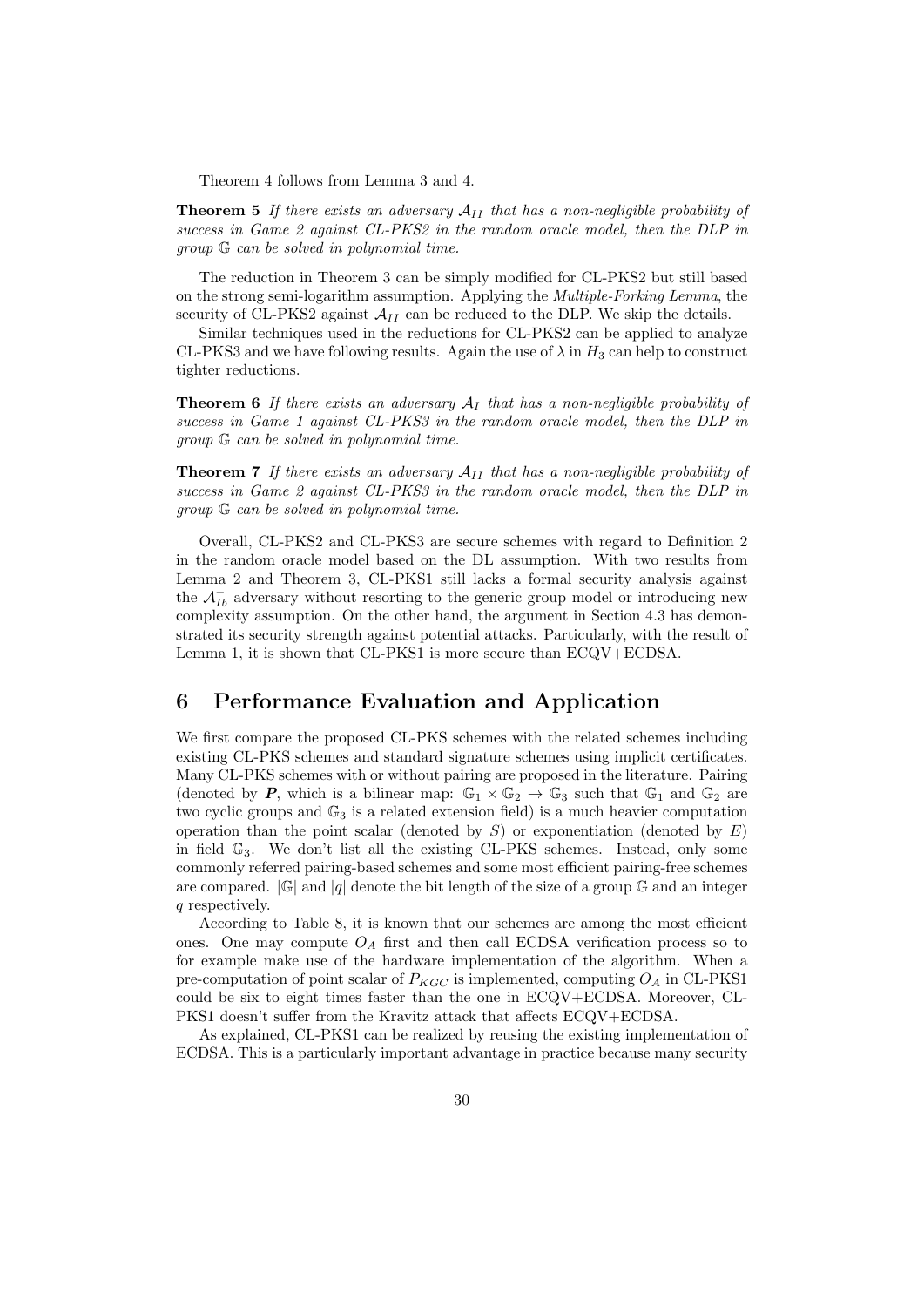Theorem 4 follows from Lemma 3 and 4.

**Theorem 5** *If there exists an adversary $\mathcal{A}_{II}$ that has a non-negligible probability of success in Game 2 against CL-PKS2 in the random oracle model, then the DLP in group $\mathbb{G}$ can be solved in polynomial time.*

The reduction in Theorem 3 can be simply modified for CL-PKS2 but still based on the strong semi-logarithm assumption. Applying the *Multiple-Forking Lemma*, the security of CL-PKS2 against $\mathcal{A}_{II}$ can be reduced to the DLP. We skip the details.

Similar techniques used in the reductions for CL-PKS2 can be applied to analyze CL-PKS3 and we have following results. Again the use of $\lambda$ in $H_3$ can help to construct tighter reductions.

**Theorem 6** *If there exists an adversary $\mathcal{A}_I$ that has a non-negligible probability of success in Game 1 against CL-PKS3 in the random oracle model, then the DLP in group $\mathbb{G}$ can be solved in polynomial time.*

**Theorem 7** *If there exists an adversary $\mathcal{A}_{II}$ that has a non-negligible probability of success in Game 2 against CL-PKS3 in the random oracle model, then the DLP in group $\mathbb{G}$ can be solved in polynomial time.*

Overall, CL-PKS2 and CL-PKS3 are secure schemes with regard to Definition 2 in the random oracle model based on the DL assumption. With two results from Lemma 2 and Theorem 3, CL-PKS1 still lacks a formal security analysis against the $\mathcal{A}_{Ib}^{-}$ adversary without resorting to the generic group model or introducing new complexity assumption. On the other hand, the argument in Section 4.3 has demonstrated its security strength against potential attacks. Particularly, with the result of Lemma 1, it is shown that CL-PKS1 is more secure than ECQV+ECDSA.

## 6 Performance Evaluation and Application

We first compare the proposed CL-PKS schemes with the related schemes including existing CL-PKS schemes and standard signature schemes using implicit certificates. Many CL-PKS schemes with or without pairing are proposed in the literature. Pairing (denoted by $\boldsymbol{P}$, which is a bilinear map: $\mathbb{G}_1 \times \mathbb{G}_2 \rightarrow \mathbb{G}_3$ such that $\mathbb{G}_1$ and $\mathbb{G}_2$ are two cyclic groups and $\mathbb{G}_3$ is a related extension field) is a much heavier computation operation than the point scalar (denoted by $S$) or exponentiation (denoted by $E$) in field $\mathbb{G}_3$. We don't list all the existing CL-PKS schemes. Instead, only some commonly referred pairing-based schemes and some most efficient pairing-free schemes are compared. $|\mathbb{G}|$ and $|q|$ denote the bit length of the size of a group $\mathbb{G}$ and an integer $q$ respectively.

According to Table 8, it is known that our schemes are among the most efficient ones. One may compute $O_A$ first and then call ECDSA verification process so to for example make use of the hardware implementation of the algorithm. When a pre-computation of point scalar of $P_{KGC}$ is implemented, computing $O_A$ in CL-PKS1 could be six to eight times faster than the one in ECQV+ECDSA. Moreover, CL-PKS1 doesn't suffer from the Kravitz attack that affects ECQV+ECDSA.

As explained, CL-PKS1 can be realized by reusing the existing implementation of ECDSA. This is a particularly important advantage in practice because many security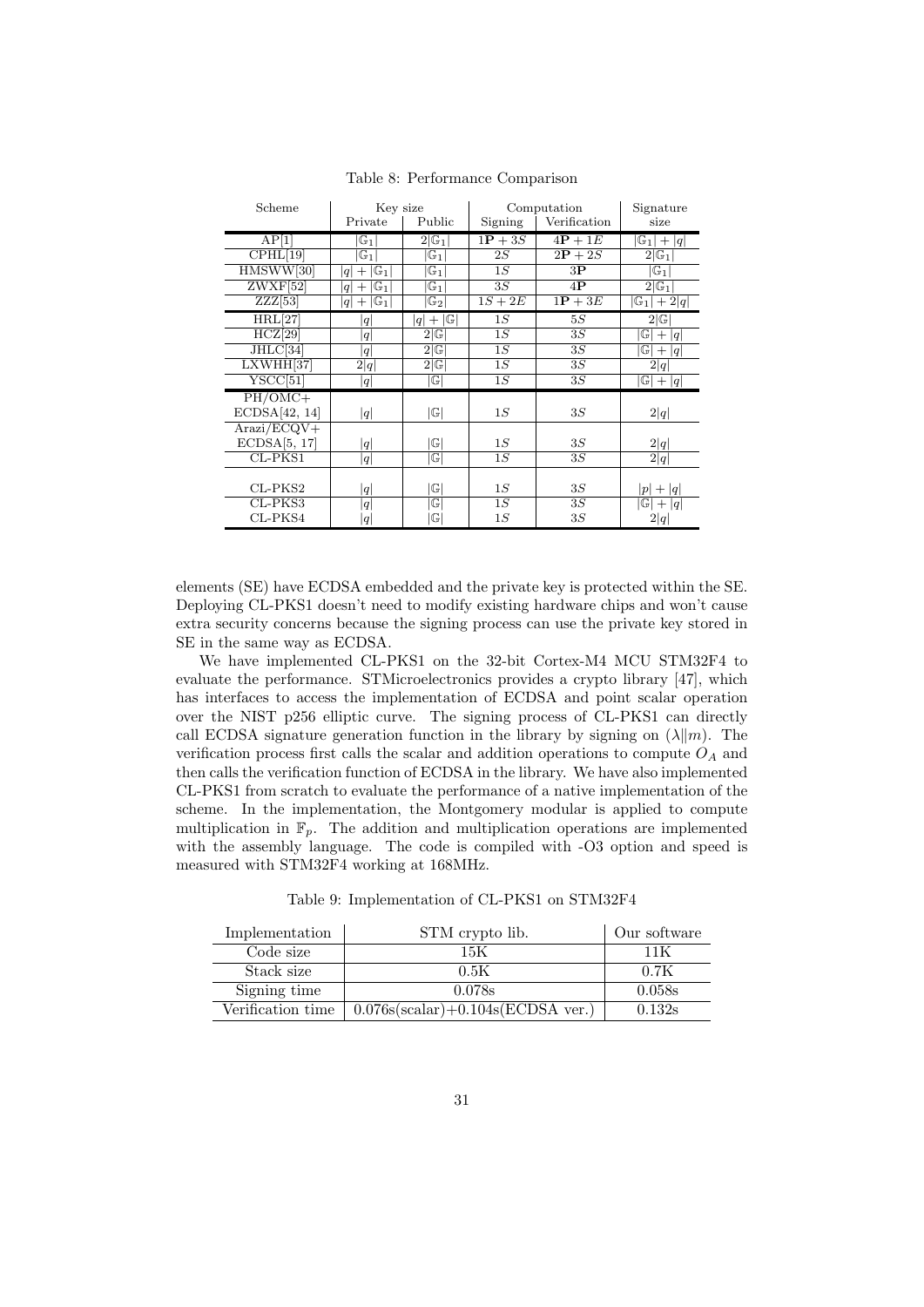Table 8: Performance Comparison

| Scheme | Key size | | Computation | | Signature |
|---|---|---|---|---|---|
| | Private | Public | Signing | Verification | size |
| AP[1] | $\|\mathbb{G}_1\|$ | $2\|\mathbb{G}_1\|$ | $1\mathbf{P}+3S$ | $4\mathbf{P}+1E$ | $\|\mathbb{G}_1\|+\|q\|$ |
| CPHL[19] | $\|\mathbb{G}_1\|$ | $\|\mathbb{G}_1\|$ | $2S$ | $2\mathbf{P}+2S$ | $2\|\mathbb{G}_1\|$ |
| HMSWW[30] | $\|q\|+\|\mathbb{G}_1\|$ | $\|\mathbb{G}_1\|$ | $1S$ | $3\mathbf{P}$ | $\|\mathbb{G}_1\|$ |
| ZWXF[52] | $\|q\|+\|\mathbb{G}_1\|$ | $\|\mathbb{G}_1\|$ | $3S$ | $4\mathbf{P}$ | $2\|\mathbb{G}_1\|$ |
| ZZZ[53] | $\|q\|+\|\mathbb{G}_1\|$ | $\|\mathbb{G}_2\|$ | $1S+2E$ | $1\mathbf{P}+3E$ | $\|\mathbb{G}_1\|+2\|q\|$ |
| HRL[27] | $\|q\|$ | $\|q\|+\|\mathbb{G}\|$ | $1S$ | $5S$ | $2\|\mathbb{G}\|$ |
| HCZ[29] | $\|q\|$ | $2\|\mathbb{G}\|$ | $1S$ | $3S$ | $\|\mathbb{G}\|+\|q\|$ |
| JHLC[34] | $\|q\|$ | $2\|\mathbb{G}\|$ | $1S$ | $3S$ | $\|\mathbb{G}\|+\|q\|$ |
| LXWHH[37] | $2\|q\|$ | $2\|\mathbb{G}\|$ | $1S$ | $3S$ | $2\|q\|$ |
| YSCC[51] | $\|q\|$ | $\|\mathbb{G}\|$ | $1S$ | $3S$ | $\|\mathbb{G}\|+\|q\|$ |
| PH/OMC+ ECDSA[42, 14] | $\|q\|$ | $\|\mathbb{G}\|$ | $1S$ | $3S$ | $2\|q\|$ |
| Arazi/ECQV+ ECDSA[5, 17] | $\|q\|$ | $\|\mathbb{G}\|$ | $1S$ | $3S$ | $2\|q\|$ |
| CL-PKS1 | $\|q\|$ | $\|\mathbb{G}\|$ | $1S$ | $3S$ | $2\|q\|$ |
| CL-PKS2 | $\|q\|$ | $\|\mathbb{G}\|$ | $1S$ | $3S$ | $\|p\|+\|q\|$ |
| CL-PKS3 | $\|q\|$ | $\|\mathbb{G}\|$ | $1S$ | $3S$ | $\|\mathbb{G}\|+\|q\|$ |
| CL-PKS4 | $\|q\|$ | $\|\mathbb{G}\|$ | $1S$ | $3S$ | $2\|q\|$ |

elements (SE) have ECDSA embedded and the private key is protected within the SE. Deploying CL-PKS1 doesn't need to modify existing hardware chips and won't cause extra security concerns because the signing process can use the private key stored in SE in the same way as ECDSA.

We have implemented CL-PKS1 on the 32-bit Cortex-M4 MCU STM32F4 to evaluate the performance. STMicroelectronics provides a crypto library [47], which has interfaces to access the implementation of ECDSA and point scalar operation over the NIST p256 elliptic curve. The signing process of CL-PKS1 can directly call ECDSA signature generation function in the library by signing on $(\lambda \| m)$. The verification process first calls the scalar and addition operations to compute $O_A$ and then calls the verification function of ECDSA in the library. We have also implemented CL-PKS1 from scratch to evaluate the performance of a native implementation of the scheme. In the implementation, the Montgomery modular is applied to compute multiplication in $\mathbb{F}_p$. The addition and multiplication operations are implemented with the assembly language. The code is compiled with -O3 option and speed is measured with STM32F4 working at 168MHz.

Table 9: Implementation of CL-PKS1 on STM32F4

| Implementation | STM crypto lib. | Our software |
|---|---|---|
| Code size | 15K | 11K |
| Stack size | 0.5K | 0.7K |
| Signing time | 0.078s | 0.058s |
| Verification time | 0.076s(scalar)+0.104s(ECDSA ver.) | 0.132s |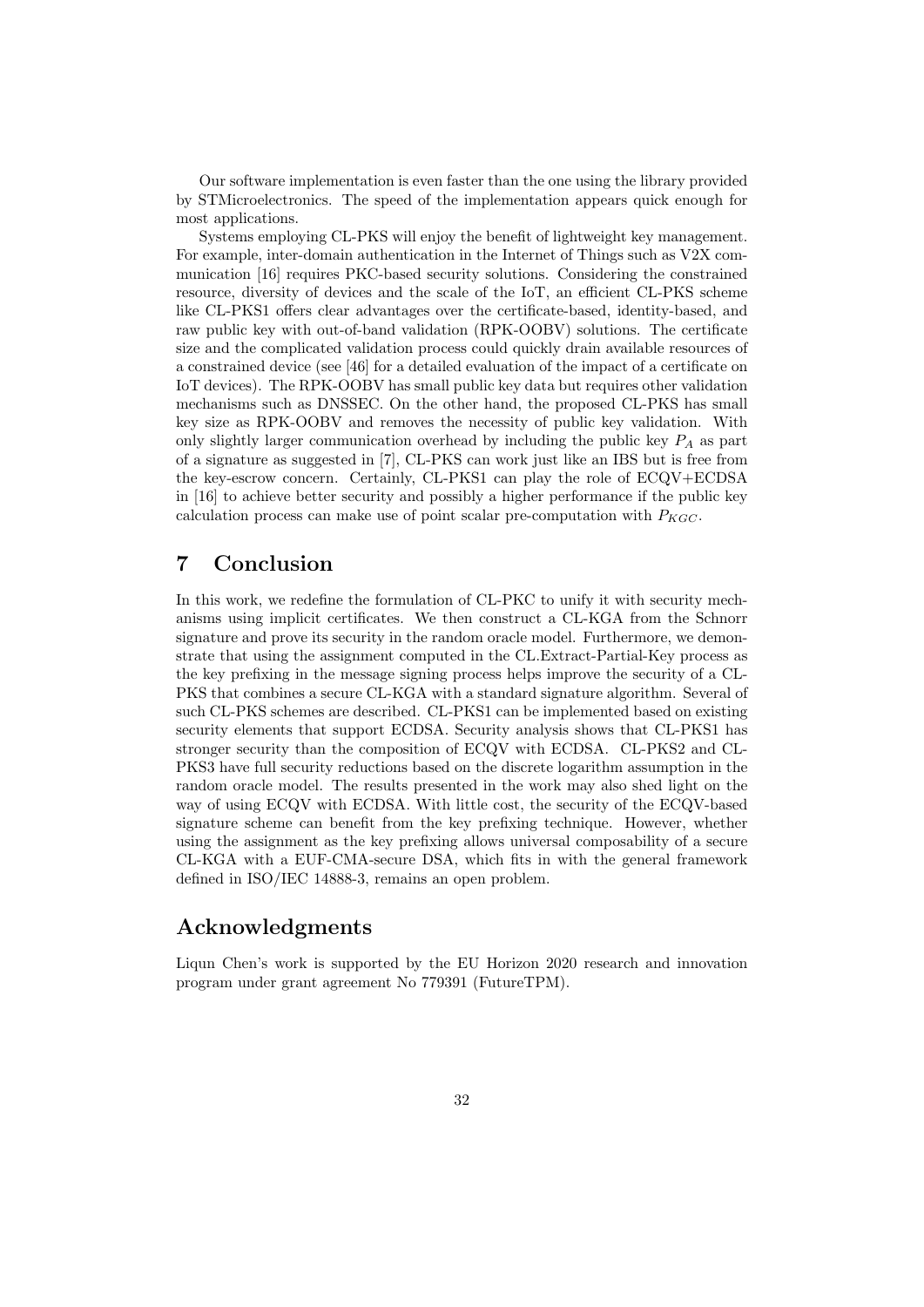Our software implementation is even faster than the one using the library provided by STMicroelectronics. The speed of the implementation appears quick enough for most applications.

Systems employing CL-PKS will enjoy the benefit of lightweight key management. For example, inter-domain authentication in the Internet of Things such as V2X communication [16] requires PKC-based security solutions. Considering the constrained resource, diversity of devices and the scale of the IoT, an efficient CL-PKS scheme like CL-PKS1 offers clear advantages over the certificate-based, identity-based, and raw public key with out-of-band validation (RPK-OOBV) solutions. The certificate size and the complicated validation process could quickly drain available resources of a constrained device (see [46] for a detailed evaluation of the impact of a certificate on IoT devices). The RPK-OOBV has small public key data but requires other validation mechanisms such as DNSSEC. On the other hand, the proposed CL-PKS has small key size as RPK-OOBV and removes the necessity of public key validation. With only slightly larger communication overhead by including the public key $P_A$ as part of a signature as suggested in [7], CL-PKS can work just like an IBS but is free from the key-escrow concern. Certainly, CL-PKS1 can play the role of ECQV+ECDSA in [16] to achieve better security and possibly a higher performance if the public key calculation process can make use of point scalar pre-computation with $P_{KGC}$.

# 7 Conclusion

In this work, we redefine the formulation of CL-PKC to unify it with security mechanisms using implicit certificates. We then construct a CL-KGA from the Schnorr signature and prove its security in the random oracle model. Furthermore, we demonstrate that using the assignment computed in the CL.Extract-Partial-Key process as the key prefixing in the message signing process helps improve the security of a CL-PKS that combines a secure CL-KGA with a standard signature algorithm. Several of such CL-PKS schemes are described. CL-PKS1 can be implemented based on existing security elements that support ECDSA. Security analysis shows that CL-PKS1 has stronger security than the composition of ECQV with ECDSA. CL-PKS2 and CL-PKS3 have full security reductions based on the discrete logarithm assumption in the random oracle model. The results presented in the work may also shed light on the way of using ECQV with ECDSA. With little cost, the security of the ECQV-based signature scheme can benefit from the key prefixing technique. However, whether using the assignment as the key prefixing allows universal composability of a secure CL-KGA with a EUF-CMA-secure DSA, which fits in with the general framework defined in ISO/IEC 14888-3, remains an open problem.

# Acknowledgments

Liqun Chen's work is supported by the EU Horizon 2020 research and innovation program under grant agreement No 779391 (FutureTPM).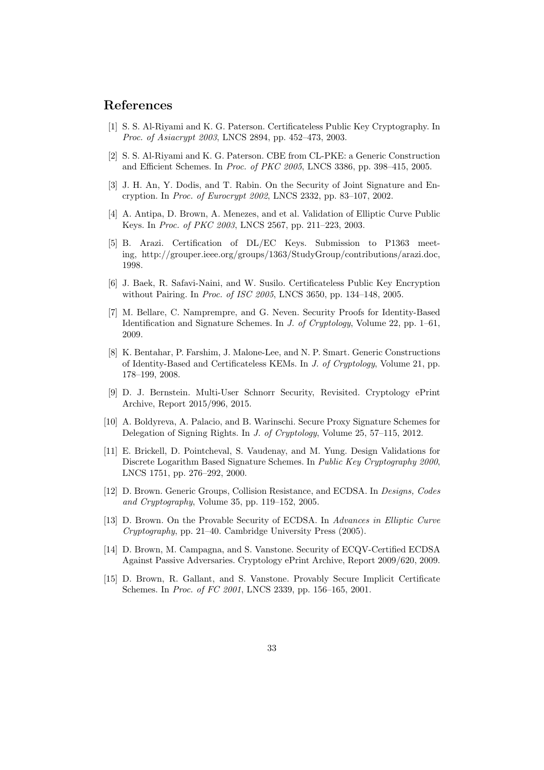# References

[1] S. S. Al-Riyami and K. G. Paterson. Certificateless Public Key Cryptography. In *Proc. of Asiacrypt 2003*, LNCS 2894, pp. 452–473, 2003.

[2] S. S. Al-Riyami and K. G. Paterson. CBE from CL-PKE: a Generic Construction and Efficient Schemes. In *Proc. of PKC 2005*, LNCS 3386, pp. 398–415, 2005.

[3] J. H. An, Y. Dodis, and T. Rabin. On the Security of Joint Signature and Encryption. In *Proc. of Eurocrypt 2002*, LNCS 2332, pp. 83–107, 2002.

[4] A. Antipa, D. Brown, A. Menezes, and et al. Validation of Elliptic Curve Public Keys. In *Proc. of PKC 2003*, LNCS 2567, pp. 211–223, 2003.

[5] B. Arazi. Certification of DL/EC Keys. Submission to P1363 meeting, http://grouper.ieee.org/groups/1363/StudyGroup/contributions/arazi.doc, 1998.

[6] J. Baek, R. Safavi-Naini, and W. Susilo. Certificateless Public Key Encryption without Pairing. In *Proc. of ISC 2005*, LNCS 3650, pp. 134–148, 2005.

[7] M. Bellare, C. Namprempre, and G. Neven. Security Proofs for Identity-Based Identification and Signature Schemes. In *J. of Cryptology*, Volume 22, pp. 1–61, 2009.

[8] K. Bentahar, P. Farshim, J. Malone-Lee, and N. P. Smart. Generic Constructions of Identity-Based and Certificateless KEMs. In *J. of Cryptology*, Volume 21, pp. 178–199, 2008.

[9] D. J. Bernstein. Multi-User Schnorr Security, Revisited. Cryptology ePrint Archive, Report 2015/996, 2015.

[10] A. Boldyreva, A. Palacio, and B. Warinschi. Secure Proxy Signature Schemes for Delegation of Signing Rights. In *J. of Cryptology*, Volume 25, 57–115, 2012.

[11] E. Brickell, D. Pointcheval, S. Vaudenay, and M. Yung. Design Validations for Discrete Logarithm Based Signature Schemes. In *Public Key Cryptography 2000*, LNCS 1751, pp. 276–292, 2000.

[12] D. Brown. Generic Groups, Collision Resistance, and ECDSA. In *Designs, Codes and Cryptography*, Volume 35, pp. 119–152, 2005.

[13] D. Brown. On the Provable Security of ECDSA. In *Advances in Elliptic Curve Cryptography*, pp. 21–40. Cambridge University Press (2005).

[14] D. Brown, M. Campagna, and S. Vanstone. Security of ECQV-Certified ECDSA Against Passive Adversaries. Cryptology ePrint Archive, Report 2009/620, 2009.

[15] D. Brown, R. Gallant, and S. Vanstone. Provably Secure Implicit Certificate Schemes. In *Proc. of FC 2001*, LNCS 2339, pp. 156–165, 2001.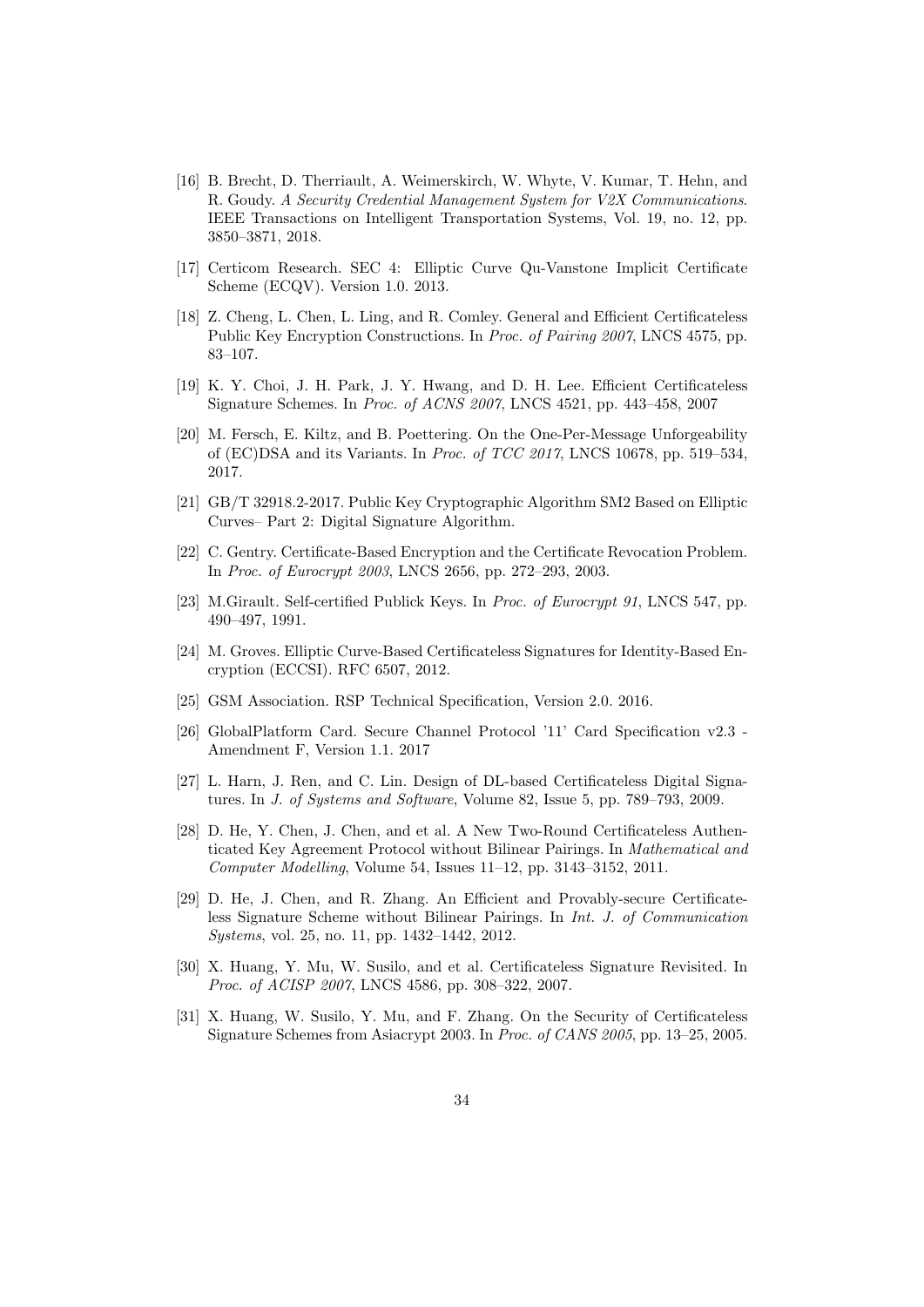[16] B. Brecht, D. Therriault, A. Weimerskirch, W. Whyte, V. Kumar, T. Hehn, and R. Goudy. *A Security Credential Management System for V2X Communications*. IEEE Transactions on Intelligent Transportation Systems, Vol. 19, no. 12, pp. 3850–3871, 2018.

[17] Certicom Research. SEC 4: Elliptic Curve Qu-Vanstone Implicit Certificate Scheme (ECQV). Version 1.0. 2013.

[18] Z. Cheng, L. Chen, L. Ling, and R. Comley. General and Efficient Certificateless Public Key Encryption Constructions. In *Proc. of Pairing 2007*, LNCS 4575, pp. 83–107.

[19] K. Y. Choi, J. H. Park, J. Y. Hwang, and D. H. Lee. Efficient Certificateless Signature Schemes. In *Proc. of ACNS 2007*, LNCS 4521, pp. 443–458, 2007

[20] M. Fersch, E. Kiltz, and B. Poettering. On the One-Per-Message Unforgeability of (EC)DSA and its Variants. In *Proc. of TCC 2017*, LNCS 10678, pp. 519–534, 2017.

[21] GB/T 32918.2-2017. Public Key Cryptographic Algorithm SM2 Based on Elliptic Curves– Part 2: Digital Signature Algorithm.

[22] C. Gentry. Certificate-Based Encryption and the Certificate Revocation Problem. In *Proc. of Eurocrypt 2003*, LNCS 2656, pp. 272–293, 2003.

[23] M.Girault. Self-certified Publick Keys. In *Proc. of Eurocrypt 91*, LNCS 547, pp. 490–497, 1991.

[24] M. Groves. Elliptic Curve-Based Certificateless Signatures for Identity-Based Encryption (ECCSI). RFC 6507, 2012.

[25] GSM Association. RSP Technical Specification, Version 2.0. 2016.

[26] GlobalPlatform Card. Secure Channel Protocol '11' Card Specification v2.3 - Amendment F, Version 1.1. 2017

[27] L. Harn, J. Ren, and C. Lin. Design of DL-based Certificateless Digital Signatures. In *J. of Systems and Software*, Volume 82, Issue 5, pp. 789–793, 2009.

[28] D. He, Y. Chen, J. Chen, and et al. A New Two-Round Certificateless Authenticated Key Agreement Protocol without Bilinear Pairings. In *Mathematical and Computer Modelling*, Volume 54, Issues 11–12, pp. 3143–3152, 2011.

[29] D. He, J. Chen, and R. Zhang. An Efficient and Provably-secure Certificateless Signature Scheme without Bilinear Pairings. In *Int. J. of Communication Systems*, vol. 25, no. 11, pp. 1432–1442, 2012.

[30] X. Huang, Y. Mu, W. Susilo, and et al. Certificateless Signature Revisited. In *Proc. of ACISP 2007*, LNCS 4586, pp. 308–322, 2007.

[31] X. Huang, W. Susilo, Y. Mu, and F. Zhang. On the Security of Certificateless Signature Schemes from Asiacrypt 2003. In *Proc. of CANS 2005*, pp. 13–25, 2005.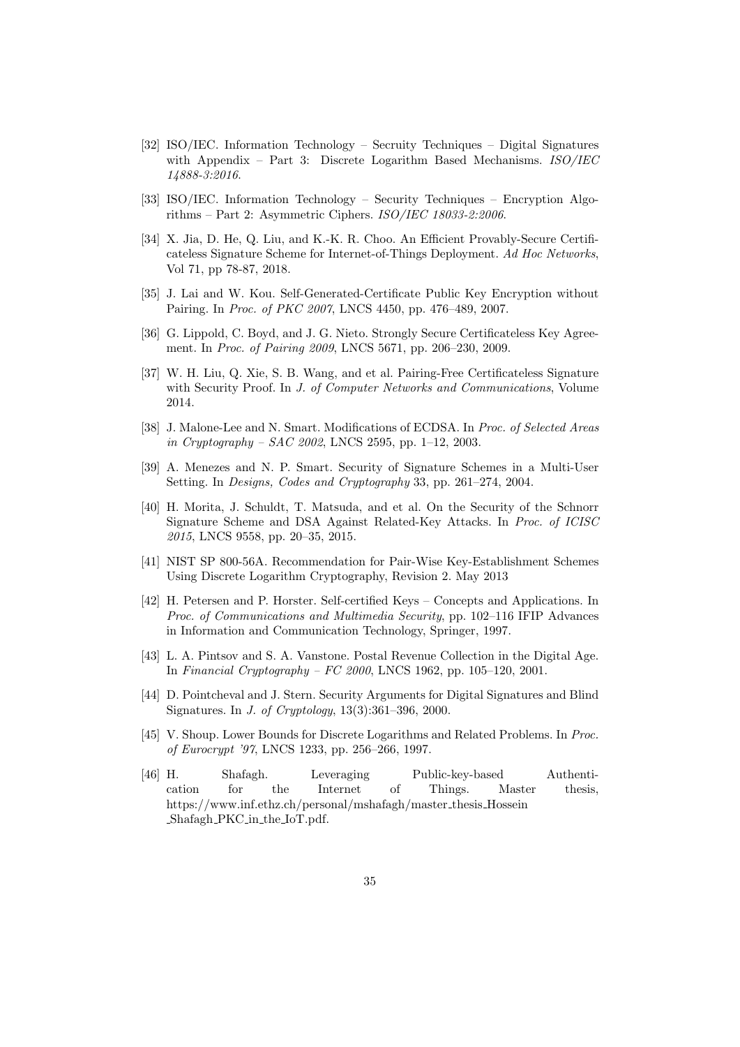[32] ISO/IEC. Information Technology – Secruity Techniques – Digital Signatures with Appendix – Part 3: Discrete Logarithm Based Mechanisms. *ISO/IEC 14888-3:2016*.

[33] ISO/IEC. Information Technology – Security Techniques – Encryption Algorithms – Part 2: Asymmetric Ciphers. *ISO/IEC 18033-2:2006*.

[34] X. Jia, D. He, Q. Liu, and K.-K. R. Choo. An Efficient Provably-Secure Certificateless Signature Scheme for Internet-of-Things Deployment. *Ad Hoc Networks*, Vol 71, pp 78-87, 2018.

[35] J. Lai and W. Kou. Self-Generated-Certificate Public Key Encryption without Pairing. In *Proc. of PKC 2007*, LNCS 4450, pp. 476–489, 2007.

[36] G. Lippold, C. Boyd, and J. G. Nieto. Strongly Secure Certificateless Key Agreement. In *Proc. of Pairing 2009*, LNCS 5671, pp. 206–230, 2009.

[37] W. H. Liu, Q. Xie, S. B. Wang, and et al. Pairing-Free Certificateless Signature with Security Proof. In *J. of Computer Networks and Communications*, Volume 2014.

[38] J. Malone-Lee and N. Smart. Modifications of ECDSA. In *Proc. of Selected Areas in Cryptography – SAC 2002*, LNCS 2595, pp. 1–12, 2003.

[39] A. Menezes and N. P. Smart. Security of Signature Schemes in a Multi-User Setting. In *Designs, Codes and Cryptography* 33, pp. 261–274, 2004.

[40] H. Morita, J. Schuldt, T. Matsuda, and et al. On the Security of the Schnorr Signature Scheme and DSA Against Related-Key Attacks. In *Proc. of ICISC 2015*, LNCS 9558, pp. 20–35, 2015.

[41] NIST SP 800-56A. Recommendation for Pair-Wise Key-Establishment Schemes Using Discrete Logarithm Cryptography, Revision 2. May 2013

[42] H. Petersen and P. Horster. Self-certified Keys – Concepts and Applications. In *Proc. of Communications and Multimedia Security*, pp. 102–116 IFIP Advances in Information and Communication Technology, Springer, 1997.

[43] L. A. Pintsov and S. A. Vanstone. Postal Revenue Collection in the Digital Age. In *Financial Cryptography – FC 2000*, LNCS 1962, pp. 105–120, 2001.

[44] D. Pointcheval and J. Stern. Security Arguments for Digital Signatures and Blind Signatures. In *J. of Cryptology*, 13(3):361–396, 2000.

[45] V. Shoup. Lower Bounds for Discrete Logarithms and Related Problems. In *Proc. of Eurocrypt '97*, LNCS 1233, pp. 256–266, 1997.

[46] H. Shafagh. Leveraging Public-key-based Authentication for the Internet of Things. Master thesis, https://www.inf.ethz.ch/personal/mshafagh/master_thesis_Hossein_Shafagh_PKC_in_the_IoT.pdf.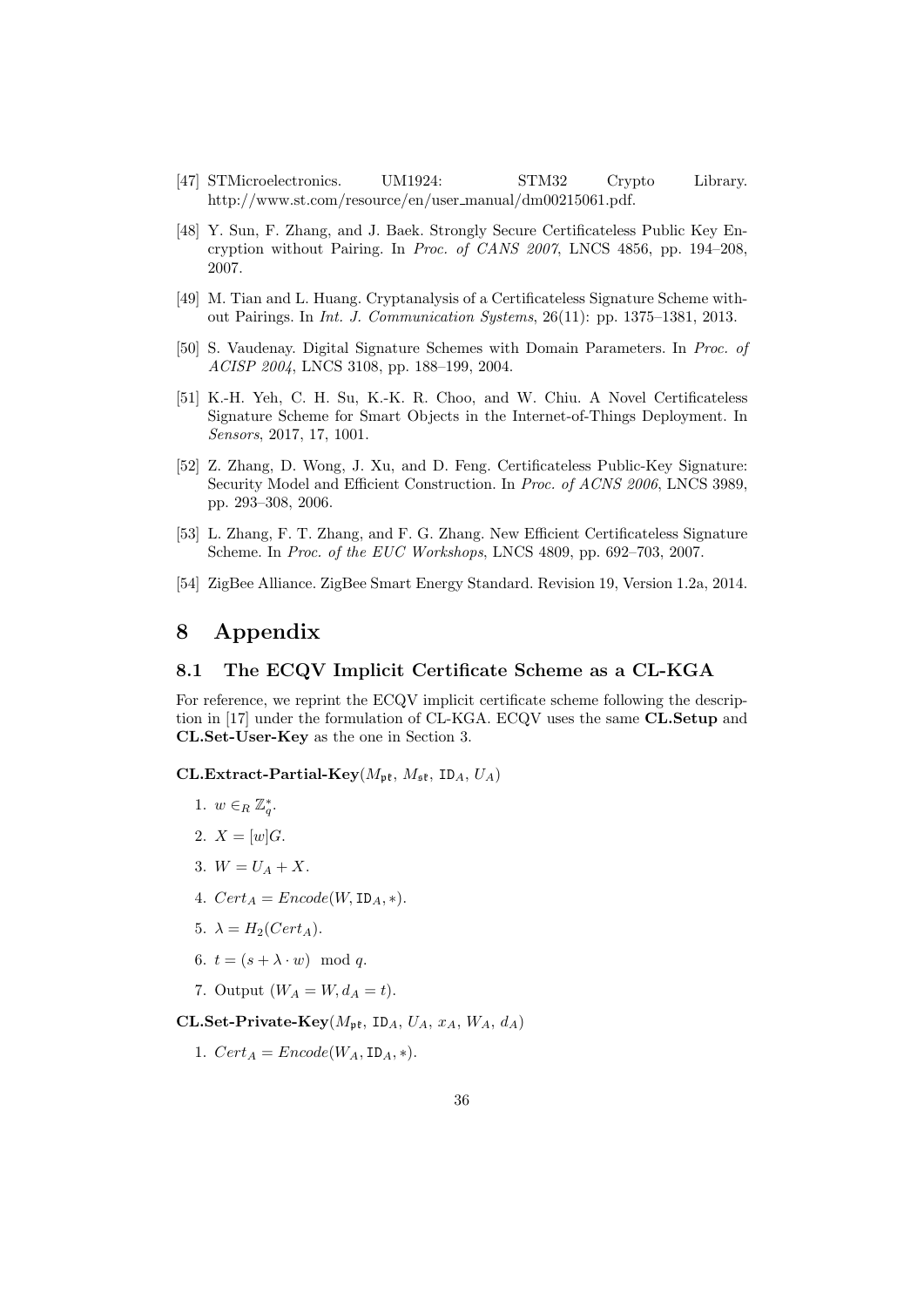[47] STMicroelectronics. UM1924: STM32 Crypto Library. http://www.st.com/resource/en/user_manual/dm00215061.pdf.

[48] Y. Sun, F. Zhang, and J. Baek. Strongly Secure Certificateless Public Key Encryption without Pairing. In *Proc. of CANS 2007*, LNCS 4856, pp. 194–208, 2007.

[49] M. Tian and L. Huang. Cryptanalysis of a Certificateless Signature Scheme without Pairings. In *Int. J. Communication Systems*, 26(11): pp. 1375–1381, 2013.

[50] S. Vaudenay. Digital Signature Schemes with Domain Parameters. In *Proc. of ACISP 2004*, LNCS 3108, pp. 188–199, 2004.

[51] K.-H. Yeh, C. H. Su, K.-K. R. Choo, and W. Chiu. A Novel Certificateless Signature Scheme for Smart Objects in the Internet-of-Things Deployment. In *Sensors*, 2017, 17, 1001.

[52] Z. Zhang, D. Wong, J. Xu, and D. Feng. Certificateless Public-Key Signature: Security Model and Efficient Construction. In *Proc. of ACNS 2006*, LNCS 3989, pp. 293–308, 2006.

[53] L. Zhang, F. T. Zhang, and F. G. Zhang. New Efficient Certificateless Signature Scheme. In *Proc. of the EUC Workshops*, LNCS 4809, pp. 692–703, 2007.

[54] ZigBee Alliance. ZigBee Smart Energy Standard. Revision 19, Version 1.2a, 2014.

# 8 Appendix

## 8.1 The ECQV Implicit Certificate Scheme as a CL-KGA

For reference, we reprint the ECQV implicit certificate scheme following the description in [17] under the formulation of CL-KGA. ECQV uses the same **CL.Setup** and **CL.Set-User-Key** as the one in Section 3.

**CL.Extract-Partial-Key**($M_{\mathfrak{pk}}$, $M_{\mathfrak{sk}}$, $\mathtt{ID}_A$, $U_A$)

1. $w \in_R \mathbb{Z}_q^*$.
2. $X = [w]G$.
3. $W = U_A + X$.
4. $Cert_A = Encode(W, \mathtt{ID}_A, *)$.
5. $\lambda = H_2(Cert_A)$.
6. $t = (s + \lambda \cdot w) \mod q$.
7. Output $(W_A = W, d_A = t)$.

**CL.Set-Private-Key**($M_{\mathfrak{pk}}$, $\mathtt{ID}_A$, $U_A$, $x_A$, $W_A$, $d_A$)

1. $Cert_A = Encode(W_A, \mathtt{ID}_A, *)$.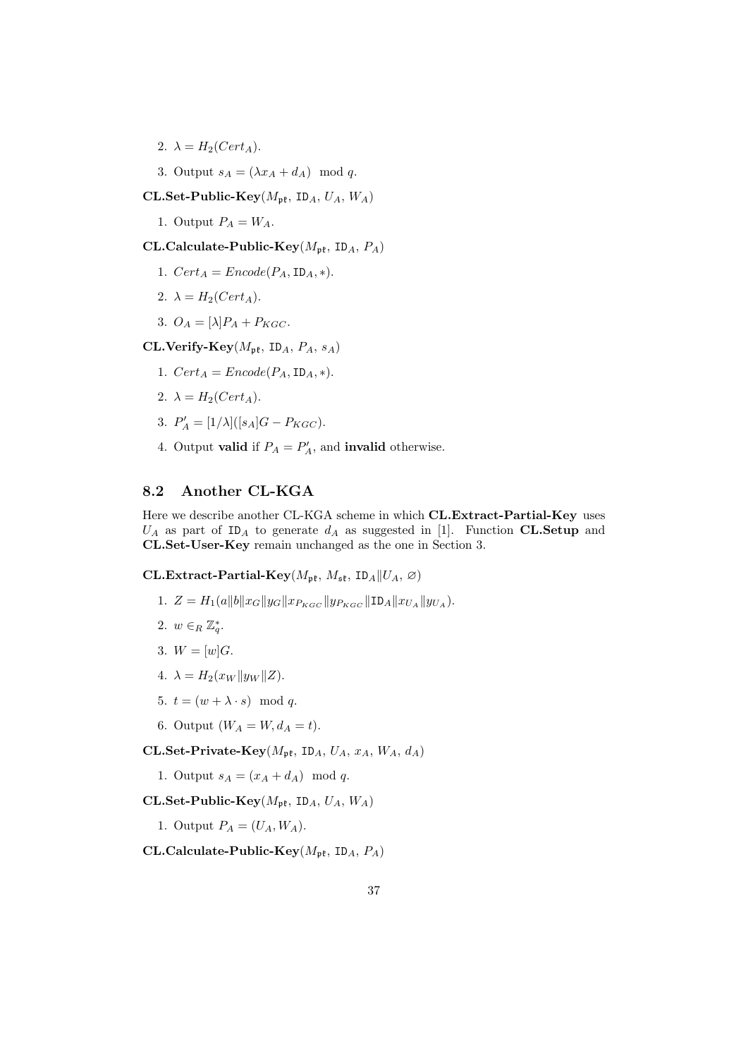2. $\lambda = H_2(Cert_A)$.

3. Output $s_A = (\lambda x_A + d_A) \mod q$.

**CL.Set-Public-Key**($M_{\mathfrak{pk}}$, $\mathtt{ID}_A$, $U_A$, $W_A$)

1. Output $P_A = W_A$.

**CL.Calculate-Public-Key**($M_{\mathfrak{pk}}$, $\mathtt{ID}_A$, $P_A$)

1. $Cert_A = Encode(P_A, \mathtt{ID}_A, *)$.

2. $\lambda = H_2(Cert_A)$.

3. $O_A = [\lambda]P_A + P_{KGC}$.

**CL.Verify-Key**($M_{\mathfrak{pk}}$, $\mathtt{ID}_A$, $P_A$, $s_A$)

1. $Cert_A = Encode(P_A, \mathtt{ID}_A, *)$.

2. $\lambda = H_2(Cert_A)$.

3. $P'_A = [1/\lambda]([s_A]G - P_{KGC})$.

4. Output **valid** if $P_A = P'_A$, and **invalid** otherwise.

## 8.2 Another CL-KGA

Here we describe another CL-KGA scheme in which **CL.Extract-Partial-Key** uses $U_A$ as part of $\mathtt{ID}_A$ to generate $d_A$ as suggested in [1]. Function **CL.Setup** and **CL.Set-User-Key** remain unchanged as the one in Section 3.

**CL.Extract-Partial-Key**($M_{\mathfrak{pk}}$, $M_{\mathfrak{sk}}$, $\mathtt{ID}_A \| U_A$, $\varnothing$)

1. $Z = H_1(a\|b\|x_G\|y_G\|x_{P_{KGC}}\|y_{P_{KGC}}\|\mathtt{ID}_A\|x_{U_A}\|y_{U_A})$.

2. $w \in_R \mathbb{Z}_q^*$.

3. $W = [w]G$.

4. $\lambda = H_2(x_W\|y_W\|Z)$.

5. $t = (w + \lambda \cdot s) \mod q$.

6. Output $(W_A = W, d_A = t)$.

**CL.Set-Private-Key**($M_{\mathfrak{pk}}$, $\mathtt{ID}_A$, $U_A$, $x_A$, $W_A$, $d_A$)

1. Output $s_A = (x_A + d_A) \mod q$.

**CL.Set-Public-Key**($M_{\mathfrak{pk}}$, $\mathtt{ID}_A$, $U_A$, $W_A$)

1. Output $P_A = (U_A, W_A)$.

**CL.Calculate-Public-Key**($M_{\mathfrak{pk}}$, $\mathtt{ID}_A$, $P_A$)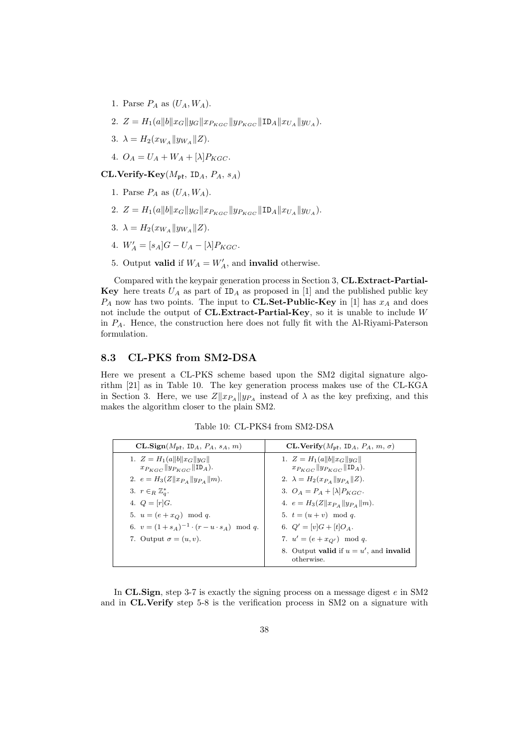1. Parse $P_A$ as $(U_A, W_A)$.
2. $Z = H_1(a\|b\|x_G\|y_G\|x_{P_{KGC}}\|y_{P_{KGC}}\|\mathtt{ID}_A\|x_{U_A}\|y_{U_A})$.
3. $\lambda = H_2(x_{W_A}\|y_{W_A}\|Z)$.
4. $O_A = U_A + W_A + [\lambda]P_{KGC}$.

**CL.Verify-Key**($M_{\mathfrak{pt}}$, $\mathtt{ID}_A$, $P_A$, $s_A$)

1. Parse $P_A$ as $(U_A, W_A)$.
2. $Z = H_1(a\|b\|x_G\|y_G\|x_{P_{KGC}}\|y_{P_{KGC}}\|\mathtt{ID}_A\|x_{U_A}\|y_{U_A})$.
3. $\lambda = H_2(x_{W_A}\|y_{W_A}\|Z)$.
4. $W'_A = [s_A]G - U_A - [\lambda]P_{KGC}$.
5. Output **valid** if $W_A = W'_A$, and **invalid** otherwise.

Compared with the keypair generation process in Section 3, **CL.Extract-Partial-Key** here treats $U_A$ as part of $\mathtt{ID}_A$ as proposed in [1] and the published public key $P_A$ now has two points. The input to **CL.Set-Public-Key** in [1] has $x_A$ and does not include the output of **CL.Extract-Partial-Key**, so it is unable to include $W$ in $P_A$. Hence, the construction here does not fully fit with the Al-Riyami-Paterson formulation.

### 8.3 CL-PKS from SM2-DSA

Here we present a CL-PKS scheme based upon the SM2 digital signature algorithm [21] as in Table 10. The key generation process makes use of the CL-KGA in Section 3. Here, we use $Z\|x_{P_A}\|y_{P_A}$ instead of $\lambda$ as the key prefixing, and this makes the algorithm closer to the plain SM2.

Table 10: CL-PKS4 from SM2-DSA

| **CL.Sign**($M_{\mathfrak{pt}}$, $\mathtt{ID}_A$, $P_A$, $s_A$, $m$) | **CL.Verify**($M_{\mathfrak{pt}}$, $\mathtt{ID}_A$, $P_A$, $m$, $\sigma$) |
|---|---|
| 1. $Z = H_1(a\|b\|x_G\|y_G\|x_{P_{KGC}}\|y_{P_{KGC}}\|\mathtt{ID}_A)$. | 1. $Z = H_1(a\|b\|x_G\|y_G\|x_{P_{KGC}}\|y_{P_{KGC}}\|\mathtt{ID}_A)$. |
| 2. $e = H_3(Z\|x_{P_A}\|y_{P_A}\|m)$. | 2. $\lambda = H_2(x_{P_A}\|y_{P_A}\|Z)$. |
| 3. $r \in_R \mathbb{Z}_q^*$. | 3. $O_A = P_A + [\lambda]P_{KGC}$. |
| 4. $Q = [r]G$. | 4. $e = H_3(Z\|x_{P_A}\|y_{P_A}\|m)$. |
| 5. $u = (e + x_Q) \mod q$. | 5. $t = (u + v) \mod q$. |
| 6. $v = (1 + s_A)^{-1} \cdot (r - u \cdot s_A) \mod q$. | 6. $Q' = [v]G + [t]O_A$. |
| 7. Output $\sigma = (u, v)$. | 7. $u' = (e + x_{Q'}) \mod q$. |
| | 8. Output **valid** if $u = u'$, and **invalid** otherwise. |

In **CL.Sign**, step 3-7 is exactly the signing process on a message digest $e$ in SM2 and in **CL.Verify** step 5-8 is the verification process in SM2 on a signature with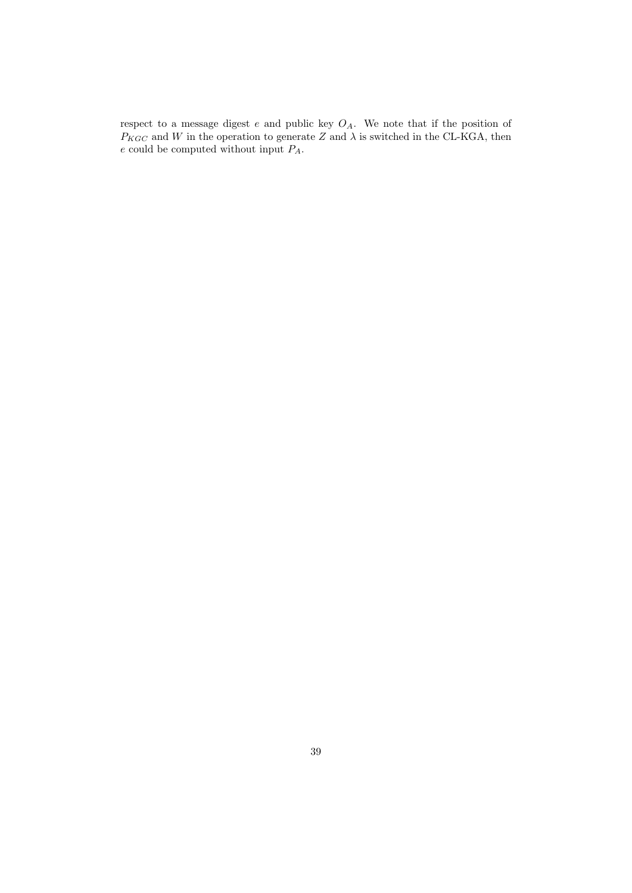respect to a message digest $e$ and public key $O_A$. We note that if the position of $P_{KGC}$ and $W$ in the operation to generate $Z$ and $\lambda$ is switched in the CL-KGA, then $e$ could be computed without input $P_A$.